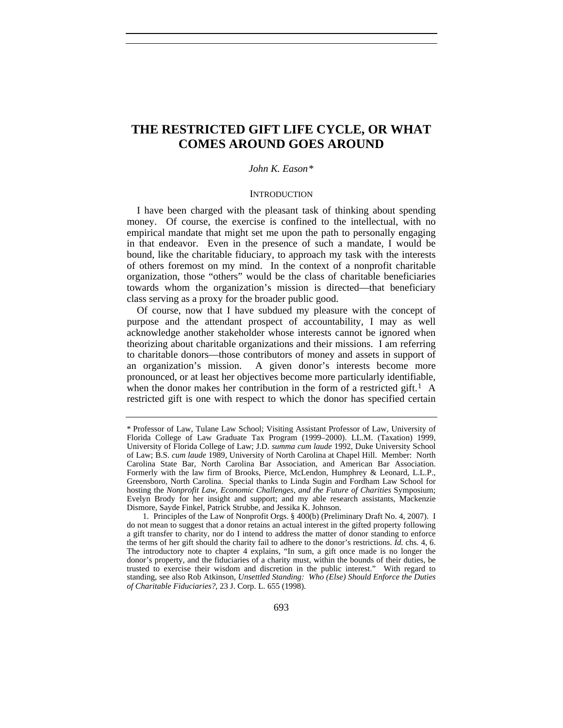# THE RESTRICTED GIFT LIFE CYCLE, OR WHAT COMES AROUND GOES AROUND

*John K. Eason\**

## INTRODUCTION

I have been charged with the pleasant task of thinking about spending money. Of course, the exercise is confined to the intellectual, with no empirical mandate that might set me upon the path to personally engaging in that endeavor. Even in the presence of such a mandate, I would be bound, like the charitable fiduciary, to approach my task with the interests of others foremost on my mind. In the context of a nonprofit charitable organization, those "others" would be the class of charitable beneficiaries towards whom the organization's mission is directed—that beneficiary class serving as a proxy for the broader public good.

Of course, now that I have subdued my pleasure with the concept of purpose and the attendant prospect of accountability, I may as well acknowledge another stakeholder whose interests cannot be ignored when theorizing about charitable organizations and their missions. I am referring to charitable donors—those contributors of money and assets in support of an organization's mission. A given donor's interests become more pronounced, or at least her objectives become more particularly identifiable, when the donor makes her contribution in the form of a restricted gift.[1] A restricted gift is one with respect to which the donor has specified certain

---

\* Professor of Law, Tulane Law School; Visiting Assistant Professor of Law, University of Florida College of Law Graduate Tax Program (1999–2000). LL.M. (Taxation) 1999, University of Florida College of Law; J.D. *summa cum laude* 1992, Duke University School of Law; B.S. *cum laude* 1989, University of North Carolina at Chapel Hill. Member: North Carolina State Bar, North Carolina Bar Association, and American Bar Association. Formerly with the law firm of Brooks, Pierce, McLendon, Humphrey & Leonard, L.L.P., Greensboro, North Carolina. Special thanks to Linda Sugin and Fordham Law School for hosting the *Nonprofit Law, Economic Challenges, and the Future of Charities* Symposium; Evelyn Brody for her insight and support; and my able research assistants, Mackenzie Dismore, Sayde Finkel, Patrick Strubbe, and Jessika K. Johnson.

1. Principles of the Law of Nonprofit Orgs. § 400(b) (Preliminary Draft No. 4, 2007). I do not mean to suggest that a donor retains an actual interest in the gifted property following a gift transfer to charity, nor do I intend to address the matter of donor standing to enforce the terms of her gift should the charity fail to adhere to the donor's restrictions. *Id.* chs. 4, 6. The introductory note to chapter 4 explains, "In sum, a gift once made is no longer the donor's property, and the fiduciaries of a charity must, within the bounds of their duties, be trusted to exercise their wisdom and discretion in the public interest." With regard to standing, see also Rob Atkinson, *Unsettled Standing: Who (Else) Should Enforce the Duties of Charitable Fiduciaries?*, 23 J. Corp. L. 655 (1998).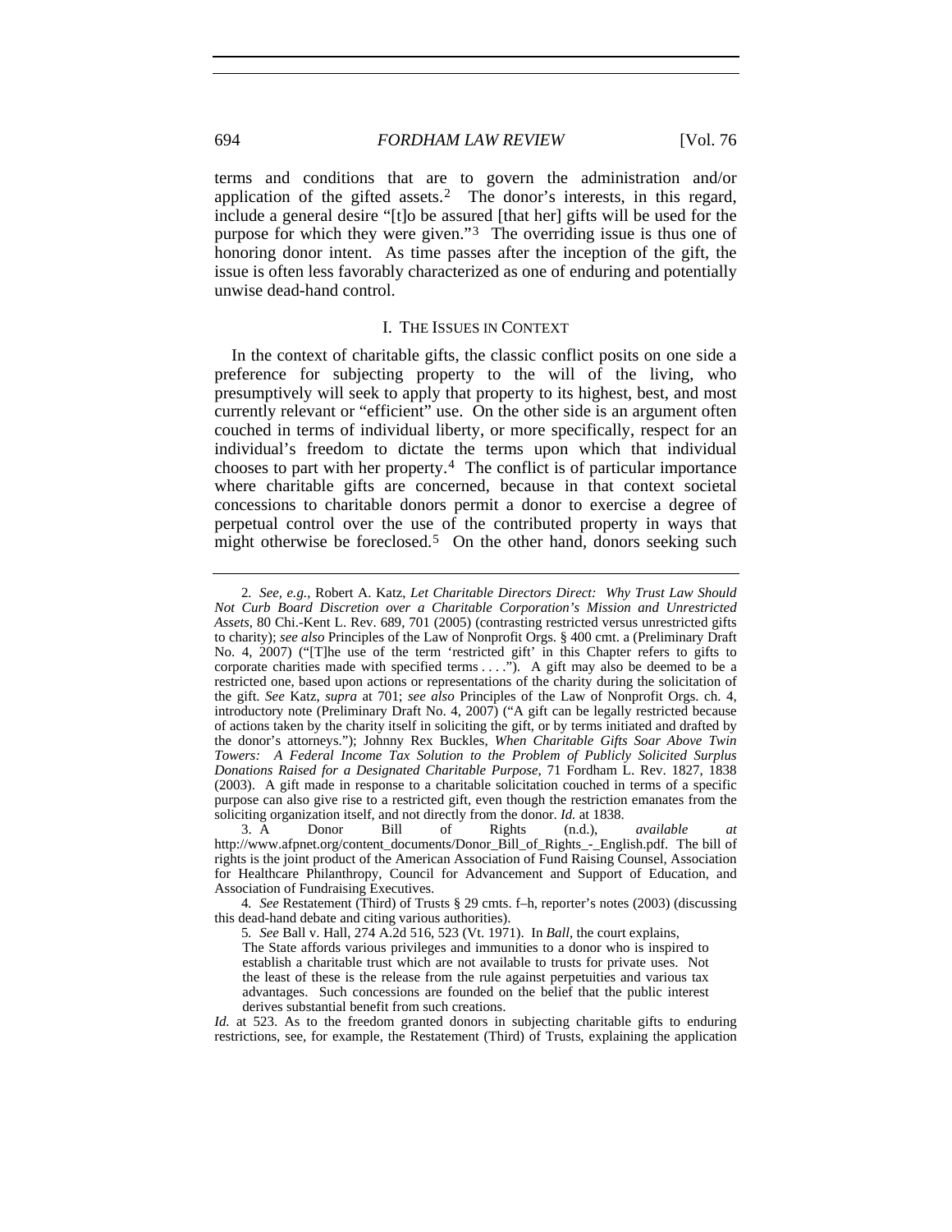terms and conditions that are to govern the administration and/or application of the gifted assets.[2] The donor's interests, in this regard, include a general desire "[t]o be assured [that her] gifts will be used for the purpose for which they were given."[3] The overriding issue is thus one of honoring donor intent. As time passes after the inception of the gift, the issue is often less favorably characterized as one of enduring and potentially unwise dead-hand control.

## I. THE ISSUES IN CONTEXT

In the context of charitable gifts, the classic conflict posits on one side a preference for subjecting property to the will of the living, who presumptively will seek to apply that property to its highest, best, and most currently relevant or "efficient" use. On the other side is an argument often couched in terms of individual liberty, or more specifically, respect for an individual's freedom to dictate the terms upon which that individual chooses to part with her property.[4] The conflict is of particular importance where charitable gifts are concerned, because in that context societal concessions to charitable donors permit a donor to exercise a degree of perpetual control over the use of the contributed property in ways that might otherwise be foreclosed.[5] On the other hand, donors seeking such

---

2. *See, e.g.*, Robert A. Katz, *Let Charitable Directors Direct: Why Trust Law Should Not Curb Board Discretion over a Charitable Corporation's Mission and Unrestricted Assets*, 80 Chi.-Kent L. Rev. 689, 701 (2005) (contrasting restricted versus unrestricted gifts to charity); *see also* Principles of the Law of Nonprofit Orgs. § 400 cmt. a (Preliminary Draft No. 4, 2007) ("[T]he use of the term 'restricted gift' in this Chapter refers to gifts to corporate charities made with specified terms . . . ."). A gift may also be deemed to be a restricted one, based upon actions or representations of the charity during the solicitation of the gift. *See* Katz, *supra* at 701; *see also* Principles of the Law of Nonprofit Orgs. ch. 4, introductory note (Preliminary Draft No. 4, 2007) ("A gift can be legally restricted because of actions taken by the charity itself in soliciting the gift, or by terms initiated and drafted by the donor's attorneys."); Johnny Rex Buckles, *When Charitable Gifts Soar Above Twin Towers: A Federal Income Tax Solution to the Problem of Publicly Solicited Surplus Donations Raised for a Designated Charitable Purpose*, 71 Fordham L. Rev. 1827, 1838 (2003). A gift made in response to a charitable solicitation couched in terms of a specific purpose can also give rise to a restricted gift, even though the restriction emanates from the soliciting organization itself, and not directly from the donor. *Id.* at 1838.

3. A Donor Bill of Rights (n.d.), *available at* http://www.afpnet.org/content_documents/Donor_Bill_of_Rights_-_English.pdf. The bill of rights is the joint product of the American Association of Fund Raising Counsel, Association for Healthcare Philanthropy, Council for Advancement and Support of Education, and Association of Fundraising Executives.

4. *See* Restatement (Third) of Trusts § 29 cmts. f–h, reporter's notes (2003) (discussing this dead-hand debate and citing various authorities).

5. *See* Ball v. Hall, 274 A.2d 516, 523 (Vt. 1971). In *Ball*, the court explains,

> The State affords various privileges and immunities to a donor who is inspired to establish a charitable trust which are not available to trusts for private uses. Not the least of these is the release from the rule against perpetuities and various tax advantages. Such concessions are founded on the belief that the public interest derives substantial benefit from such creations.

*Id.* at 523. As to the freedom granted donors in subjecting charitable gifts to enduring restrictions, see, for example, the Restatement (Third) of Trusts, explaining the application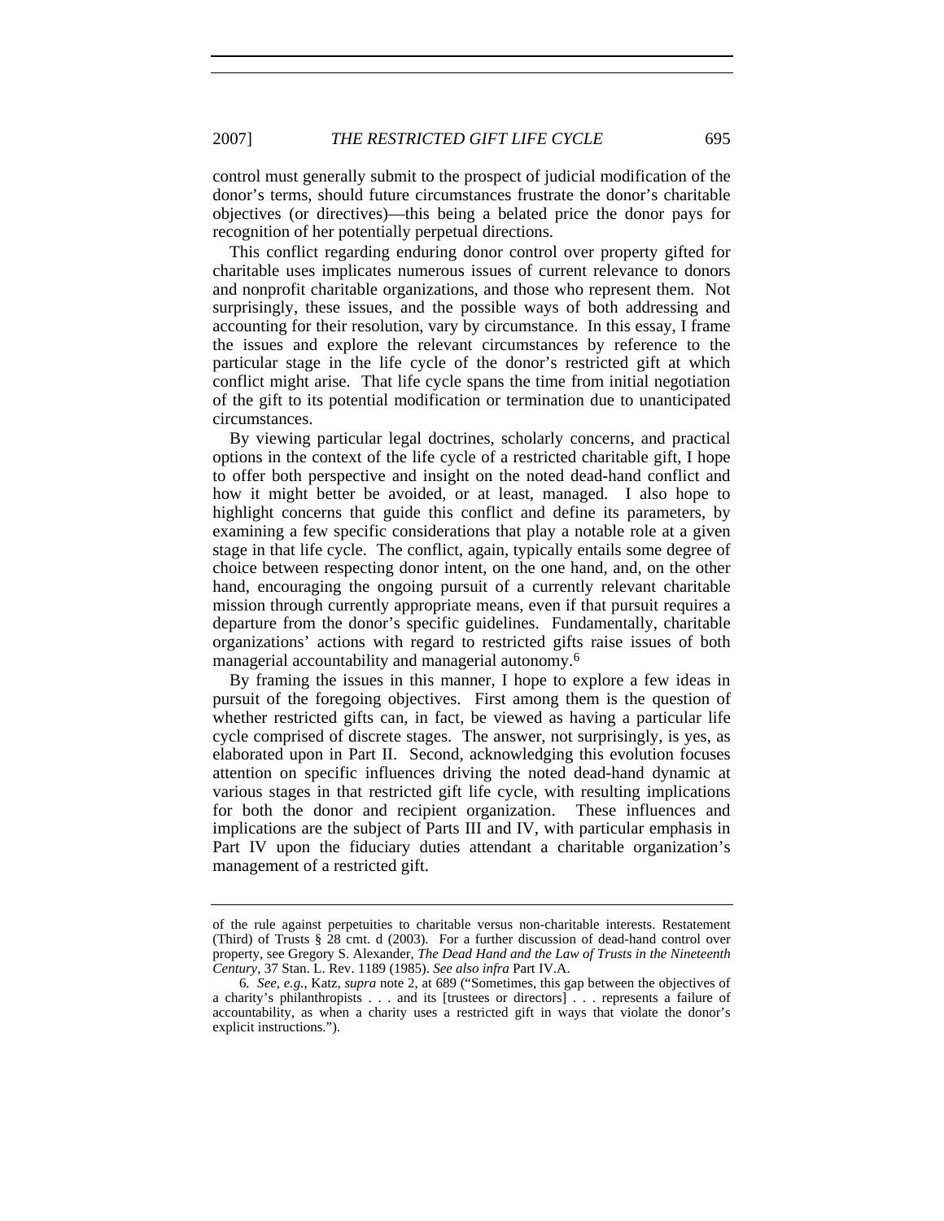control must generally submit to the prospect of judicial modification of the donor's terms, should future circumstances frustrate the donor's charitable objectives (or directives)—this being a belated price the donor pays for recognition of her potentially perpetual directions.

This conflict regarding enduring donor control over property gifted for charitable uses implicates numerous issues of current relevance to donors and nonprofit charitable organizations, and those who represent them. Not surprisingly, these issues, and the possible ways of both addressing and accounting for their resolution, vary by circumstance. In this essay, I frame the issues and explore the relevant circumstances by reference to the particular stage in the life cycle of the donor's restricted gift at which conflict might arise. That life cycle spans the time from initial negotiation of the gift to its potential modification or termination due to unanticipated circumstances.

By viewing particular legal doctrines, scholarly concerns, and practical options in the context of the life cycle of a restricted charitable gift, I hope to offer both perspective and insight on the noted dead-hand conflict and how it might better be avoided, or at least, managed. I also hope to highlight concerns that guide this conflict and define its parameters, by examining a few specific considerations that play a notable role at a given stage in that life cycle. The conflict, again, typically entails some degree of choice between respecting donor intent, on the one hand, and, on the other hand, encouraging the ongoing pursuit of a currently relevant charitable mission through currently appropriate means, even if that pursuit requires a departure from the donor's specific guidelines. Fundamentally, charitable organizations' actions with regard to restricted gifts raise issues of both managerial accountability and managerial autonomy.[6]

By framing the issues in this manner, I hope to explore a few ideas in pursuit of the foregoing objectives. First among them is the question of whether restricted gifts can, in fact, be viewed as having a particular life cycle comprised of discrete stages. The answer, not surprisingly, is yes, as elaborated upon in Part II. Second, acknowledging this evolution focuses attention on specific influences driving the noted dead-hand dynamic at various stages in that restricted gift life cycle, with resulting implications for both the donor and recipient organization. These influences and implications are the subject of Parts III and IV, with particular emphasis in Part IV upon the fiduciary duties attendant a charitable organization's management of a restricted gift.

---

of the rule against perpetuities to charitable versus non-charitable interests. Restatement (Third) of Trusts § 28 cmt. d (2003). For a further discussion of dead-hand control over property, see Gregory S. Alexander, *The Dead Hand and the Law of Trusts in the Nineteenth Century*, 37 Stan. L. Rev. 1189 (1985). *See also infra* Part IV.A.

6. *See, e.g.*, Katz, *supra* note 2, at 689 ("Sometimes, this gap between the objectives of a charity's philanthropists . . . and its [trustees or directors] . . . represents a failure of accountability, as when a charity uses a restricted gift in ways that violate the donor's explicit instructions.").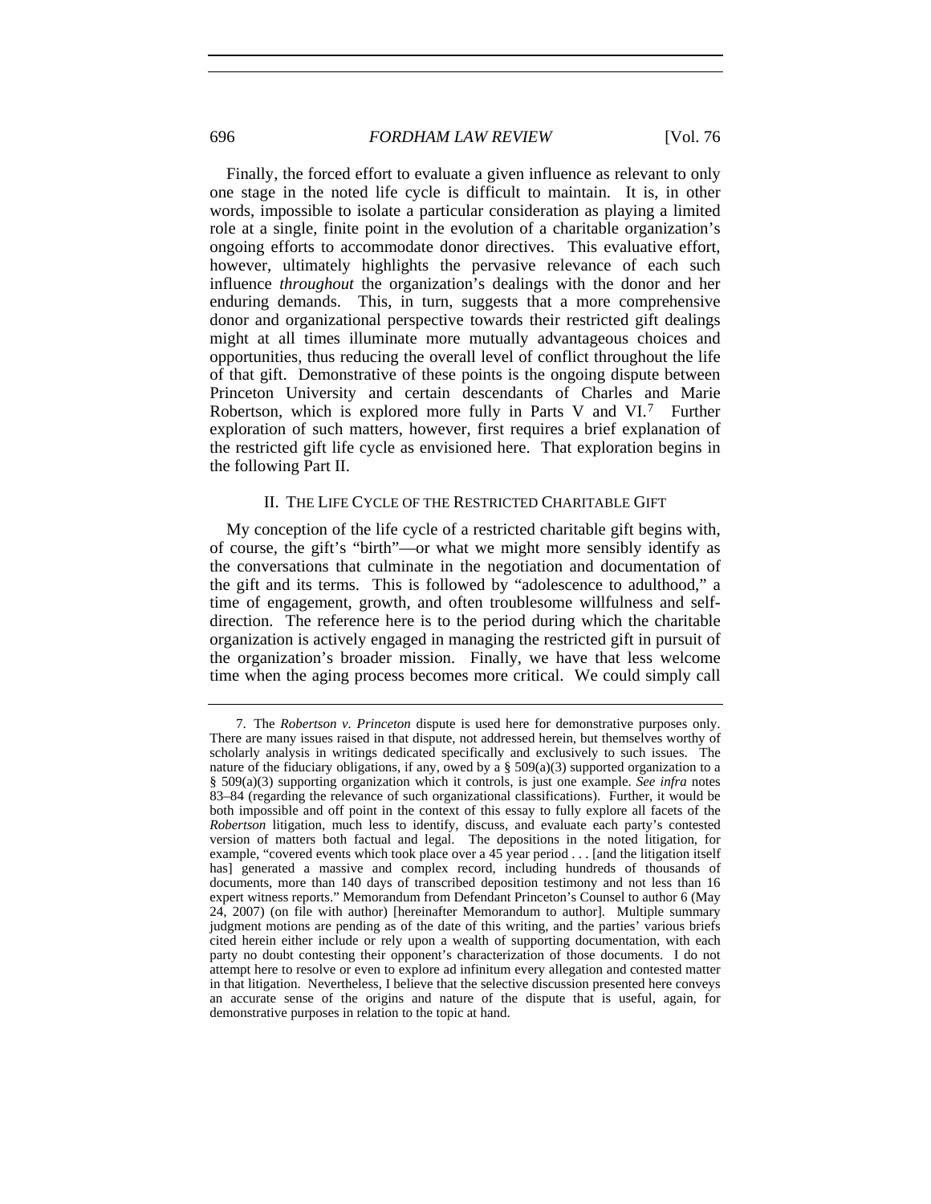Finally, the forced effort to evaluate a given influence as relevant to only one stage in the noted life cycle is difficult to maintain. It is, in other words, impossible to isolate a particular consideration as playing a limited role at a single, finite point in the evolution of a charitable organization's ongoing efforts to accommodate donor directives. This evaluative effort, however, ultimately highlights the pervasive relevance of each such influence *throughout* the organization's dealings with the donor and her enduring demands. This, in turn, suggests that a more comprehensive donor and organizational perspective towards their restricted gift dealings might at all times illuminate more mutually advantageous choices and opportunities, thus reducing the overall level of conflict throughout the life of that gift. Demonstrative of these points is the ongoing dispute between Princeton University and certain descendants of Charles and Marie Robertson, which is explored more fully in Parts V and VI.[7] Further exploration of such matters, however, first requires a brief explanation of the restricted gift life cycle as envisioned here. That exploration begins in the following Part II.

## II. THE LIFE CYCLE OF THE RESTRICTED CHARITABLE GIFT

My conception of the life cycle of a restricted charitable gift begins with, of course, the gift's "birth"—or what we might more sensibly identify as the conversations that culminate in the negotiation and documentation of the gift and its terms. This is followed by "adolescence to adulthood," a time of engagement, growth, and often troublesome willfulness and self-direction. The reference here is to the period during which the charitable organization is actively engaged in managing the restricted gift in pursuit of the organization's broader mission. Finally, we have that less welcome time when the aging process becomes more critical. We could simply call

---

7. The *Robertson v. Princeton* dispute is used here for demonstrative purposes only. There are many issues raised in that dispute, not addressed herein, but themselves worthy of scholarly analysis in writings dedicated specifically and exclusively to such issues. The nature of the fiduciary obligations, if any, owed by a § 509(a)(3) supported organization to a § 509(a)(3) supporting organization which it controls, is just one example. *See infra* notes 83–84 (regarding the relevance of such organizational classifications). Further, it would be both impossible and off point in the context of this essay to fully explore all facets of the *Robertson* litigation, much less to identify, discuss, and evaluate each party's contested version of matters both factual and legal. The depositions in the noted litigation, for example, "covered events which took place over a 45 year period . . . [and the litigation itself has] generated a massive and complex record, including hundreds of thousands of documents, more than 140 days of transcribed deposition testimony and not less than 16 expert witness reports." Memorandum from Defendant Princeton's Counsel to author 6 (May 24, 2007) (on file with author) [hereinafter Memorandum to author]. Multiple summary judgment motions are pending as of the date of this writing, and the parties' various briefs cited herein either include or rely upon a wealth of supporting documentation, with each party no doubt contesting their opponent's characterization of those documents. I do not attempt here to resolve or even to explore ad infinitum every allegation and contested matter in that litigation. Nevertheless, I believe that the selective discussion presented here conveys an accurate sense of the origins and nature of the dispute that is useful, again, for demonstrative purposes in relation to the topic at hand.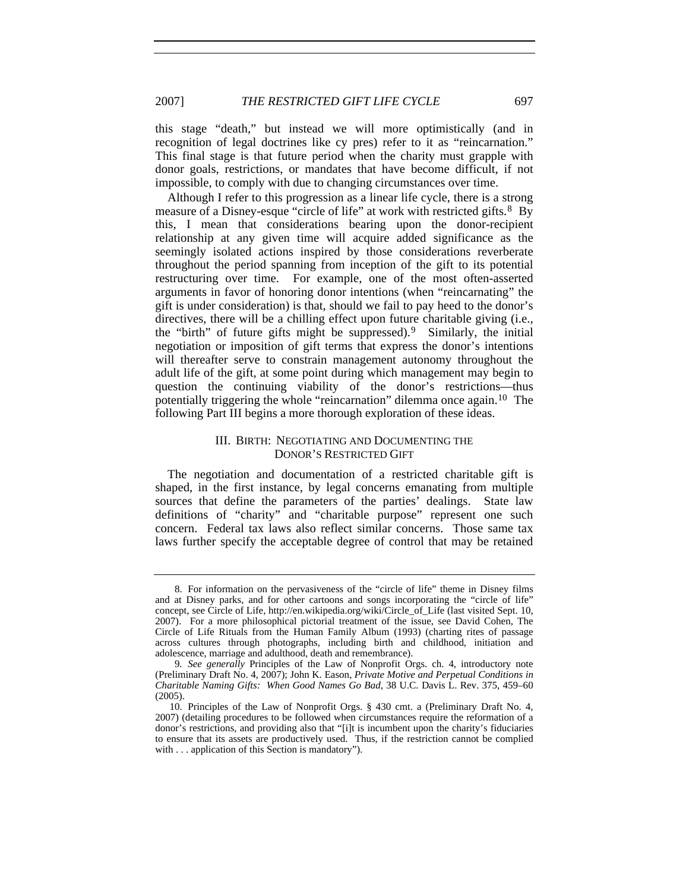this stage "death," but instead we will more optimistically (and in recognition of legal doctrines like cy pres) refer to it as "reincarnation." This final stage is that future period when the charity must grapple with donor goals, restrictions, or mandates that have become difficult, if not impossible, to comply with due to changing circumstances over time.

Although I refer to this progression as a linear life cycle, there is a strong measure of a Disney-esque "circle of life" at work with restricted gifts.[8] By this, I mean that considerations bearing upon the donor-recipient relationship at any given time will acquire added significance as the seemingly isolated actions inspired by those considerations reverberate throughout the period spanning from inception of the gift to its potential restructuring over time. For example, one of the most often-asserted arguments in favor of honoring donor intentions (when "reincarnating" the gift is under consideration) is that, should we fail to pay heed to the donor's directives, there will be a chilling effect upon future charitable giving (i.e., the "birth" of future gifts might be suppressed).[9] Similarly, the initial negotiation or imposition of gift terms that express the donor's intentions will thereafter serve to constrain management autonomy throughout the adult life of the gift, at some point during which management may begin to question the continuing viability of the donor's restrictions—thus potentially triggering the whole "reincarnation" dilemma once again.[10] The following Part III begins a more thorough exploration of these ideas.

## III. BIRTH: NEGOTIATING AND DOCUMENTING THE DONOR'S RESTRICTED GIFT

The negotiation and documentation of a restricted charitable gift is shaped, in the first instance, by legal concerns emanating from multiple sources that define the parameters of the parties' dealings. State law definitions of "charity" and "charitable purpose" represent one such concern. Federal tax laws also reflect similar concerns. Those same tax laws further specify the acceptable degree of control that may be retained

---

8. For information on the pervasiveness of the "circle of life" theme in Disney films and at Disney parks, and for other cartoons and songs incorporating the "circle of life" concept, see Circle of Life, http://en.wikipedia.org/wiki/Circle_of_Life (last visited Sept. 10, 2007). For a more philosophical pictorial treatment of the issue, see David Cohen, The Circle of Life Rituals from the Human Family Album (1993) (charting rites of passage across cultures through photographs, including birth and childhood, initiation and adolescence, marriage and adulthood, death and remembrance).

9. *See generally* Principles of the Law of Nonprofit Orgs. ch. 4, introductory note (Preliminary Draft No. 4, 2007); John K. Eason, *Private Motive and Perpetual Conditions in Charitable Naming Gifts: When Good Names Go Bad*, 38 U.C. Davis L. Rev. 375, 459–60 (2005).

10. Principles of the Law of Nonprofit Orgs. § 430 cmt. a (Preliminary Draft No. 4, 2007) (detailing procedures to be followed when circumstances require the reformation of a donor's restrictions, and providing also that "[i]t is incumbent upon the charity's fiduciaries to ensure that its assets are productively used. Thus, if the restriction cannot be complied with . . . application of this Section is mandatory").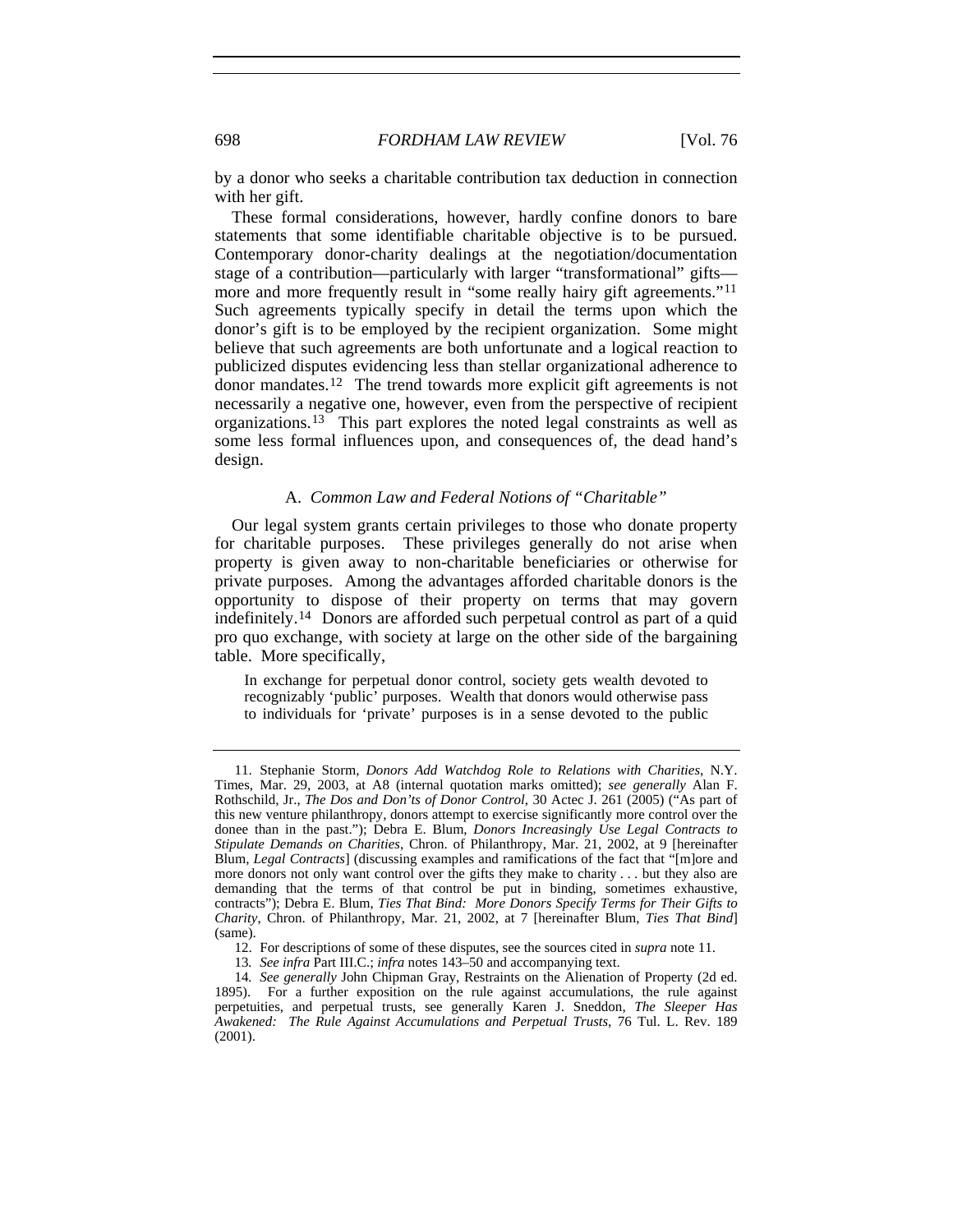by a donor who seeks a charitable contribution tax deduction in connection with her gift.

These formal considerations, however, hardly confine donors to bare statements that some identifiable charitable objective is to be pursued. Contemporary donor-charity dealings at the negotiation/documentation stage of a contribution—particularly with larger "transformational" gifts—more and more frequently result in "some really hairy gift agreements."[11] Such agreements typically specify in detail the terms upon which the donor's gift is to be employed by the recipient organization. Some might believe that such agreements are both unfortunate and a logical reaction to publicized disputes evidencing less than stellar organizational adherence to donor mandates.[12] The trend towards more explicit gift agreements is not necessarily a negative one, however, even from the perspective of recipient organizations.[13] This part explores the noted legal constraints as well as some less formal influences upon, and consequences of, the dead hand's design.

### A. *Common Law and Federal Notions of "Charitable"*

Our legal system grants certain privileges to those who donate property for charitable purposes. These privileges generally do not arise when property is given away to non-charitable beneficiaries or otherwise for private purposes. Among the advantages afforded charitable donors is the opportunity to dispose of their property on terms that may govern indefinitely.[14] Donors are afforded such perpetual control as part of a quid pro quo exchange, with society at large on the other side of the bargaining table. More specifically,

> In exchange for perpetual donor control, society gets wealth devoted to recognizably 'public' purposes. Wealth that donors would otherwise pass to individuals for 'private' purposes is in a sense devoted to the public

---

11. Stephanie Storm, *Donors Add Watchdog Role to Relations with Charities*, N.Y. Times, Mar. 29, 2003, at A8 (internal quotation marks omitted); *see generally* Alan F. Rothschild, Jr., *The Dos and Don'ts of Donor Control*, 30 Actec J. 261 (2005) ("As part of this new venture philanthropy, donors attempt to exercise significantly more control over the donee than in the past."); Debra E. Blum, *Donors Increasingly Use Legal Contracts to Stipulate Demands on Charities*, Chron. of Philanthropy, Mar. 21, 2002, at 9 [hereinafter Blum, *Legal Contracts*] (discussing examples and ramifications of the fact that "[m]ore and more donors not only want control over the gifts they make to charity . . . but they also are demanding that the terms of that control be put in binding, sometimes exhaustive, contracts"); Debra E. Blum, *Ties That Bind: More Donors Specify Terms for Their Gifts to Charity*, Chron. of Philanthropy, Mar. 21, 2002, at 7 [hereinafter Blum, *Ties That Bind*] (same).

12. For descriptions of some of these disputes, see the sources cited in *supra* note 11.

13. *See infra* Part III.C.; *infra* notes 143–50 and accompanying text.

14. *See generally* John Chipman Gray, Restraints on the Alienation of Property (2d ed. 1895). For a further exposition on the rule against accumulations, the rule against perpetuities, and perpetual trusts, see generally Karen J. Sneddon, *The Sleeper Has Awakened: The Rule Against Accumulations and Perpetual Trusts*, 76 Tul. L. Rev. 189 (2001).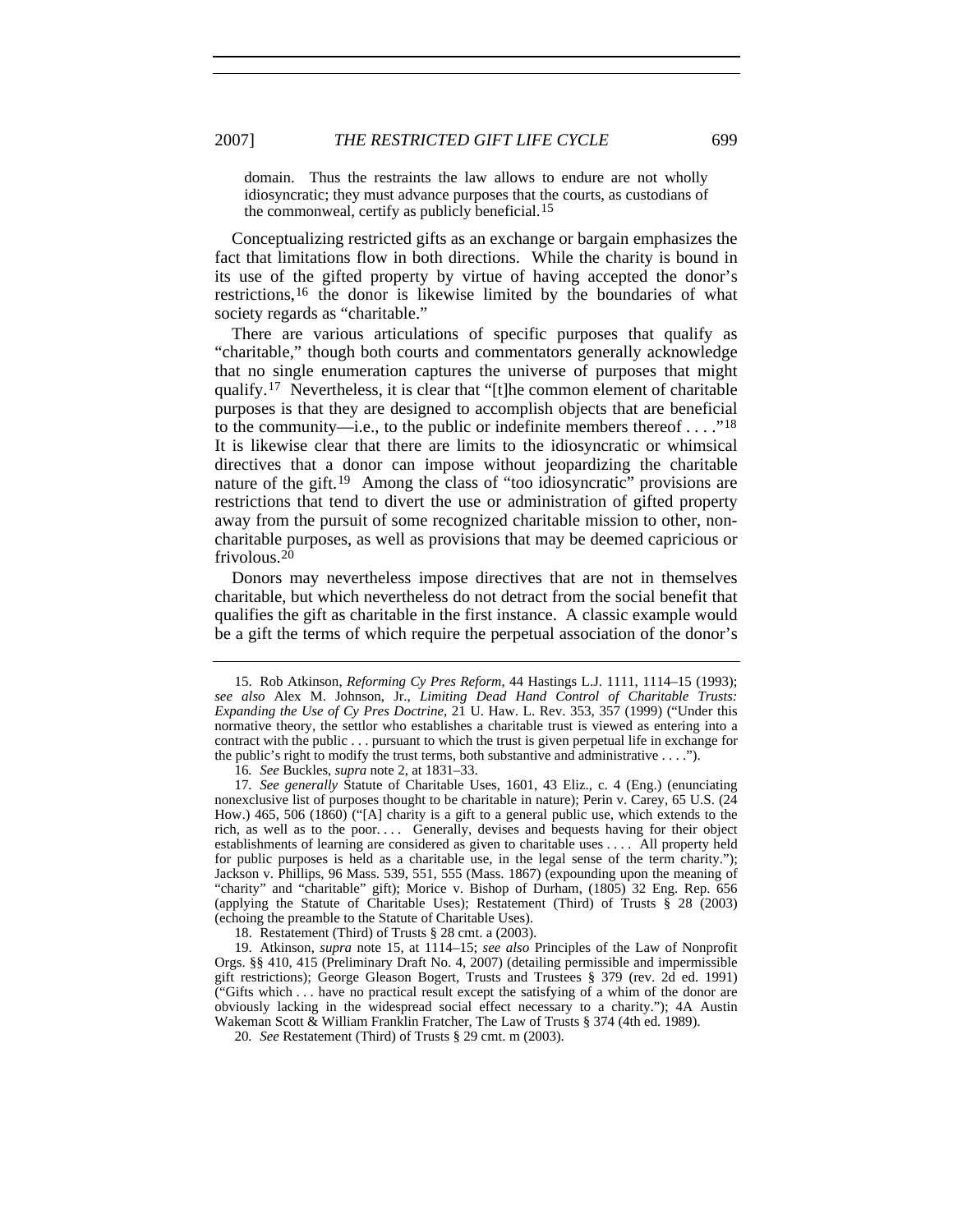domain. Thus the restraints the law allows to endure are not wholly idiosyncratic; they must advance purposes that the courts, as custodians of the commonweal, certify as publicly beneficial.[15]

Conceptualizing restricted gifts as an exchange or bargain emphasizes the fact that limitations flow in both directions. While the charity is bound in its use of the gifted property by virtue of having accepted the donor's restrictions,[16] the donor is likewise limited by the boundaries of what society regards as "charitable."

There are various articulations of specific purposes that qualify as "charitable," though both courts and commentators generally acknowledge that no single enumeration captures the universe of purposes that might qualify.[17] Nevertheless, it is clear that "[t]he common element of charitable purposes is that they are designed to accomplish objects that are beneficial to the community—i.e., to the public or indefinite members thereof . . . ."[18] It is likewise clear that there are limits to the idiosyncratic or whimsical directives that a donor can impose without jeopardizing the charitable nature of the gift.[19] Among the class of "too idiosyncratic" provisions are restrictions that tend to divert the use or administration of gifted property away from the pursuit of some recognized charitable mission to other, non-charitable purposes, as well as provisions that may be deemed capricious or frivolous.[20]

Donors may nevertheless impose directives that are not in themselves charitable, but which nevertheless do not detract from the social benefit that qualifies the gift as charitable in the first instance. A classic example would be a gift the terms of which require the perpetual association of the donor's

---

15. Rob Atkinson, *Reforming Cy Pres Reform*, 44 Hastings L.J. 1111, 1114–15 (1993); *see also* Alex M. Johnson, Jr., *Limiting Dead Hand Control of Charitable Trusts: Expanding the Use of Cy Pres Doctrine*, 21 U. Haw. L. Rev. 353, 357 (1999) ("Under this normative theory, the settlor who establishes a charitable trust is viewed as entering into a contract with the public . . . pursuant to which the trust is given perpetual life in exchange for the public's right to modify the trust terms, both substantive and administrative . . . .").

16. *See* Buckles, *supra* note 2, at 1831–33.

17. *See generally* Statute of Charitable Uses, 1601, 43 Eliz., c. 4 (Eng.) (enunciating nonexclusive list of purposes thought to be charitable in nature); Perin v. Carey, 65 U.S. (24 How.) 465, 506 (1860) ("[A] charity is a gift to a general public use, which extends to the rich, as well as to the poor. . . . Generally, devises and bequests having for their object establishments of learning are considered as given to charitable uses . . . . All property held for public purposes is held as a charitable use, in the legal sense of the term charity."); Jackson v. Phillips, 96 Mass. 539, 551, 555 (Mass. 1867) (expounding upon the meaning of "charity" and "charitable" gift); Morice v. Bishop of Durham, (1805) 32 Eng. Rep. 656 (applying the Statute of Charitable Uses); Restatement (Third) of Trusts § 28 (2003) (echoing the preamble to the Statute of Charitable Uses).

18. Restatement (Third) of Trusts § 28 cmt. a (2003).

19. Atkinson, *supra* note 15, at 1114–15; *see also* Principles of the Law of Nonprofit Orgs. §§ 410, 415 (Preliminary Draft No. 4, 2007) (detailing permissible and impermissible gift restrictions); George Gleason Bogert, Trusts and Trustees § 379 (rev. 2d ed. 1991) ("Gifts which . . . have no practical result except the satisfying of a whim of the donor are obviously lacking in the widespread social effect necessary to a charity."); 4A Austin Wakeman Scott & William Franklin Fratcher, The Law of Trusts § 374 (4th ed. 1989).

20. *See* Restatement (Third) of Trusts § 29 cmt. m (2003).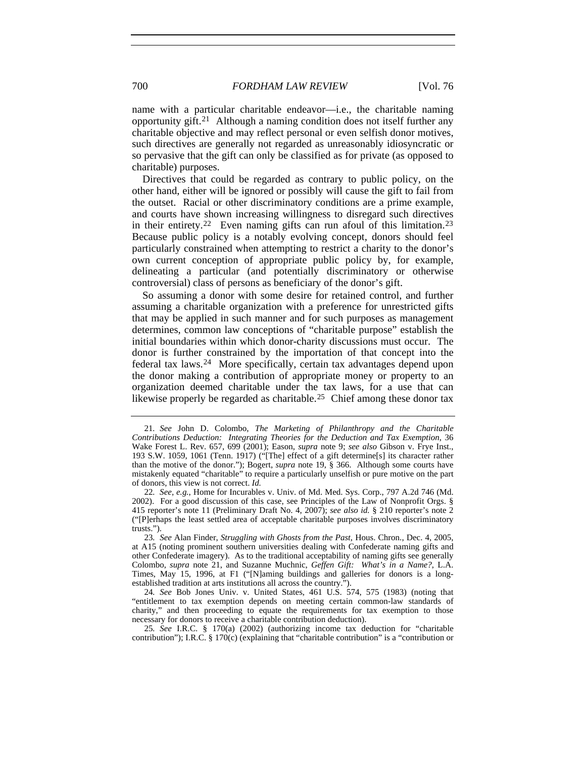name with a particular charitable endeavor—i.e., the charitable naming opportunity gift.[21] Although a naming condition does not itself further any charitable objective and may reflect personal or even selfish donor motives, such directives are generally not regarded as unreasonably idiosyncratic or so pervasive that the gift can only be classified as for private (as opposed to charitable) purposes.

Directives that could be regarded as contrary to public policy, on the other hand, either will be ignored or possibly will cause the gift to fail from the outset. Racial or other discriminatory conditions are a prime example, and courts have shown increasing willingness to disregard such directives in their entirety.[22] Even naming gifts can run afoul of this limitation.[23] Because public policy is a notably evolving concept, donors should feel particularly constrained when attempting to restrict a charity to the donor's own current conception of appropriate public policy by, for example, delineating a particular (and potentially discriminatory or otherwise controversial) class of persons as beneficiary of the donor's gift.

So assuming a donor with some desire for retained control, and further assuming a charitable organization with a preference for unrestricted gifts that may be applied in such manner and for such purposes as management determines, common law conceptions of "charitable purpose" establish the initial boundaries within which donor-charity discussions must occur. The donor is further constrained by the importation of that concept into the federal tax laws.[24] More specifically, certain tax advantages depend upon the donor making a contribution of appropriate money or property to an organization deemed charitable under the tax laws, for a use that can likewise properly be regarded as charitable.[25] Chief among these donor tax

---

21. *See* John D. Colombo, *The Marketing of Philanthropy and the Charitable Contributions Deduction: Integrating Theories for the Deduction and Tax Exemption*, 36 Wake Forest L. Rev. 657, 699 (2001); Eason, *supra* note 9; *see also* Gibson v. Frye Inst., 193 S.W. 1059, 1061 (Tenn. 1917) ("[The] effect of a gift determine[s] its character rather than the motive of the donor."); Bogert, *supra* note 19, § 366. Although some courts have mistakenly equated "charitable" to require a particularly unselfish or pure motive on the part of donors, this view is not correct. *Id.*

22. *See, e.g.*, Home for Incurables v. Univ. of Md. Med. Sys. Corp., 797 A.2d 746 (Md. 2002). For a good discussion of this case, see Principles of the Law of Nonprofit Orgs. § 415 reporter's note 11 (Preliminary Draft No. 4, 2007); *see also id.* § 210 reporter's note 2 ("[P]erhaps the least settled area of acceptable charitable purposes involves discriminatory trusts.").

23. *See* Alan Finder, *Struggling with Ghosts from the Past*, Hous. Chron., Dec. 4, 2005, at A15 (noting prominent southern universities dealing with Confederate naming gifts and other Confederate imagery). As to the traditional acceptability of naming gifts see generally Colombo, *supra* note 21, and Suzanne Muchnic, *Geffen Gift: What's in a Name?*, L.A. Times, May 15, 1996, at F1 ("[N]aming buildings and galleries for donors is a long-established tradition at arts institutions all across the country.").

24. *See* Bob Jones Univ. v. United States, 461 U.S. 574, 575 (1983) (noting that "entitlement to tax exemption depends on meeting certain common-law standards of charity," and then proceeding to equate the requirements for tax exemption to those necessary for donors to receive a charitable contribution deduction).

25. *See* I.R.C. § 170(a) (2002) (authorizing income tax deduction for "charitable contribution"); I.R.C. § 170(c) (explaining that "charitable contribution" is a "contribution or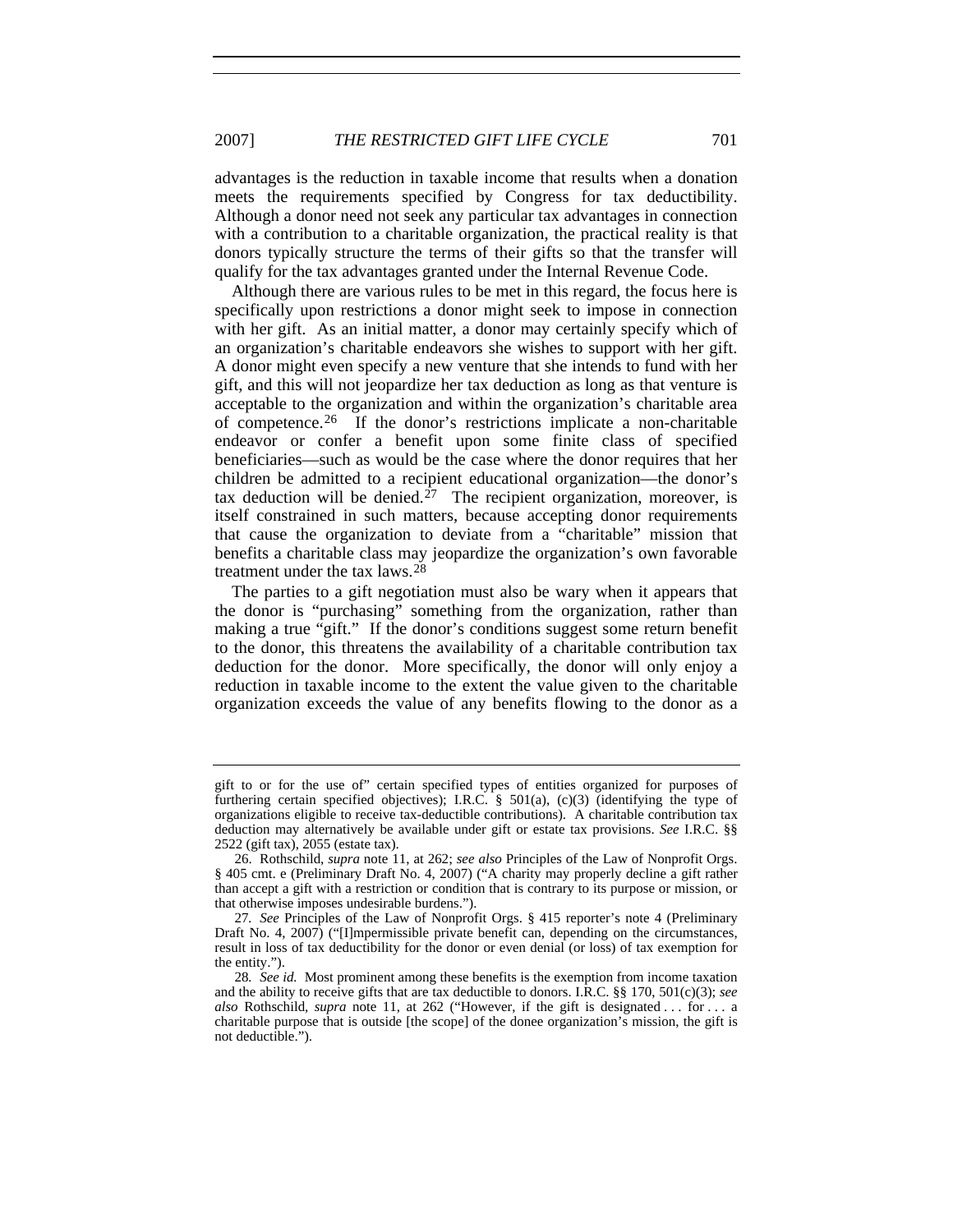advantages is the reduction in taxable income that results when a donation meets the requirements specified by Congress for tax deductibility. Although a donor need not seek any particular tax advantages in connection with a contribution to a charitable organization, the practical reality is that donors typically structure the terms of their gifts so that the transfer will qualify for the tax advantages granted under the Internal Revenue Code.

Although there are various rules to be met in this regard, the focus here is specifically upon restrictions a donor might seek to impose in connection with her gift. As an initial matter, a donor may certainly specify which of an organization's charitable endeavors she wishes to support with her gift. A donor might even specify a new venture that she intends to fund with her gift, and this will not jeopardize her tax deduction as long as that venture is acceptable to the organization and within the organization's charitable area of competence.[26] If the donor's restrictions implicate a non-charitable endeavor or confer a benefit upon some finite class of specified beneficiaries—such as would be the case where the donor requires that her children be admitted to a recipient educational organization—the donor's tax deduction will be denied.[27] The recipient organization, moreover, is itself constrained in such matters, because accepting donor requirements that cause the organization to deviate from a "charitable" mission that benefits a charitable class may jeopardize the organization's own favorable treatment under the tax laws.[28]

The parties to a gift negotiation must also be wary when it appears that the donor is "purchasing" something from the organization, rather than making a true "gift." If the donor's conditions suggest some return benefit to the donor, this threatens the availability of a charitable contribution tax deduction for the donor. More specifically, the donor will only enjoy a reduction in taxable income to the extent the value given to the charitable organization exceeds the value of any benefits flowing to the donor as a

---

gift to or for the use of" certain specified types of entities organized for purposes of furthering certain specified objectives); I.R.C. § 501(a), (c)(3) (identifying the type of organizations eligible to receive tax-deductible contributions). A charitable contribution tax deduction may alternatively be available under gift or estate tax provisions. *See* I.R.C. §§ 2522 (gift tax), 2055 (estate tax).

26. Rothschild, *supra* note 11, at 262; *see also* Principles of the Law of Nonprofit Orgs. § 405 cmt. e (Preliminary Draft No. 4, 2007) ("A charity may properly decline a gift rather than accept a gift with a restriction or condition that is contrary to its purpose or mission, or that otherwise imposes undesirable burdens.").

27. *See* Principles of the Law of Nonprofit Orgs. § 415 reporter's note 4 (Preliminary Draft No. 4, 2007) ("[I]mpermissible private benefit can, depending on the circumstances, result in loss of tax deductibility for the donor or even denial (or loss) of tax exemption for the entity.").

28. *See id.* Most prominent among these benefits is the exemption from income taxation and the ability to receive gifts that are tax deductible to donors. I.R.C. §§ 170, 501(c)(3); *see also* Rothschild, *supra* note 11, at 262 ("However, if the gift is designated . . . for . . . a charitable purpose that is outside [the scope] of the donee organization's mission, the gift is not deductible.").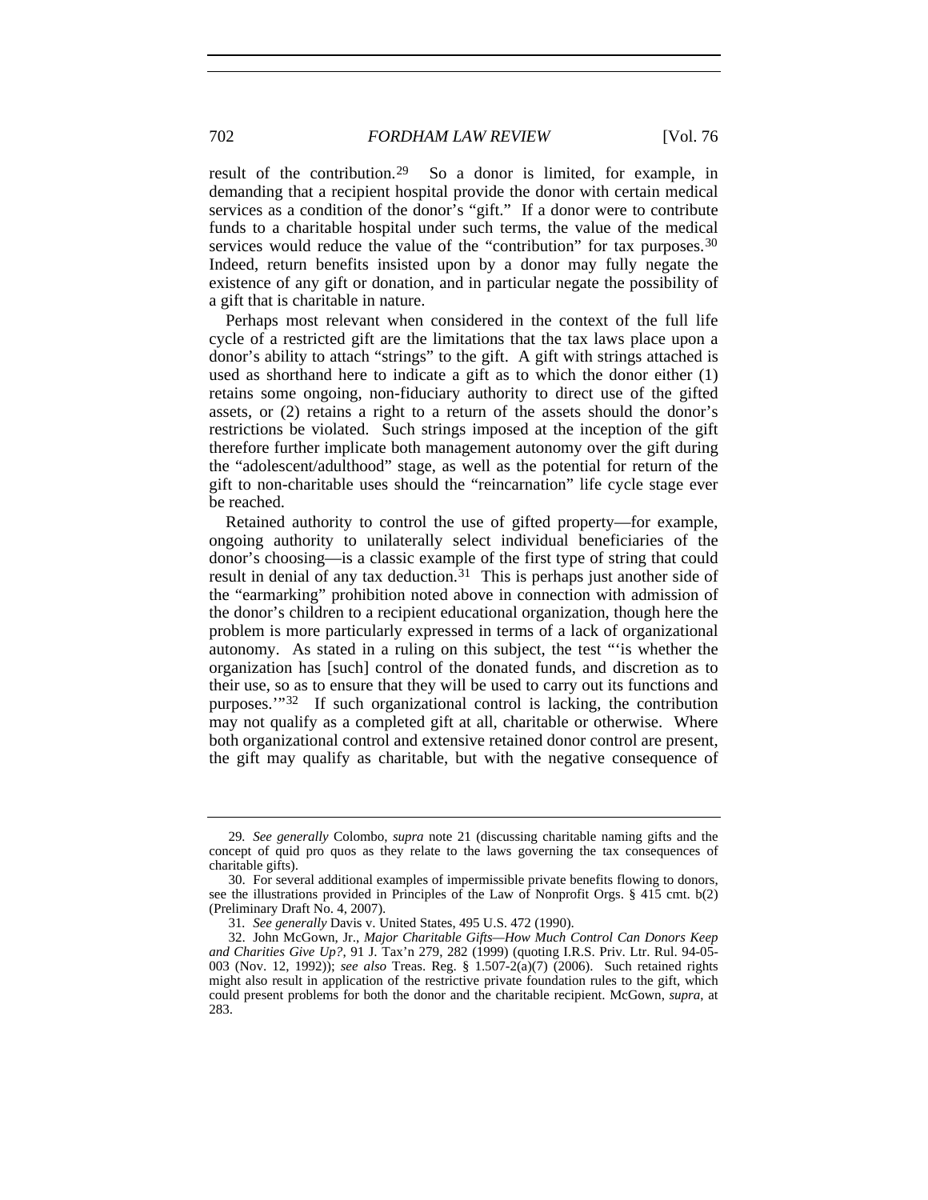result of the contribution.[29] So a donor is limited, for example, in demanding that a recipient hospital provide the donor with certain medical services as a condition of the donor's "gift." If a donor were to contribute funds to a charitable hospital under such terms, the value of the medical services would reduce the value of the "contribution" for tax purposes.[30] Indeed, return benefits insisted upon by a donor may fully negate the existence of any gift or donation, and in particular negate the possibility of a gift that is charitable in nature.

Perhaps most relevant when considered in the context of the full life cycle of a restricted gift are the limitations that the tax laws place upon a donor's ability to attach "strings" to the gift. A gift with strings attached is used as shorthand here to indicate a gift as to which the donor either (1) retains some ongoing, non-fiduciary authority to direct use of the gifted assets, or (2) retains a right to a return of the assets should the donor's restrictions be violated. Such strings imposed at the inception of the gift therefore further implicate both management autonomy over the gift during the "adolescent/adulthood" stage, as well as the potential for return of the gift to non-charitable uses should the "reincarnation" life cycle stage ever be reached.

Retained authority to control the use of gifted property—for example, ongoing authority to unilaterally select individual beneficiaries of the donor's choosing—is a classic example of the first type of string that could result in denial of any tax deduction.[31] This is perhaps just another side of the "earmarking" prohibition noted above in connection with admission of the donor's children to a recipient educational organization, though here the problem is more particularly expressed in terms of a lack of organizational autonomy. As stated in a ruling on this subject, the test "'is whether the organization has [such] control of the donated funds, and discretion as to their use, so as to ensure that they will be used to carry out its functions and purposes.'"[32] If such organizational control is lacking, the contribution may not qualify as a completed gift at all, charitable or otherwise. Where both organizational control and extensive retained donor control are present, the gift may qualify as charitable, but with the negative consequence of

---

29. *See generally* Colombo, *supra* note 21 (discussing charitable naming gifts and the concept of quid pro quos as they relate to the laws governing the tax consequences of charitable gifts).

30. For several additional examples of impermissible private benefits flowing to donors, see the illustrations provided in Principles of the Law of Nonprofit Orgs. § 415 cmt. b(2) (Preliminary Draft No. 4, 2007).

31. *See generally* Davis v. United States, 495 U.S. 472 (1990).

32. John McGown, Jr., *Major Charitable Gifts—How Much Control Can Donors Keep and Charities Give Up?*, 91 J. Tax'n 279, 282 (1999) (quoting I.R.S. Priv. Ltr. Rul. 94-05-003 (Nov. 12, 1992)); *see also* Treas. Reg. § 1.507-2(a)(7) (2006). Such retained rights might also result in application of the restrictive private foundation rules to the gift, which could present problems for both the donor and the charitable recipient. McGown, *supra*, at 283.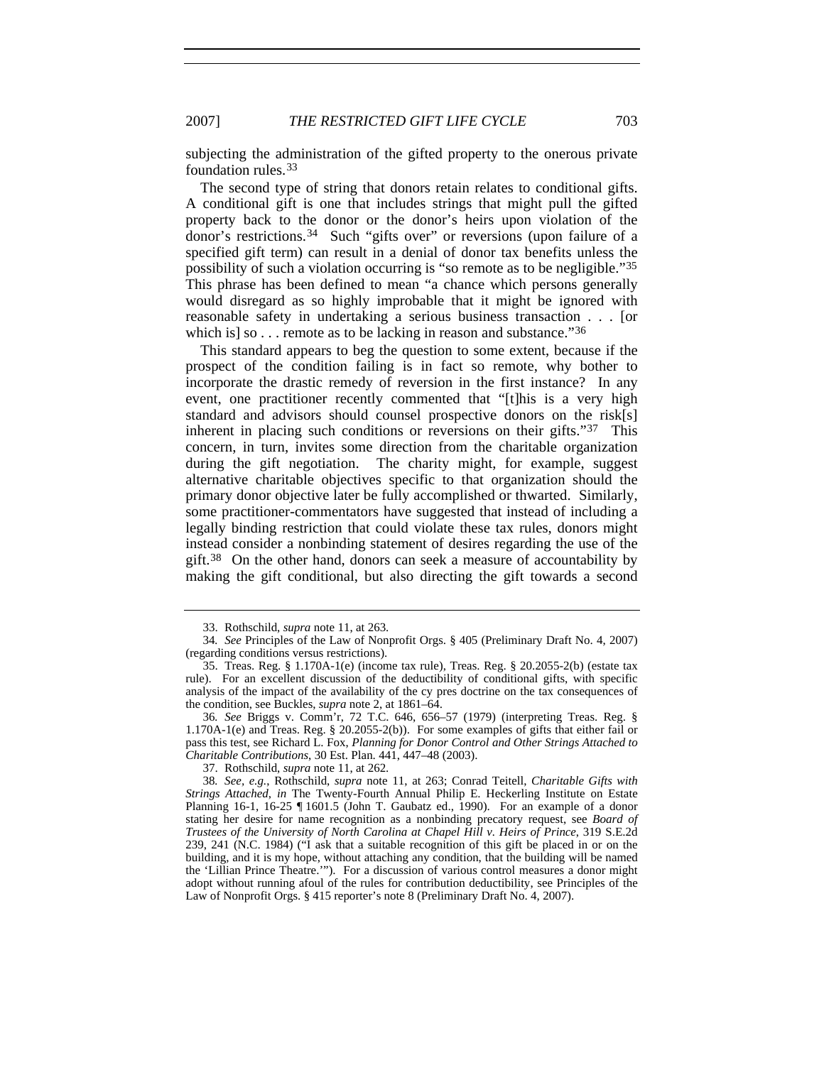subjecting the administration of the gifted property to the onerous private foundation rules.[33]

The second type of string that donors retain relates to conditional gifts. A conditional gift is one that includes strings that might pull the gifted property back to the donor or the donor's heirs upon violation of the donor's restrictions.[34] Such "gifts over" or reversions (upon failure of a specified gift term) can result in a denial of donor tax benefits unless the possibility of such a violation occurring is "so remote as to be negligible."[35] This phrase has been defined to mean "a chance which persons generally would disregard as so highly improbable that it might be ignored with reasonable safety in undertaking a serious business transaction . . . [or which is] so . . . remote as to be lacking in reason and substance."[36]

This standard appears to beg the question to some extent, because if the prospect of the condition failing is in fact so remote, why bother to incorporate the drastic remedy of reversion in the first instance? In any event, one practitioner recently commented that "[t]his is a very high standard and advisors should counsel prospective donors on the risk[s] inherent in placing such conditions or reversions on their gifts."[37] This concern, in turn, invites some direction from the charitable organization during the gift negotiation. The charity might, for example, suggest alternative charitable objectives specific to that organization should the primary donor objective later be fully accomplished or thwarted. Similarly, some practitioner-commentators have suggested that instead of including a legally binding restriction that could violate these tax rules, donors might instead consider a nonbinding statement of desires regarding the use of the gift.[38] On the other hand, donors can seek a measure of accountability by making the gift conditional, but also directing the gift towards a second

---

33. Rothschild, *supra* note 11, at 263.

34. *See* Principles of the Law of Nonprofit Orgs. § 405 (Preliminary Draft No. 4, 2007) (regarding conditions versus restrictions).

35. Treas. Reg. § 1.170A-1(e) (income tax rule), Treas. Reg. § 20.2055-2(b) (estate tax rule). For an excellent discussion of the deductibility of conditional gifts, with specific analysis of the impact of the availability of the cy pres doctrine on the tax consequences of the condition, see Buckles, *supra* note 2, at 1861–64.

36. *See* Briggs v. Comm'r, 72 T.C. 646, 656–57 (1979) (interpreting Treas. Reg. § 1.170A-1(e) and Treas. Reg. § 20.2055-2(b)). For some examples of gifts that either fail or pass this test, see Richard L. Fox, *Planning for Donor Control and Other Strings Attached to Charitable Contributions*, 30 Est. Plan. 441, 447–48 (2003).

37. Rothschild, *supra* note 11, at 262.

38. *See, e.g.*, Rothschild, *supra* note 11, at 263; Conrad Teitell, *Charitable Gifts with Strings Attached*, *in* The Twenty-Fourth Annual Philip E. Heckerling Institute on Estate Planning 16-1, 16-25 ¶ 1601.5 (John T. Gaubatz ed., 1990). For an example of a donor stating her desire for name recognition as a nonbinding precatory request, see *Board of Trustees of the University of North Carolina at Chapel Hill v. Heirs of Prince*, 319 S.E.2d 239, 241 (N.C. 1984) ("I ask that a suitable recognition of this gift be placed in or on the building, and it is my hope, without attaching any condition, that the building will be named the 'Lillian Prince Theatre.'"). For a discussion of various control measures a donor might adopt without running afoul of the rules for contribution deductibility, see Principles of the Law of Nonprofit Orgs. § 415 reporter's note 8 (Preliminary Draft No. 4, 2007).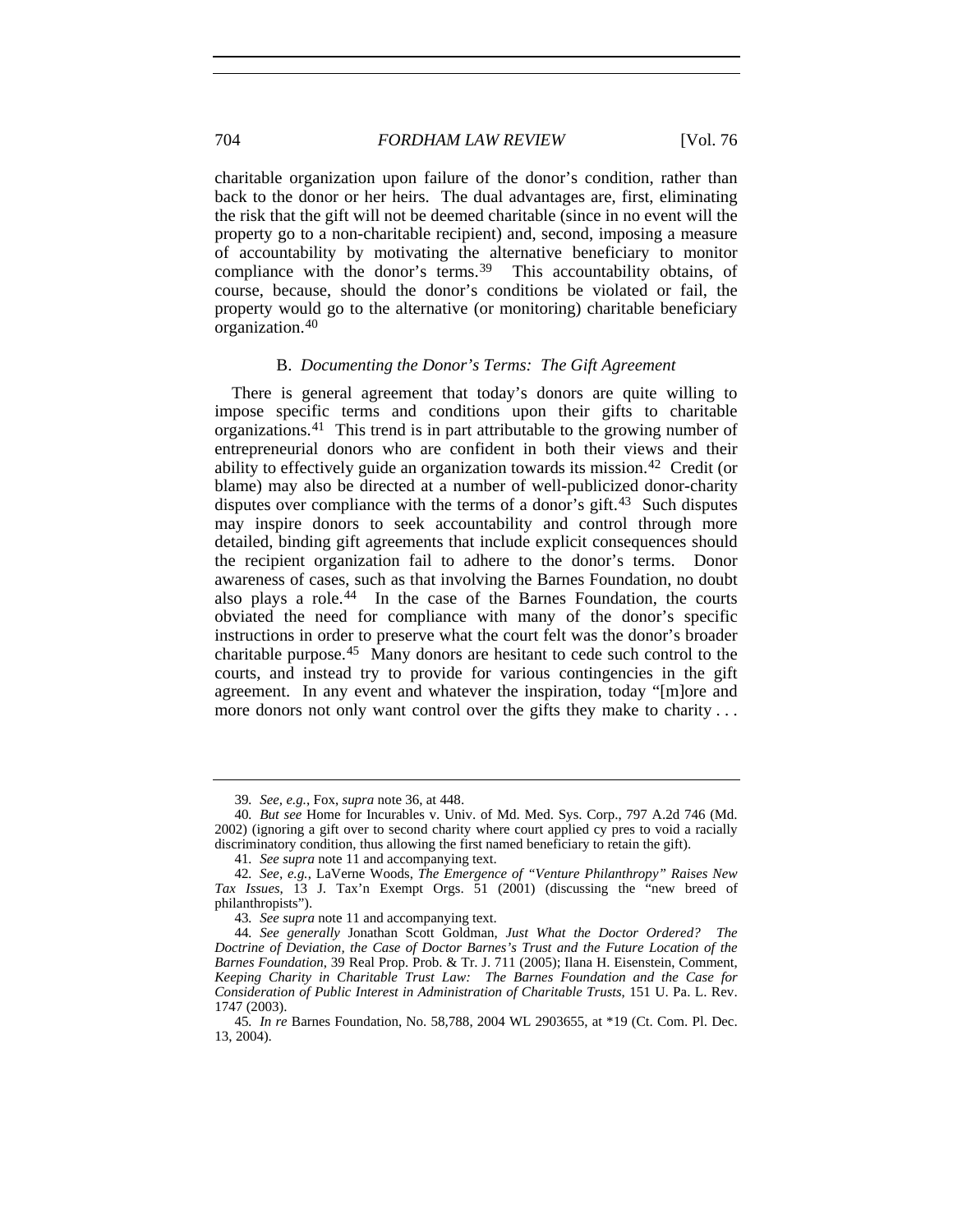charitable organization upon failure of the donor's condition, rather than back to the donor or her heirs. The dual advantages are, first, eliminating the risk that the gift will not be deemed charitable (since in no event will the property go to a non-charitable recipient) and, second, imposing a measure of accountability by motivating the alternative beneficiary to monitor compliance with the donor's terms.[39] This accountability obtains, of course, because, should the donor's conditions be violated or fail, the property would go to the alternative (or monitoring) charitable beneficiary organization.[40]

### B. *Documenting the Donor's Terms: The Gift Agreement*

There is general agreement that today's donors are quite willing to impose specific terms and conditions upon their gifts to charitable organizations.[41] This trend is in part attributable to the growing number of entrepreneurial donors who are confident in both their views and their ability to effectively guide an organization towards its mission.[42] Credit (or blame) may also be directed at a number of well-publicized donor-charity disputes over compliance with the terms of a donor's gift.[43] Such disputes may inspire donors to seek accountability and control through more detailed, binding gift agreements that include explicit consequences should the recipient organization fail to adhere to the donor's terms. Donor awareness of cases, such as that involving the Barnes Foundation, no doubt also plays a role.[44] In the case of the Barnes Foundation, the courts obviated the need for compliance with many of the donor's specific instructions in order to preserve what the court felt was the donor's broader charitable purpose.[45] Many donors are hesitant to cede such control to the courts, and instead try to provide for various contingencies in the gift agreement. In any event and whatever the inspiration, today "[m]ore and more donors not only want control over the gifts they make to charity . . .

---

39. *See, e.g.*, Fox, *supra* note 36, at 448.

40. *But see* Home for Incurables v. Univ. of Md. Med. Sys. Corp., 797 A.2d 746 (Md. 2002) (ignoring a gift over to second charity where court applied cy pres to void a racially discriminatory condition, thus allowing the first named beneficiary to retain the gift).

41. *See supra* note 11 and accompanying text.

42. *See, e.g.*, LaVerne Woods, *The Emergence of "Venture Philanthropy" Raises New Tax Issues*, 13 J. Tax'n Exempt Orgs. 51 (2001) (discussing the "new breed of philanthropists").

43. *See supra* note 11 and accompanying text.

44. *See generally* Jonathan Scott Goldman, *Just What the Doctor Ordered? The Doctrine of Deviation, the Case of Doctor Barnes's Trust and the Future Location of the Barnes Foundation*, 39 Real Prop. Prob. & Tr. J. 711 (2005); Ilana H. Eisenstein, Comment, *Keeping Charity in Charitable Trust Law: The Barnes Foundation and the Case for Consideration of Public Interest in Administration of Charitable Trusts*, 151 U. Pa. L. Rev. 1747 (2003).

45. *In re* Barnes Foundation, No. 58,788, 2004 WL 2903655, at *19 (Ct. Com. Pl. Dec. 13, 2004).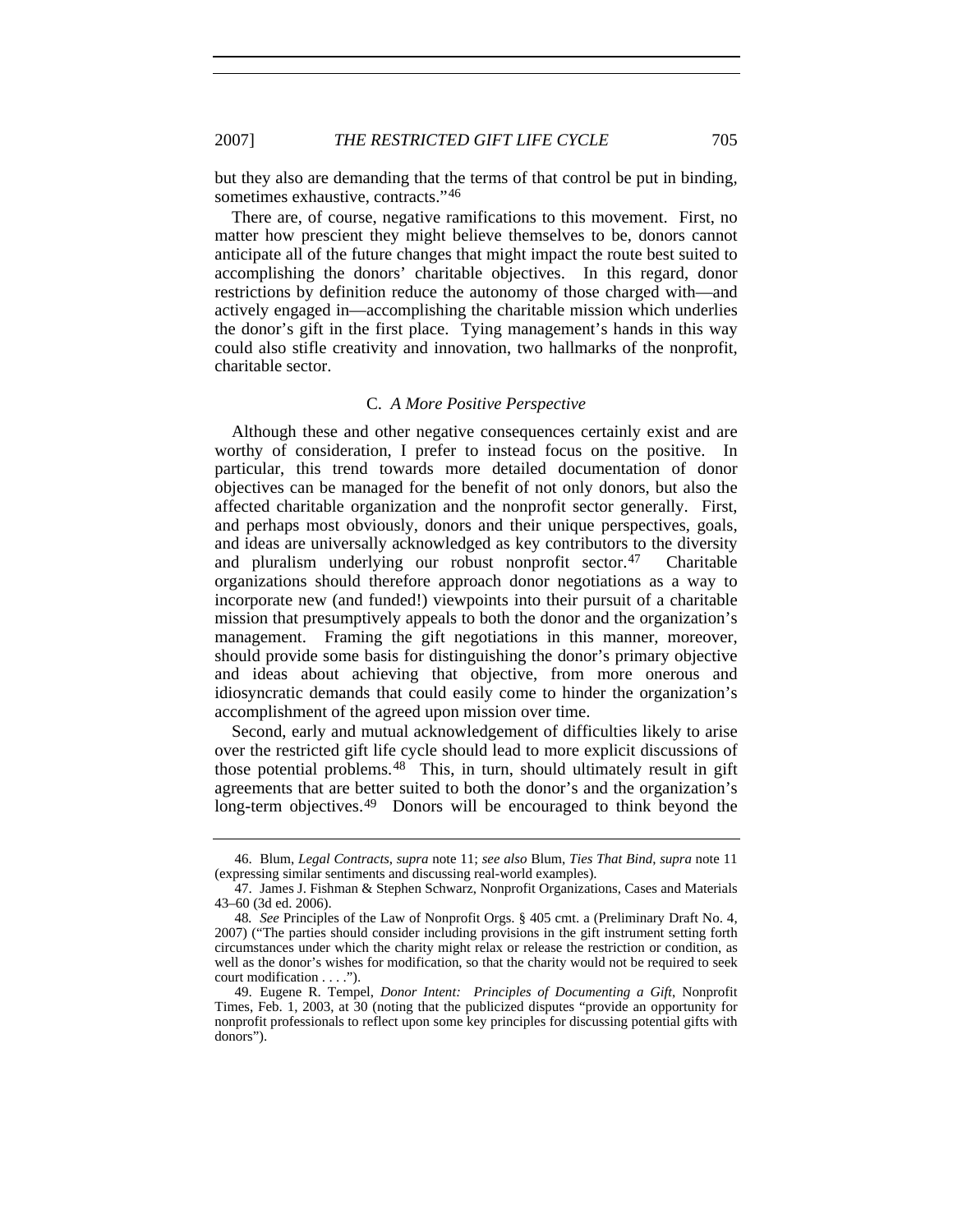but they also are demanding that the terms of that control be put in binding, sometimes exhaustive, contracts."[46]

There are, of course, negative ramifications to this movement. First, no matter how prescient they might believe themselves to be, donors cannot anticipate all of the future changes that might impact the route best suited to accomplishing the donors' charitable objectives. In this regard, donor restrictions by definition reduce the autonomy of those charged with—and actively engaged in—accomplishing the charitable mission which underlies the donor's gift in the first place. Tying management's hands in this way could also stifle creativity and innovation, two hallmarks of the nonprofit, charitable sector.

### C. *A More Positive Perspective*

Although these and other negative consequences certainly exist and are worthy of consideration, I prefer to instead focus on the positive. In particular, this trend towards more detailed documentation of donor objectives can be managed for the benefit of not only donors, but also the affected charitable organization and the nonprofit sector generally. First, and perhaps most obviously, donors and their unique perspectives, goals, and ideas are universally acknowledged as key contributors to the diversity and pluralism underlying our robust nonprofit sector.[47] Charitable organizations should therefore approach donor negotiations as a way to incorporate new (and funded!) viewpoints into their pursuit of a charitable mission that presumptively appeals to both the donor and the organization's management. Framing the gift negotiations in this manner, moreover, should provide some basis for distinguishing the donor's primary objective and ideas about achieving that objective, from more onerous and idiosyncratic demands that could easily come to hinder the organization's accomplishment of the agreed upon mission over time.

Second, early and mutual acknowledgement of difficulties likely to arise over the restricted gift life cycle should lead to more explicit discussions of those potential problems.[48] This, in turn, should ultimately result in gift agreements that are better suited to both the donor's and the organization's long-term objectives.[49] Donors will be encouraged to think beyond the

---

46. Blum, *Legal Contracts*, *supra* note 11; *see also* Blum, *Ties That Bind*, *supra* note 11 (expressing similar sentiments and discussing real-world examples).

47. James J. Fishman & Stephen Schwarz, Nonprofit Organizations, Cases and Materials 43–60 (3d ed. 2006).

48. *See* Principles of the Law of Nonprofit Orgs. § 405 cmt. a (Preliminary Draft No. 4, 2007) ("The parties should consider including provisions in the gift instrument setting forth circumstances under which the charity might relax or release the restriction or condition, as well as the donor's wishes for modification, so that the charity would not be required to seek court modification . . . .").

49. Eugene R. Tempel, *Donor Intent: Principles of Documenting a Gift*, Nonprofit Times, Feb. 1, 2003, at 30 (noting that the publicized disputes "provide an opportunity for nonprofit professionals to reflect upon some key principles for discussing potential gifts with donors").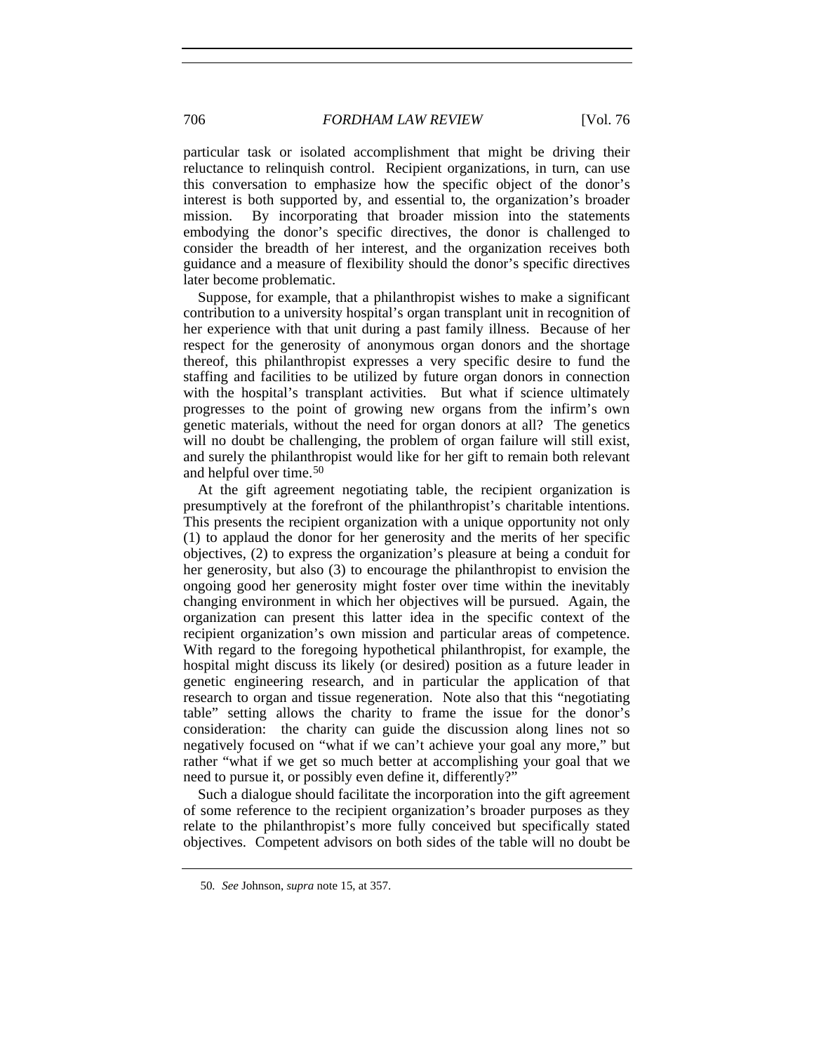particular task or isolated accomplishment that might be driving their reluctance to relinquish control. Recipient organizations, in turn, can use this conversation to emphasize how the specific object of the donor's interest is both supported by, and essential to, the organization's broader mission. By incorporating that broader mission into the statements embodying the donor's specific directives, the donor is challenged to consider the breadth of her interest, and the organization receives both guidance and a measure of flexibility should the donor's specific directives later become problematic.

Suppose, for example, that a philanthropist wishes to make a significant contribution to a university hospital's organ transplant unit in recognition of her experience with that unit during a past family illness. Because of her respect for the generosity of anonymous organ donors and the shortage thereof, this philanthropist expresses a very specific desire to fund the staffing and facilities to be utilized by future organ donors in connection with the hospital's transplant activities. But what if science ultimately progresses to the point of growing new organs from the infirm's own genetic materials, without the need for organ donors at all? The genetics will no doubt be challenging, the problem of organ failure will still exist, and surely the philanthropist would like for her gift to remain both relevant and helpful over time.[50]

At the gift agreement negotiating table, the recipient organization is presumptively at the forefront of the philanthropist's charitable intentions. This presents the recipient organization with a unique opportunity not only (1) to applaud the donor for her generosity and the merits of her specific objectives, (2) to express the organization's pleasure at being a conduit for her generosity, but also (3) to encourage the philanthropist to envision the ongoing good her generosity might foster over time within the inevitably changing environment in which her objectives will be pursued. Again, the organization can present this latter idea in the specific context of the recipient organization's own mission and particular areas of competence. With regard to the foregoing hypothetical philanthropist, for example, the hospital might discuss its likely (or desired) position as a future leader in genetic engineering research, and in particular the application of that research to organ and tissue regeneration. Note also that this "negotiating table" setting allows the charity to frame the issue for the donor's consideration: the charity can guide the discussion along lines not so negatively focused on "what if we can't achieve your goal any more," but rather "what if we get so much better at accomplishing your goal that we need to pursue it, or possibly even define it, differently?"

Such a dialogue should facilitate the incorporation into the gift agreement of some reference to the recipient organization's broader purposes as they relate to the philanthropist's more fully conceived but specifically stated objectives. Competent advisors on both sides of the table will no doubt be

50. *See* Johnson, *supra* note 15, at 357.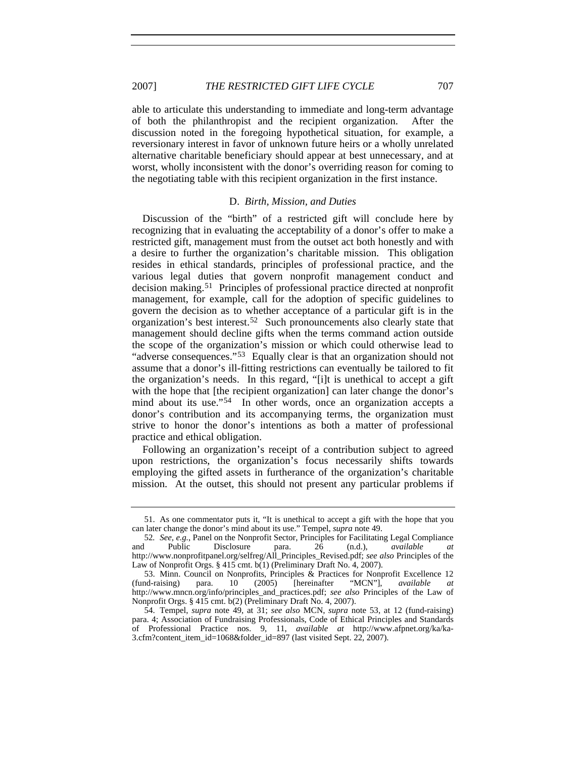able to articulate this understanding to immediate and long-term advantage of both the philanthropist and the recipient organization. After the discussion noted in the foregoing hypothetical situation, for example, a reversionary interest in favor of unknown future heirs or a wholly unrelated alternative charitable beneficiary should appear at best unnecessary, and at worst, wholly inconsistent with the donor's overriding reason for coming to the negotiating table with this recipient organization in the first instance.

### D. *Birth, Mission, and Duties*

Discussion of the "birth" of a restricted gift will conclude here by recognizing that in evaluating the acceptability of a donor's offer to make a restricted gift, management must from the outset act both honestly and with a desire to further the organization's charitable mission. This obligation resides in ethical standards, principles of professional practice, and the various legal duties that govern nonprofit management conduct and decision making.[51] Principles of professional practice directed at nonprofit management, for example, call for the adoption of specific guidelines to govern the decision as to whether acceptance of a particular gift is in the organization's best interest.[52] Such pronouncements also clearly state that management should decline gifts when the terms command action outside the scope of the organization's mission or which could otherwise lead to "adverse consequences."[53] Equally clear is that an organization should not assume that a donor's ill-fitting restrictions can eventually be tailored to fit the organization's needs. In this regard, "[i]t is unethical to accept a gift with the hope that [the recipient organization] can later change the donor's mind about its use."[54] In other words, once an organization accepts a donor's contribution and its accompanying terms, the organization must strive to honor the donor's intentions as both a matter of professional practice and ethical obligation.

Following an organization's receipt of a contribution subject to agreed upon restrictions, the organization's focus necessarily shifts towards employing the gifted assets in furtherance of the organization's charitable mission. At the outset, this should not present any particular problems if

---

51. As one commentator puts it, "It is unethical to accept a gift with the hope that you can later change the donor's mind about its use." Tempel, *supra* note 49.

52. *See, e.g.*, Panel on the Nonprofit Sector, Principles for Facilitating Legal Compliance and Public Disclosure para. 26 (n.d.), *available at* http://www.nonprofitpanel.org/selfreg/All_Principles_Revised.pdf; *see also* Principles of the Law of Nonprofit Orgs. § 415 cmt. b(1) (Preliminary Draft No. 4, 2007).

53. Minn. Council on Nonprofits, Principles & Practices for Nonprofit Excellence 12 (fund-raising) para. 10 (2005) [hereinafter "MCN"], *available at* http://www.mncn.org/info/principles_and_practices.pdf; *see also* Principles of the Law of Nonprofit Orgs. § 415 cmt. b(2) (Preliminary Draft No. 4, 2007).

54. Tempel, *supra* note 49, at 31; *see also* MCN, *supra* note 53, at 12 (fund-raising) para. 4; Association of Fundraising Professionals, Code of Ethical Principles and Standards of Professional Practice nos. 9, 11, *available at* http://www.afpnet.org/ka/ka-3.cfm?content_item_id=1068&folder_id=897 (last visited Sept. 22, 2007).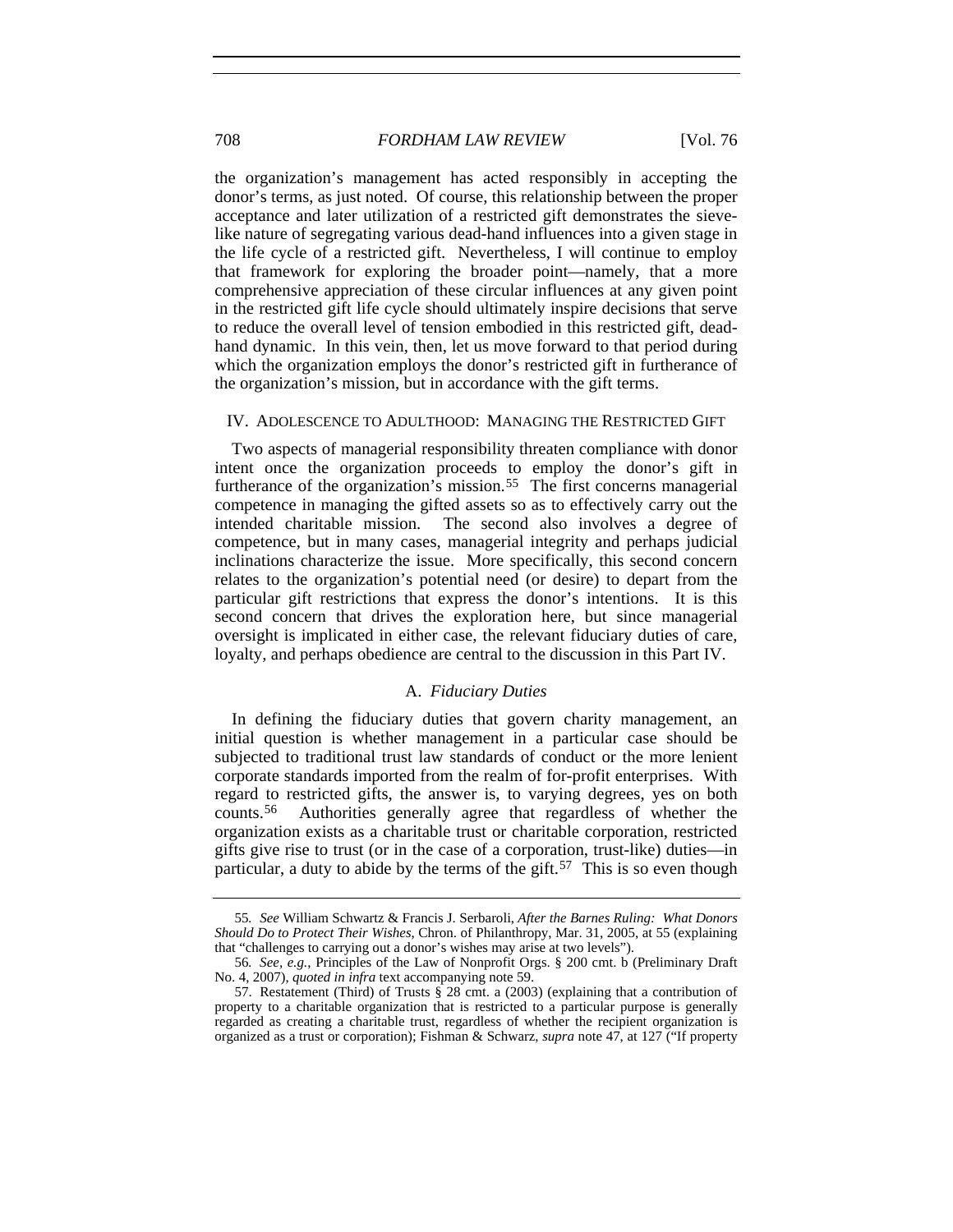the organization's management has acted responsibly in accepting the donor's terms, as just noted. Of course, this relationship between the proper acceptance and later utilization of a restricted gift demonstrates the sieve-like nature of segregating various dead-hand influences into a given stage in the life cycle of a restricted gift. Nevertheless, I will continue to employ that framework for exploring the broader point—namely, that a more comprehensive appreciation of these circular influences at any given point in the restricted gift life cycle should ultimately inspire decisions that serve to reduce the overall level of tension embodied in this restricted gift, dead-hand dynamic. In this vein, then, let us move forward to that period during which the organization employs the donor's restricted gift in furtherance of the organization's mission, but in accordance with the gift terms.

## IV. ADOLESCENCE TO ADULTHOOD: MANAGING THE RESTRICTED GIFT

Two aspects of managerial responsibility threaten compliance with donor intent once the organization proceeds to employ the donor's gift in furtherance of the organization's mission.[55] The first concerns managerial competence in managing the gifted assets so as to effectively carry out the intended charitable mission. The second also involves a degree of competence, but in many cases, managerial integrity and perhaps judicial inclinations characterize the issue. More specifically, this second concern relates to the organization's potential need (or desire) to depart from the particular gift restrictions that express the donor's intentions. It is this second concern that drives the exploration here, but since managerial oversight is implicated in either case, the relevant fiduciary duties of care, loyalty, and perhaps obedience are central to the discussion in this Part IV.

### A. *Fiduciary Duties*

In defining the fiduciary duties that govern charity management, an initial question is whether management in a particular case should be subjected to traditional trust law standards of conduct or the more lenient corporate standards imported from the realm of for-profit enterprises. With regard to restricted gifts, the answer is, to varying degrees, yes on both counts.[56] Authorities generally agree that regardless of whether the organization exists as a charitable trust or charitable corporation, restricted gifts give rise to trust (or in the case of a corporation, trust-like) duties—in particular, a duty to abide by the terms of the gift.[57] This is so even though

---

55. *See* William Schwartz & Francis J. Serbaroli, *After the Barnes Ruling: What Donors Should Do to Protect Their Wishes*, Chron. of Philanthropy, Mar. 31, 2005, at 55 (explaining that "challenges to carrying out a donor's wishes may arise at two levels").

56. *See, e.g.*, Principles of the Law of Nonprofit Orgs. § 200 cmt. b (Preliminary Draft No. 4, 2007), *quoted in infra* text accompanying note 59.

57. Restatement (Third) of Trusts § 28 cmt. a (2003) (explaining that a contribution of property to a charitable organization that is restricted to a particular purpose is generally regarded as creating a charitable trust, regardless of whether the recipient organization is organized as a trust or corporation); Fishman & Schwarz, *supra* note 47, at 127 ("If property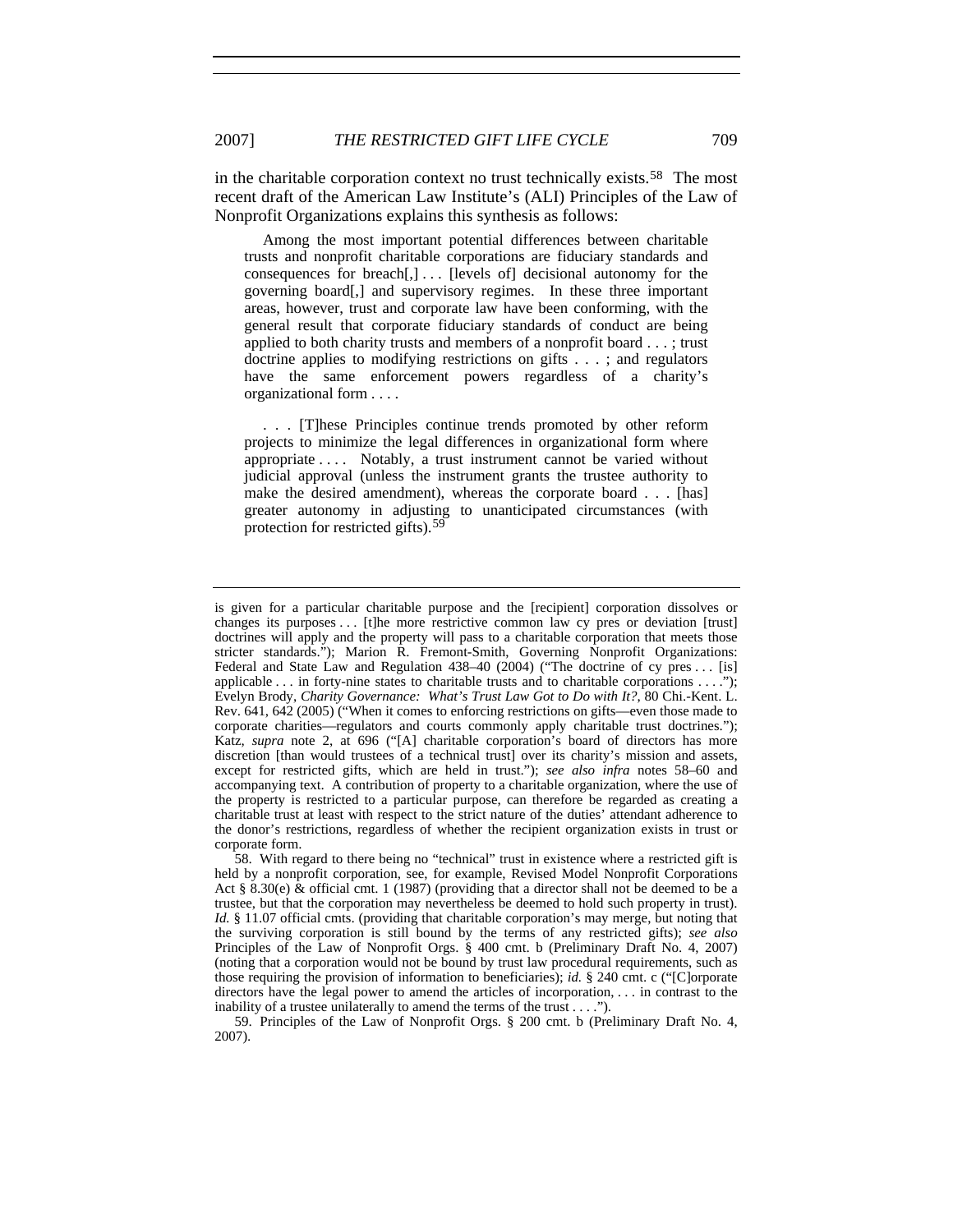in the charitable corporation context no trust technically exists.[58] The most recent draft of the American Law Institute's (ALI) Principles of the Law of Nonprofit Organizations explains this synthesis as follows:

> Among the most important potential differences between charitable trusts and nonprofit charitable corporations are fiduciary standards and consequences for breach[,] . . . [levels of] decisional autonomy for the governing board[,] and supervisory regimes. In these three important areas, however, trust and corporate law have been conforming, with the general result that corporate fiduciary standards of conduct are being applied to both charity trusts and members of a nonprofit board . . . ; trust doctrine applies to modifying restrictions on gifts . . . ; and regulators have the same enforcement powers regardless of a charity's organizational form . . . .
>
> . . . [T]hese Principles continue trends promoted by other reform projects to minimize the legal differences in organizational form where appropriate . . . . Notably, a trust instrument cannot be varied without judicial approval (unless the instrument grants the trustee authority to make the desired amendment), whereas the corporate board . . . [has] greater autonomy in adjusting to unanticipated circumstances (with protection for restricted gifts).[59]

---

is given for a particular charitable purpose and the [recipient] corporation dissolves or changes its purposes . . . [t]he more restrictive common law cy pres or deviation [trust] doctrines will apply and the property will pass to a charitable corporation that meets those stricter standards."); Marion R. Fremont-Smith, Governing Nonprofit Organizations: Federal and State Law and Regulation 438–40 (2004) ("The doctrine of cy pres . . . [is] applicable . . . in forty-nine states to charitable trusts and to charitable corporations . . . ."); Evelyn Brody, *Charity Governance: What's Trust Law Got to Do with It?*, 80 Chi.-Kent. L. Rev. 641, 642 (2005) ("When it comes to enforcing restrictions on gifts—even those made to corporate charities—regulators and courts commonly apply charitable trust doctrines."); Katz, *supra* note 2, at 696 ("[A] charitable corporation's board of directors has more discretion [than would trustees of a technical trust] over its charity's mission and assets, except for restricted gifts, which are held in trust."); *see also infra* notes 58–60 and accompanying text. A contribution of property to a charitable organization, where the use of the property is restricted to a particular purpose, can therefore be regarded as creating a charitable trust at least with respect to the strict nature of the duties' attendant adherence to the donor's restrictions, regardless of whether the recipient organization exists in trust or corporate form.

58. With regard to there being no "technical" trust in existence where a restricted gift is held by a nonprofit corporation, see, for example, Revised Model Nonprofit Corporations Act § 8.30(e) & official cmt. 1 (1987) (providing that a director shall not be deemed to be a trustee, but that the corporation may nevertheless be deemed to hold such property in trust). *Id.* § 11.07 official cmts. (providing that charitable corporation's may merge, but noting that the surviving corporation is still bound by the terms of any restricted gifts); *see also* Principles of the Law of Nonprofit Orgs. § 400 cmt. b (Preliminary Draft No. 4, 2007) (noting that a corporation would not be bound by trust law procedural requirements, such as those requiring the provision of information to beneficiaries); *id.* § 240 cmt. c ("[C]orporate directors have the legal power to amend the articles of incorporation, . . . in contrast to the inability of a trustee unilaterally to amend the terms of the trust . . . .").

59. Principles of the Law of Nonprofit Orgs. § 200 cmt. b (Preliminary Draft No. 4, 2007).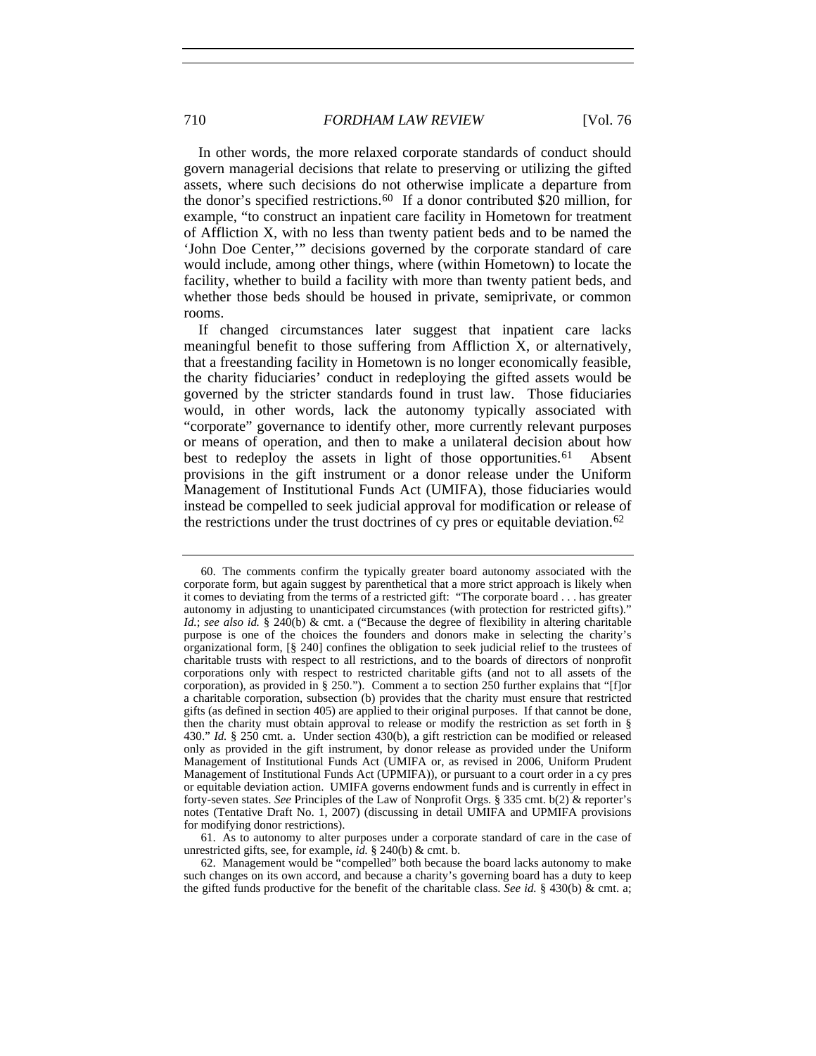In other words, the more relaxed corporate standards of conduct should govern managerial decisions that relate to preserving or utilizing the gifted assets, where such decisions do not otherwise implicate a departure from the donor's specified restrictions.[60] If a donor contributed $20 million, for example, "to construct an inpatient care facility in Hometown for treatment of Affliction X, with no less than twenty patient beds and to be named the 'John Doe Center,'" decisions governed by the corporate standard of care would include, among other things, where (within Hometown) to locate the facility, whether to build a facility with more than twenty patient beds, and whether those beds should be housed in private, semiprivate, or common rooms.

If changed circumstances later suggest that inpatient care lacks meaningful benefit to those suffering from Affliction X, or alternatively, that a freestanding facility in Hometown is no longer economically feasible, the charity fiduciaries' conduct in redeploying the gifted assets would be governed by the stricter standards found in trust law. Those fiduciaries would, in other words, lack the autonomy typically associated with "corporate" governance to identify other, more currently relevant purposes or means of operation, and then to make a unilateral decision about how best to redeploy the assets in light of those opportunities.[61] Absent provisions in the gift instrument or a donor release under the Uniform Management of Institutional Funds Act (UMIFA), those fiduciaries would instead be compelled to seek judicial approval for modification or release of the restrictions under the trust doctrines of cy pres or equitable deviation.[62]

---

60. The comments confirm the typically greater board autonomy associated with the corporate form, but again suggest by parenthetical that a more strict approach is likely when it comes to deviating from the terms of a restricted gift: "The corporate board . . . has greater autonomy in adjusting to unanticipated circumstances (with protection for restricted gifts)." *Id.*; *see also id.* § 240(b) & cmt. a ("Because the degree of flexibility in altering charitable purpose is one of the choices the founders and donors make in selecting the charity's organizational form, [§ 240] confines the obligation to seek judicial relief to the trustees of charitable trusts with respect to all restrictions, and to the boards of directors of nonprofit corporations only with respect to restricted charitable gifts (and not to all assets of the corporation), as provided in § 250."). Comment a to section 250 further explains that "[f]or a charitable corporation, subsection (b) provides that the charity must ensure that restricted gifts (as defined in section 405) are applied to their original purposes. If that cannot be done, then the charity must obtain approval to release or modify the restriction as set forth in § 430." *Id.* § 250 cmt. a. Under section 430(b), a gift restriction can be modified or released only as provided in the gift instrument, by donor release as provided under the Uniform Management of Institutional Funds Act (UMIFA or, as revised in 2006, Uniform Prudent Management of Institutional Funds Act (UPMIFA)), or pursuant to a court order in a cy pres or equitable deviation action. UMIFA governs endowment funds and is currently in effect in forty-seven states. *See* Principles of the Law of Nonprofit Orgs. § 335 cmt. b(2) & reporter's notes (Tentative Draft No. 1, 2007) (discussing in detail UMIFA and UPMIFA provisions for modifying donor restrictions).

61. As to autonomy to alter purposes under a corporate standard of care in the case of unrestricted gifts, see, for example, *id.* § 240(b) & cmt. b.

62. Management would be "compelled" both because the board lacks autonomy to make such changes on its own accord, and because a charity's governing board has a duty to keep the gifted funds productive for the benefit of the charitable class. *See id.* § 430(b) & cmt. a;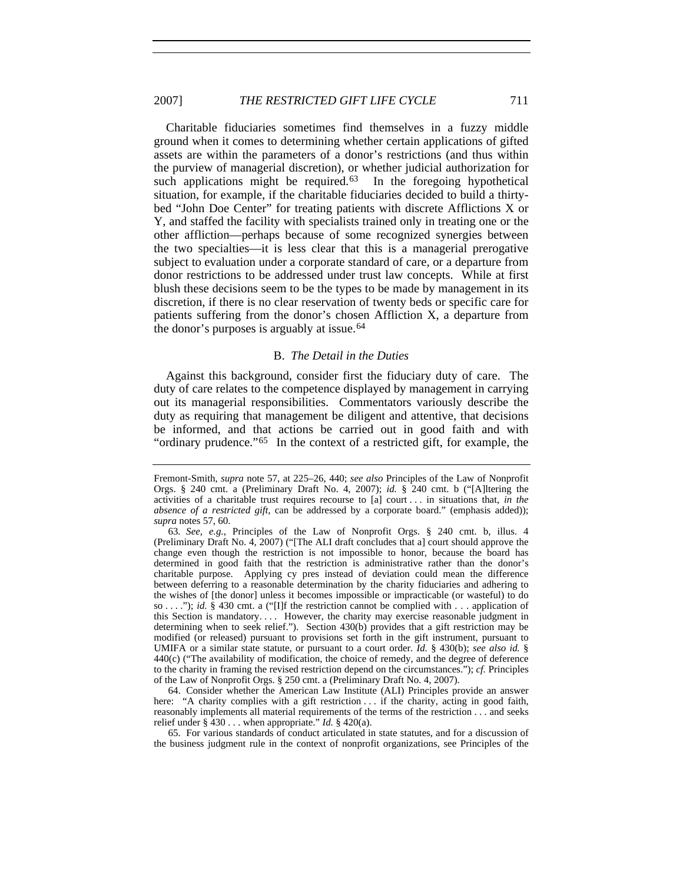Charitable fiduciaries sometimes find themselves in a fuzzy middle ground when it comes to determining whether certain applications of gifted assets are within the parameters of a donor's restrictions (and thus within the purview of managerial discretion), or whether judicial authorization for such applications might be required.[63] In the foregoing hypothetical situation, for example, if the charitable fiduciaries decided to build a thirty-bed "John Doe Center" for treating patients with discrete Afflictions X or Y, and staffed the facility with specialists trained only in treating one or the other affliction—perhaps because of some recognized synergies between the two specialties—it is less clear that this is a managerial prerogative subject to evaluation under a corporate standard of care, or a departure from donor restrictions to be addressed under trust law concepts. While at first blush these decisions seem to be the types to be made by management in its discretion, if there is no clear reservation of twenty beds or specific care for patients suffering from the donor's chosen Affliction X, a departure from the donor's purposes is arguably at issue.[64]

### B. *The Detail in the Duties*

Against this background, consider first the fiduciary duty of care. The duty of care relates to the competence displayed by management in carrying out its managerial responsibilities. Commentators variously describe the duty as requiring that management be diligent and attentive, that decisions be informed, and that actions be carried out in good faith and with "ordinary prudence."[65] In the context of a restricted gift, for example, the

---

Fremont-Smith, *supra* note 57, at 225–26, 440; *see also* Principles of the Law of Nonprofit Orgs. § 240 cmt. a (Preliminary Draft No. 4, 2007); *id.* § 240 cmt. b ("[A]ltering the activities of a charitable trust requires recourse to [a] court . . . in situations that, *in the absence of a restricted gift*, can be addressed by a corporate board." (emphasis added)); *supra* notes 57, 60.

63. *See, e.g.*, Principles of the Law of Nonprofit Orgs. § 240 cmt. b, illus. 4 (Preliminary Draft No. 4, 2007) ("[The ALI draft concludes that a] court should approve the change even though the restriction is not impossible to honor, because the board has determined in good faith that the restriction is administrative rather than the donor's charitable purpose. Applying cy pres instead of deviation could mean the difference between deferring to a reasonable determination by the charity fiduciaries and adhering to the wishes of [the donor] unless it becomes impossible or impracticable (or wasteful) to do so . . . ."); *id.* § 430 cmt. a ("[I]f the restriction cannot be complied with . . . application of this Section is mandatory. . . . However, the charity may exercise reasonable judgment in determining when to seek relief."). Section 430(b) provides that a gift restriction may be modified (or released) pursuant to provisions set forth in the gift instrument, pursuant to UMIFA or a similar state statute, or pursuant to a court order. *Id.* § 430(b); *see also id.* § 440(c) ("The availability of modification, the choice of remedy, and the degree of deference to the charity in framing the revised restriction depend on the circumstances."); *cf.* Principles of the Law of Nonprofit Orgs. § 250 cmt. a (Preliminary Draft No. 4, 2007).

64. Consider whether the American Law Institute (ALI) Principles provide an answer here: "A charity complies with a gift restriction . . . if the charity, acting in good faith, reasonably implements all material requirements of the terms of the restriction . . . and seeks relief under § 430 . . . when appropriate." *Id.* § 420(a).

65. For various standards of conduct articulated in state statutes, and for a discussion of the business judgment rule in the context of nonprofit organizations, see Principles of the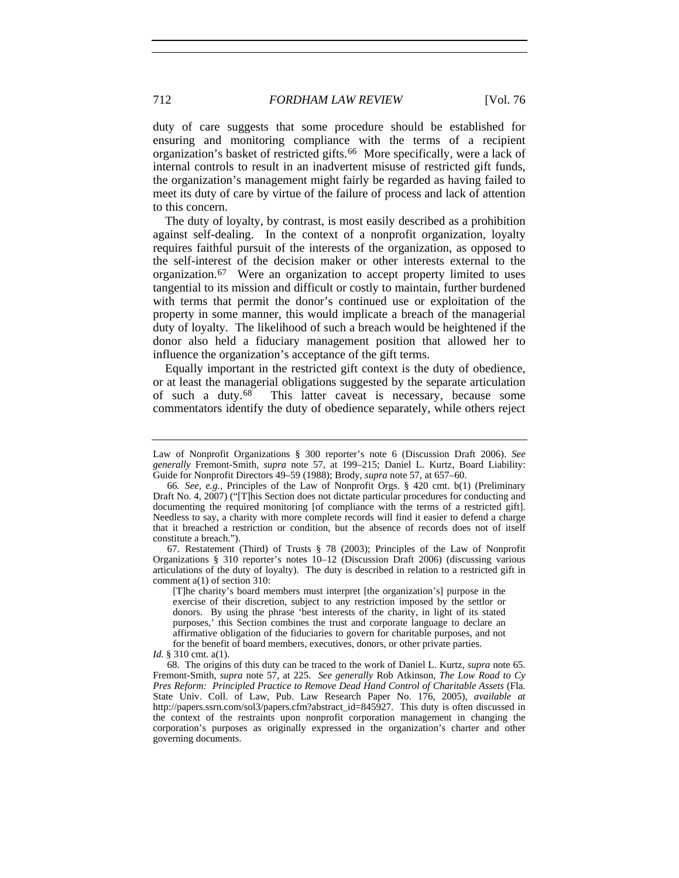duty of care suggests that some procedure should be established for ensuring and monitoring compliance with the terms of a recipient organization's basket of restricted gifts.[66] More specifically, were a lack of internal controls to result in an inadvertent misuse of restricted gift funds, the organization's management might fairly be regarded as having failed to meet its duty of care by virtue of the failure of process and lack of attention to this concern.

The duty of loyalty, by contrast, is most easily described as a prohibition against self-dealing. In the context of a nonprofit organization, loyalty requires faithful pursuit of the interests of the organization, as opposed to the self-interest of the decision maker or other interests external to the organization.[67] Were an organization to accept property limited to uses tangential to its mission and difficult or costly to maintain, further burdened with terms that permit the donor's continued use or exploitation of the property in some manner, this would implicate a breach of the managerial duty of loyalty. The likelihood of such a breach would be heightened if the donor also held a fiduciary management position that allowed her to influence the organization's acceptance of the gift terms.

Equally important in the restricted gift context is the duty of obedience, or at least the managerial obligations suggested by the separate articulation of such a duty.[68] This latter caveat is necessary, because some commentators identify the duty of obedience separately, while others reject

---

Law of Nonprofit Organizations § 300 reporter's note 6 (Discussion Draft 2006). *See generally* Fremont-Smith, *supra* note 57, at 199–215; Daniel L. Kurtz, Board Liability: Guide for Nonprofit Directors 49–59 (1988); Brody, *supra* note 57, at 657–60.

66. *See, e.g.*, Principles of the Law of Nonprofit Orgs. § 420 cmt. b(1) (Preliminary Draft No. 4, 2007) ("[T]his Section does not dictate particular procedures for conducting and documenting the required monitoring [of compliance with the terms of a restricted gift]. Needless to say, a charity with more complete records will find it easier to defend a charge that it breached a restriction or condition, but the absence of records does not of itself constitute a breach.").

67. Restatement (Third) of Trusts § 78 (2003); Principles of the Law of Nonprofit Organizations § 310 reporter's notes 10–12 (Discussion Draft 2006) (discussing various articulations of the duty of loyalty). The duty is described in relation to a restricted gift in comment a(1) of section 310:

> [T]he charity's board members must interpret [the organization's] purpose in the exercise of their discretion, subject to any restriction imposed by the settlor or donors. By using the phrase 'best interests of the charity, in light of its stated purposes,' this Section combines the trust and corporate language to declare an affirmative obligation of the fiduciaries to govern for charitable purposes, and not for the benefit of board members, executives, donors, or other private parties.

*Id.* § 310 cmt. a(1).

68. The origins of this duty can be traced to the work of Daniel L. Kurtz, *supra* note 65. Fremont-Smith, *supra* note 57, at 225. *See generally* Rob Atkinson, *The Low Road to Cy Pres Reform: Principled Practice to Remove Dead Hand Control of Charitable Assets* (Fla. State Univ. Coll. of Law, Pub. Law Research Paper No. 176, 2005), *available at* http://papers.ssrn.com/sol3/papers.cfm?abstract_id=845927. This duty is often discussed in the context of the restraints upon nonprofit corporation management in changing the corporation's purposes as originally expressed in the organization's charter and other governing documents.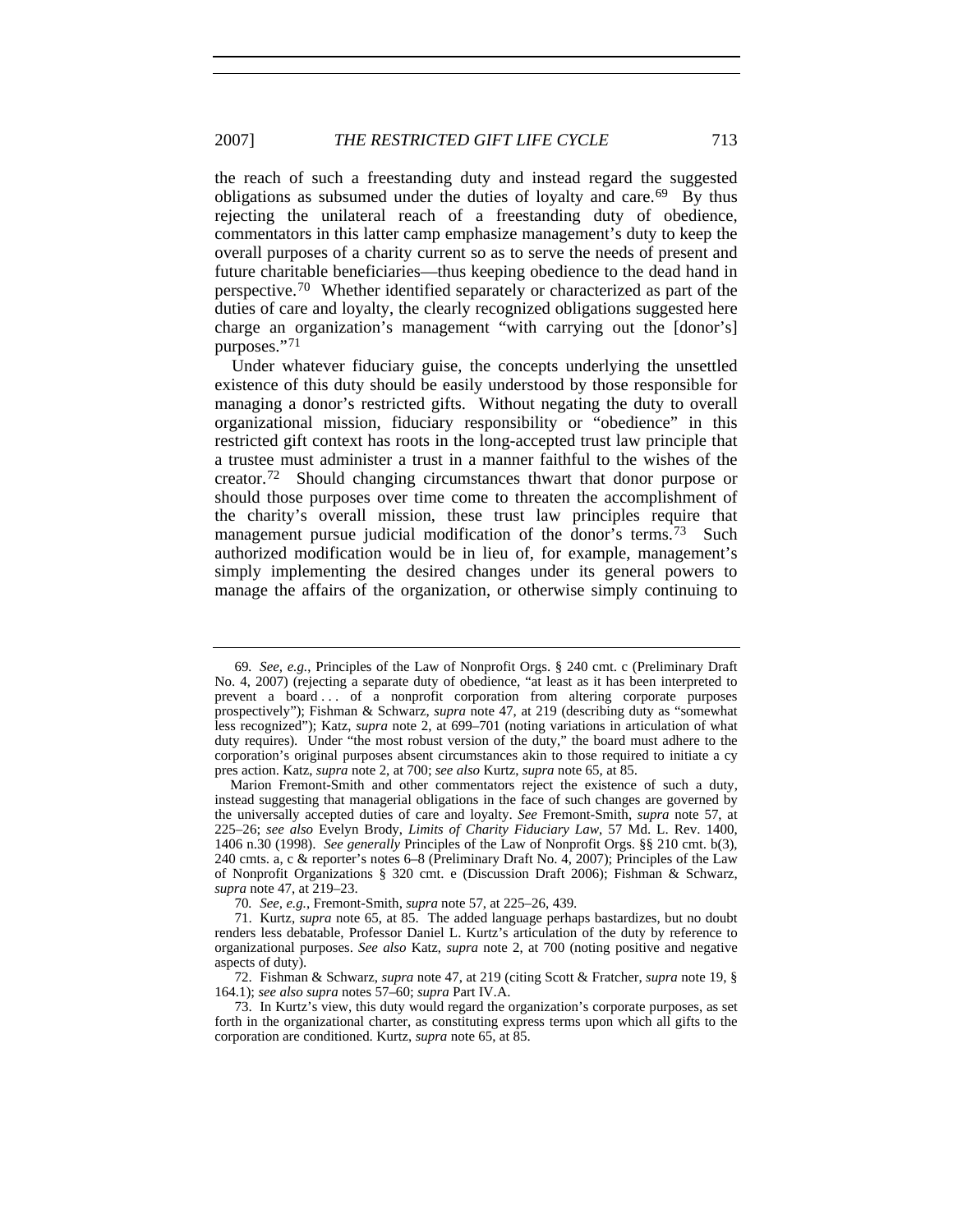the reach of such a freestanding duty and instead regard the suggested obligations as subsumed under the duties of loyalty and care.[69] By thus rejecting the unilateral reach of a freestanding duty of obedience, commentators in this latter camp emphasize management's duty to keep the overall purposes of a charity current so as to serve the needs of present and future charitable beneficiaries—thus keeping obedience to the dead hand in perspective.[70] Whether identified separately or characterized as part of the duties of care and loyalty, the clearly recognized obligations suggested here charge an organization's management "with carrying out the [donor's] purposes."[71]

Under whatever fiduciary guise, the concepts underlying the unsettled existence of this duty should be easily understood by those responsible for managing a donor's restricted gifts. Without negating the duty to overall organizational mission, fiduciary responsibility or "obedience" in this restricted gift context has roots in the long-accepted trust law principle that a trustee must administer a trust in a manner faithful to the wishes of the creator.[72] Should changing circumstances thwart that donor purpose or should those purposes over time come to threaten the accomplishment of the charity's overall mission, these trust law principles require that management pursue judicial modification of the donor's terms.[73] Such authorized modification would be in lieu of, for example, management's simply implementing the desired changes under its general powers to manage the affairs of the organization, or otherwise simply continuing to

---

69. *See, e.g.*, Principles of the Law of Nonprofit Orgs. § 240 cmt. c (Preliminary Draft No. 4, 2007) (rejecting a separate duty of obedience, "at least as it has been interpreted to prevent a board . . . of a nonprofit corporation from altering corporate purposes prospectively"); Fishman & Schwarz, *supra* note 47, at 219 (describing duty as "somewhat less recognized"); Katz, *supra* note 2, at 699–701 (noting variations in articulation of what duty requires). Under "the most robust version of the duty," the board must adhere to the corporation's original purposes absent circumstances akin to those required to initiate a cy pres action. Katz, *supra* note 2, at 700; *see also* Kurtz, *supra* note 65, at 85.

Marion Fremont-Smith and other commentators reject the existence of such a duty, instead suggesting that managerial obligations in the face of such changes are governed by the universally accepted duties of care and loyalty. *See* Fremont-Smith, *supra* note 57, at 225–26; *see also* Evelyn Brody, *Limits of Charity Fiduciary Law*, 57 Md. L. Rev. 1400, 1406 n.30 (1998). *See generally* Principles of the Law of Nonprofit Orgs. §§ 210 cmt. b(3), 240 cmts. a, c & reporter's notes 6–8 (Preliminary Draft No. 4, 2007); Principles of the Law of Nonprofit Organizations § 320 cmt. e (Discussion Draft 2006); Fishman & Schwarz, *supra* note 47, at 219–23.

70. *See, e.g.*, Fremont-Smith, *supra* note 57, at 225–26, 439.

71. Kurtz, *supra* note 65, at 85. The added language perhaps bastardizes, but no doubt renders less debatable, Professor Daniel L. Kurtz's articulation of the duty by reference to organizational purposes. *See also* Katz, *supra* note 2, at 700 (noting positive and negative aspects of duty).

72. Fishman & Schwarz, *supra* note 47, at 219 (citing Scott & Fratcher, *supra* note 19, § 164.1); *see also supra* notes 57–60; *supra* Part IV.A.

73. In Kurtz's view, this duty would regard the organization's corporate purposes, as set forth in the organizational charter, as constituting express terms upon which all gifts to the corporation are conditioned. Kurtz, *supra* note 65, at 85.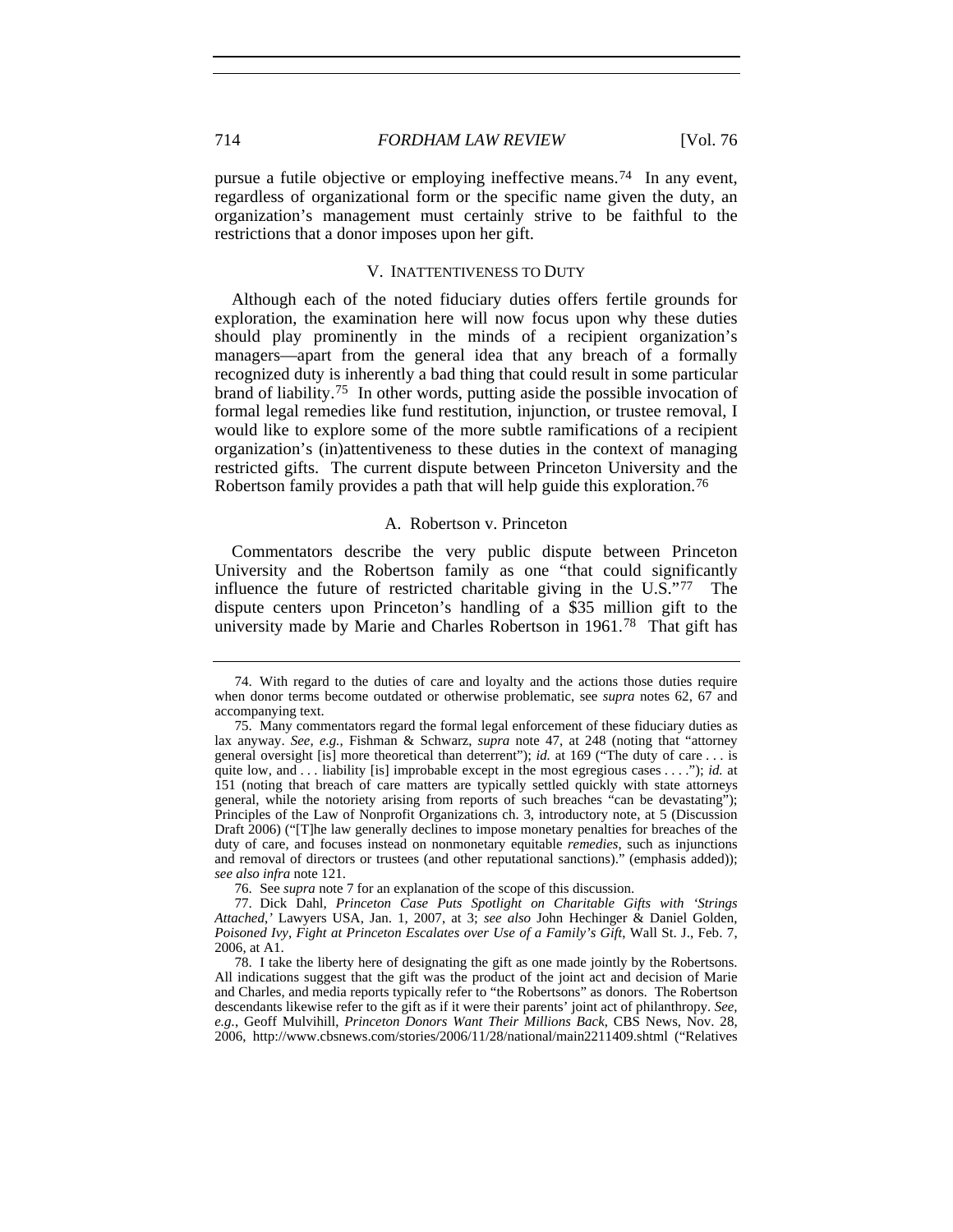pursue a futile objective or employing ineffective means.[74] In any event, regardless of organizational form or the specific name given the duty, an organization's management must certainly strive to be faithful to the restrictions that a donor imposes upon her gift.

## V. INATTENTIVENESS TO DUTY

Although each of the noted fiduciary duties offers fertile grounds for exploration, the examination here will now focus upon why these duties should play prominently in the minds of a recipient organization's managers—apart from the general idea that any breach of a formally recognized duty is inherently a bad thing that could result in some particular brand of liability.[75] In other words, putting aside the possible invocation of formal legal remedies like fund restitution, injunction, or trustee removal, I would like to explore some of the more subtle ramifications of a recipient organization's (in)attentiveness to these duties in the context of managing restricted gifts. The current dispute between Princeton University and the Robertson family provides a path that will help guide this exploration.[76]

### A. Robertson v. Princeton

Commentators describe the very public dispute between Princeton University and the Robertson family as one "that could significantly influence the future of restricted charitable giving in the U.S."[77] The dispute centers upon Princeton's handling of a $35 million gift to the university made by Marie and Charles Robertson in 1961.[78] That gift has

---

74. With regard to the duties of care and loyalty and the actions those duties require when donor terms become outdated or otherwise problematic, see *supra* notes 62, 67 and accompanying text.

75. Many commentators regard the formal legal enforcement of these fiduciary duties as lax anyway. *See, e.g.*, Fishman & Schwarz, *supra* note 47, at 248 (noting that "attorney general oversight [is] more theoretical than deterrent"); *id.* at 169 ("The duty of care . . . is quite low, and . . . liability [is] improbable except in the most egregious cases . . . ."); *id.* at 151 (noting that breach of care matters are typically settled quickly with state attorneys general, while the notoriety arising from reports of such breaches "can be devastating"); Principles of the Law of Nonprofit Organizations ch. 3, introductory note, at 5 (Discussion Draft 2006) ("[T]he law generally declines to impose monetary penalties for breaches of the duty of care, and focuses instead on nonmonetary equitable *remedies*, such as injunctions and removal of directors or trustees (and other reputational sanctions)." (emphasis added)); *see also infra* note 121.

76. See *supra* note 7 for an explanation of the scope of this discussion.

77. Dick Dahl, *Princeton Case Puts Spotlight on Charitable Gifts with 'Strings Attached*,*'* Lawyers USA, Jan. 1, 2007, at 3; *see also* John Hechinger & Daniel Golden, *Poisoned Ivy, Fight at Princeton Escalates over Use of a Family's Gift*, Wall St. J., Feb. 7, 2006, at A1.

78. I take the liberty here of designating the gift as one made jointly by the Robertsons. All indications suggest that the gift was the product of the joint act and decision of Marie and Charles, and media reports typically refer to "the Robertsons" as donors. The Robertson descendants likewise refer to the gift as if it were their parents' joint act of philanthropy. *See, e.g.*, Geoff Mulvihill, *Princeton Donors Want Their Millions Back*, CBS News, Nov. 28, 2006, http://www.cbsnews.com/stories/2006/11/28/national/main2211409.shtml ("Relatives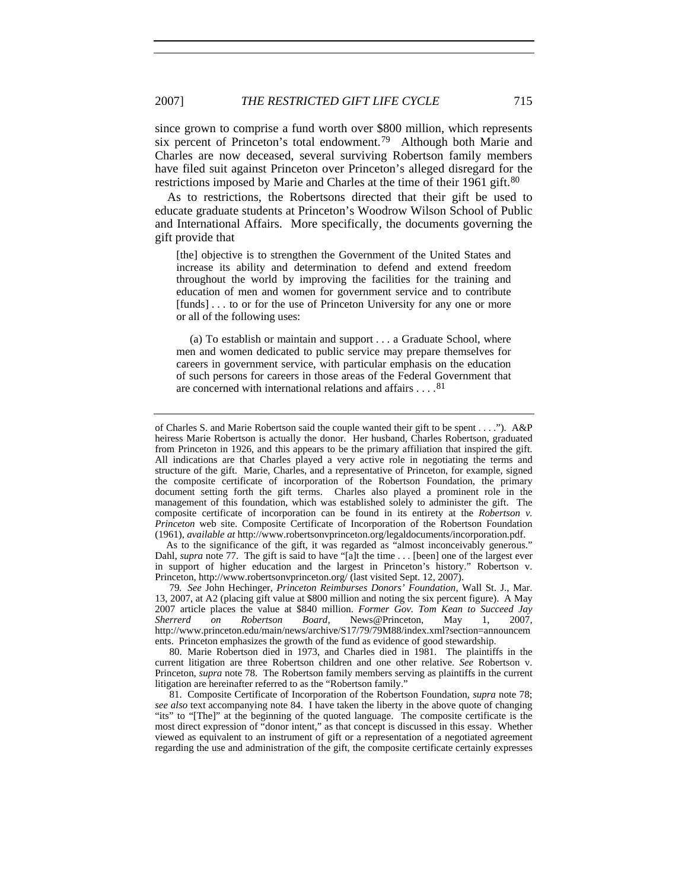since grown to comprise a fund worth over $800 million, which represents six percent of Princeton's total endowment.[79] Although both Marie and Charles are now deceased, several surviving Robertson family members have filed suit against Princeton over Princeton's alleged disregard for the restrictions imposed by Marie and Charles at the time of their 1961 gift.[80]

As to restrictions, the Robertsons directed that their gift be used to educate graduate students at Princeton's Woodrow Wilson School of Public and International Affairs. More specifically, the documents governing the gift provide that

> [the] objective is to strengthen the Government of the United States and increase its ability and determination to defend and extend freedom throughout the world by improving the facilities for the training and education of men and women for government service and to contribute [funds] . . . to or for the use of Princeton University for any one or more or all of the following uses:
>
> (a) To establish or maintain and support . . . a Graduate School, where men and women dedicated to public service may prepare themselves for careers in government service, with particular emphasis on the education of such persons for careers in those areas of the Federal Government that are concerned with international relations and affairs . . . .[81]

---

of Charles S. and Marie Robertson said the couple wanted their gift to be spent . . . ."). A&P heiress Marie Robertson is actually the donor. Her husband, Charles Robertson, graduated from Princeton in 1926, and this appears to be the primary affiliation that inspired the gift. All indications are that Charles played a very active role in negotiating the terms and structure of the gift. Marie, Charles, and a representative of Princeton, for example, signed the composite certificate of incorporation of the Robertson Foundation, the primary document setting forth the gift terms. Charles also played a prominent role in the management of this foundation, which was established solely to administer the gift. The composite certificate of incorporation can be found in its entirety at the *Robertson v. Princeton* web site. Composite Certificate of Incorporation of the Robertson Foundation (1961), *available at* http://www.robertsonvprinceton.org/legaldocuments/incorporation.pdf.

As to the significance of the gift, it was regarded as "almost inconceivably generous." Dahl, *supra* note 77. The gift is said to have "[a]t the time . . . [been] one of the largest ever in support of higher education and the largest in Princeton's history." Robertson v. Princeton, http://www.robertsonvprinceton.org/ (last visited Sept. 12, 2007).

79. *See* John Hechinger, *Princeton Reimburses Donors' Foundation*, Wall St. J., Mar. 13, 2007, at A2 (placing gift value at $800 million and noting the six percent figure). A May 2007 article places the value at $840 million. *Former Gov. Tom Kean to Succeed Jay Sherrerd on Robertson Board*, News@Princeton, May 1, 2007, http://www.princeton.edu/main/news/archive/S17/79/79M88/index.xml?section=announcements. Princeton emphasizes the growth of the fund as evidence of good stewardship.

80. Marie Robertson died in 1973, and Charles died in 1981. The plaintiffs in the current litigation are three Robertson children and one other relative. *See* Robertson v. Princeton, *supra* note 78. The Robertson family members serving as plaintiffs in the current litigation are hereinafter referred to as the "Robertson family."

81. Composite Certificate of Incorporation of the Robertson Foundation, *supra* note 78; *see also* text accompanying note 84. I have taken the liberty in the above quote of changing "its" to "[The]" at the beginning of the quoted language. The composite certificate is the most direct expression of "donor intent," as that concept is discussed in this essay. Whether viewed as equivalent to an instrument of gift or a representation of a negotiated agreement regarding the use and administration of the gift, the composite certificate certainly expresses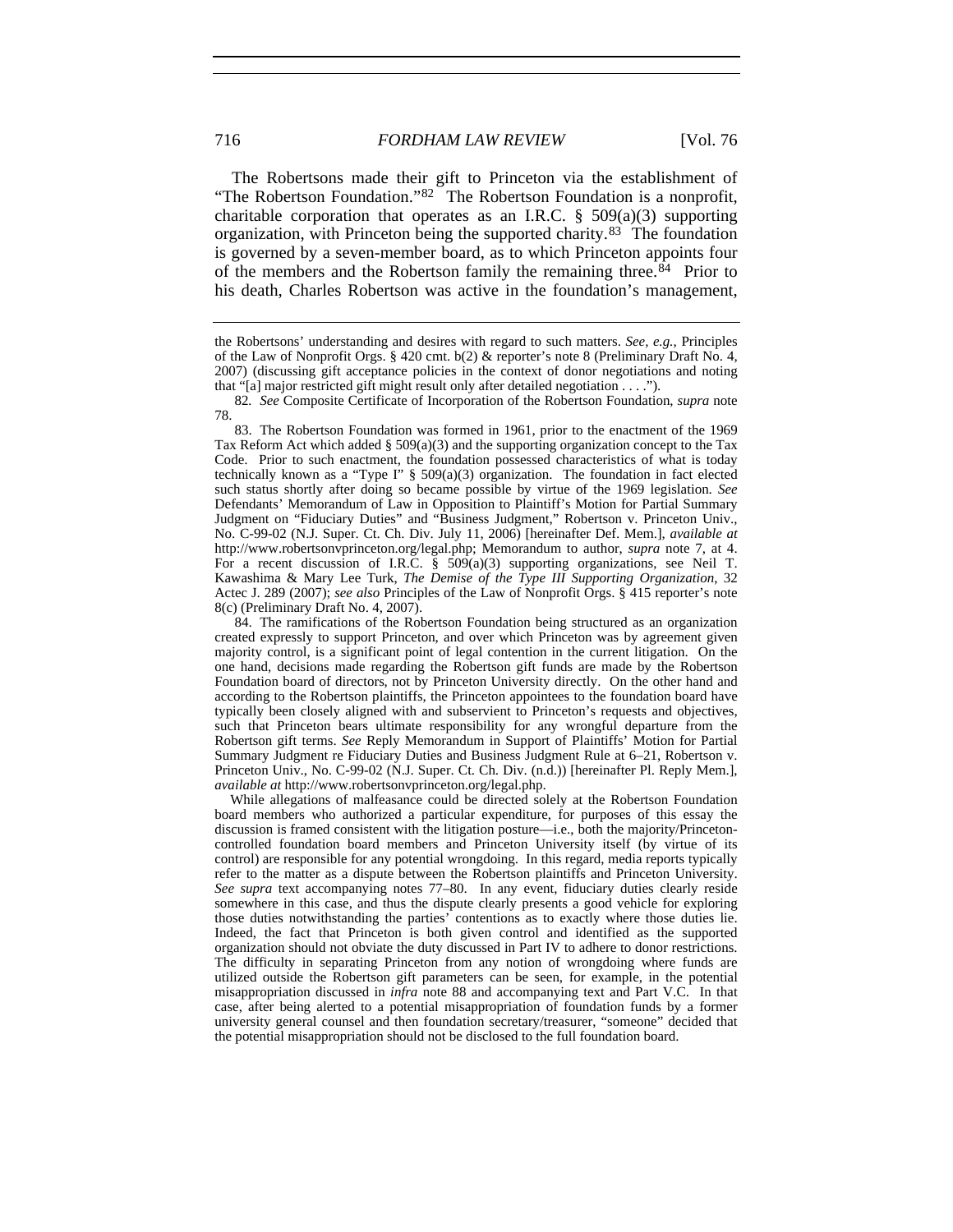The Robertsons made their gift to Princeton via the establishment of "The Robertson Foundation."[82] The Robertson Foundation is a nonprofit, charitable corporation that operates as an I.R.C. § 509(a)(3) supporting organization, with Princeton being the supported charity.[83] The foundation is governed by a seven-member board, as to which Princeton appoints four of the members and the Robertson family the remaining three.[84] Prior to his death, Charles Robertson was active in the foundation's management,

---

the Robertsons' understanding and desires with regard to such matters. *See, e.g.*, Principles of the Law of Nonprofit Orgs. § 420 cmt. b(2) & reporter's note 8 (Preliminary Draft No. 4, 2007) (discussing gift acceptance policies in the context of donor negotiations and noting that "[a] major restricted gift might result only after detailed negotiation . . . .").

82. *See* Composite Certificate of Incorporation of the Robertson Foundation, *supra* note 78.

83. The Robertson Foundation was formed in 1961, prior to the enactment of the 1969 Tax Reform Act which added § 509(a)(3) and the supporting organization concept to the Tax Code. Prior to such enactment, the foundation possessed characteristics of what is today technically known as a "Type I" § 509(a)(3) organization. The foundation in fact elected such status shortly after doing so became possible by virtue of the 1969 legislation. *See* Defendants' Memorandum of Law in Opposition to Plaintiff's Motion for Partial Summary Judgment on "Fiduciary Duties" and "Business Judgment," Robertson v. Princeton Univ., No. C-99-02 (N.J. Super. Ct. Ch. Div. July 11, 2006) [hereinafter Def. Mem.], *available at* http://www.robertsonvprinceton.org/legal.php; Memorandum to author, *supra* note 7, at 4. For a recent discussion of I.R.C. § 509(a)(3) supporting organizations, see Neil T. Kawashima & Mary Lee Turk, *The Demise of the Type III Supporting Organization*, 32 Actec J. 289 (2007); *see also* Principles of the Law of Nonprofit Orgs. § 415 reporter's note 8(c) (Preliminary Draft No. 4, 2007).

84. The ramifications of the Robertson Foundation being structured as an organization created expressly to support Princeton, and over which Princeton was by agreement given majority control, is a significant point of legal contention in the current litigation. On the one hand, decisions made regarding the Robertson gift funds are made by the Robertson Foundation board of directors, not by Princeton University directly. On the other hand and according to the Robertson plaintiffs, the Princeton appointees to the foundation board have typically been closely aligned with and subservient to Princeton's requests and objectives, such that Princeton bears ultimate responsibility for any wrongful departure from the Robertson gift terms. *See* Reply Memorandum in Support of Plaintiffs' Motion for Partial Summary Judgment re Fiduciary Duties and Business Judgment Rule at 6–21, Robertson v. Princeton Univ., No. C-99-02 (N.J. Super. Ct. Ch. Div. (n.d.)) [hereinafter Pl. Reply Mem.], *available at* http://www.robertsonvprinceton.org/legal.php.

While allegations of malfeasance could be directed solely at the Robertson Foundation board members who authorized a particular expenditure, for purposes of this essay the discussion is framed consistent with the litigation posture—i.e., both the majority/Princeton-controlled foundation board members and Princeton University itself (by virtue of its control) are responsible for any potential wrongdoing. In this regard, media reports typically refer to the matter as a dispute between the Robertson plaintiffs and Princeton University. *See supra* text accompanying notes 77–80. In any event, fiduciary duties clearly reside somewhere in this case, and thus the dispute clearly presents a good vehicle for exploring those duties notwithstanding the parties' contentions as to exactly where those duties lie. Indeed, the fact that Princeton is both given control and identified as the supported organization should not obviate the duty discussed in Part IV to adhere to donor restrictions. The difficulty in separating Princeton from any notion of wrongdoing where funds are utilized outside the Robertson gift parameters can be seen, for example, in the potential misappropriation discussed in *infra* note 88 and accompanying text and Part V.C. In that case, after being alerted to a potential misappropriation of foundation funds by a former university general counsel and then foundation secretary/treasurer, "someone" decided that the potential misappropriation should not be disclosed to the full foundation board.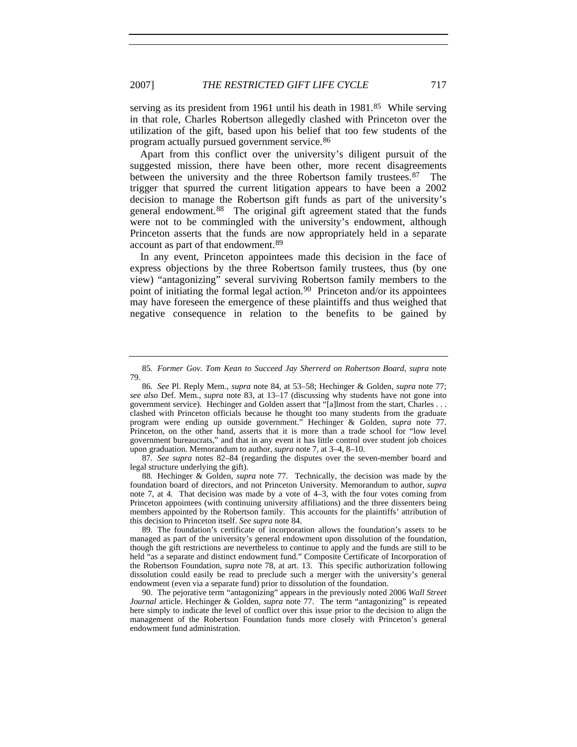serving as its president from 1961 until his death in 1981.[85] While serving in that role, Charles Robertson allegedly clashed with Princeton over the utilization of the gift, based upon his belief that too few students of the program actually pursued government service.[86]

Apart from this conflict over the university's diligent pursuit of the suggested mission, there have been other, more recent disagreements between the university and the three Robertson family trustees.[87] The trigger that spurred the current litigation appears to have been a 2002 decision to manage the Robertson gift funds as part of the university's general endowment.[88] The original gift agreement stated that the funds were not to be commingled with the university's endowment, although Princeton asserts that the funds are now appropriately held in a separate account as part of that endowment.[89]

In any event, Princeton appointees made this decision in the face of express objections by the three Robertson family trustees, thus (by one view) "antagonizing" several surviving Robertson family members to the point of initiating the formal legal action.[90] Princeton and/or its appointees may have foreseen the emergence of these plaintiffs and thus weighed that negative consequence in relation to the benefits to be gained by

---

85. *Former Gov. Tom Kean to Succeed Jay Sherrerd on Robertson Board*, *supra* note 79.

86. *See* Pl. Reply Mem., *supra* note 84, at 53–58; Hechinger & Golden, *supra* note 77; *see also* Def. Mem., *supra* note 83, at 13–17 (discussing why students have not gone into government service). Hechinger and Golden assert that "[a]lmost from the start, Charles . . . clashed with Princeton officials because he thought too many students from the graduate program were ending up outside government." Hechinger & Golden, *supra* note 77. Princeton, on the other hand, asserts that it is more than a trade school for "low level government bureaucrats," and that in any event it has little control over student job choices upon graduation. Memorandum to author, *supra* note 7, at 3–4, 8–10.

87. *See supra* notes 82–84 (regarding the disputes over the seven-member board and legal structure underlying the gift).

88. Hechinger & Golden, *supra* note 77. Technically, the decision was made by the foundation board of directors, and not Princeton University. Memorandum to author, *supra* note 7, at 4. That decision was made by a vote of 4–3, with the four votes coming from Princeton appointees (with continuing university affiliations) and the three dissenters being members appointed by the Robertson family. This accounts for the plaintiffs' attribution of this decision to Princeton itself. *See supra* note 84.

89. The foundation's certificate of incorporation allows the foundation's assets to be managed as part of the university's general endowment upon dissolution of the foundation, though the gift restrictions are nevertheless to continue to apply and the funds are still to be held "as a separate and distinct endowment fund." Composite Certificate of Incorporation of the Robertson Foundation, *supra* note 78, at art. 13. This specific authorization following dissolution could easily be read to preclude such a merger with the university's general endowment (even via a separate fund) prior to dissolution of the foundation.

90. The pejorative term "antagonizing" appears in the previously noted 2006 *Wall Street Journal* article. Hechinger & Golden, *supra* note 77. The term "antagonizing" is repeated here simply to indicate the level of conflict over this issue prior to the decision to align the management of the Robertson Foundation funds more closely with Princeton's general endowment fund administration.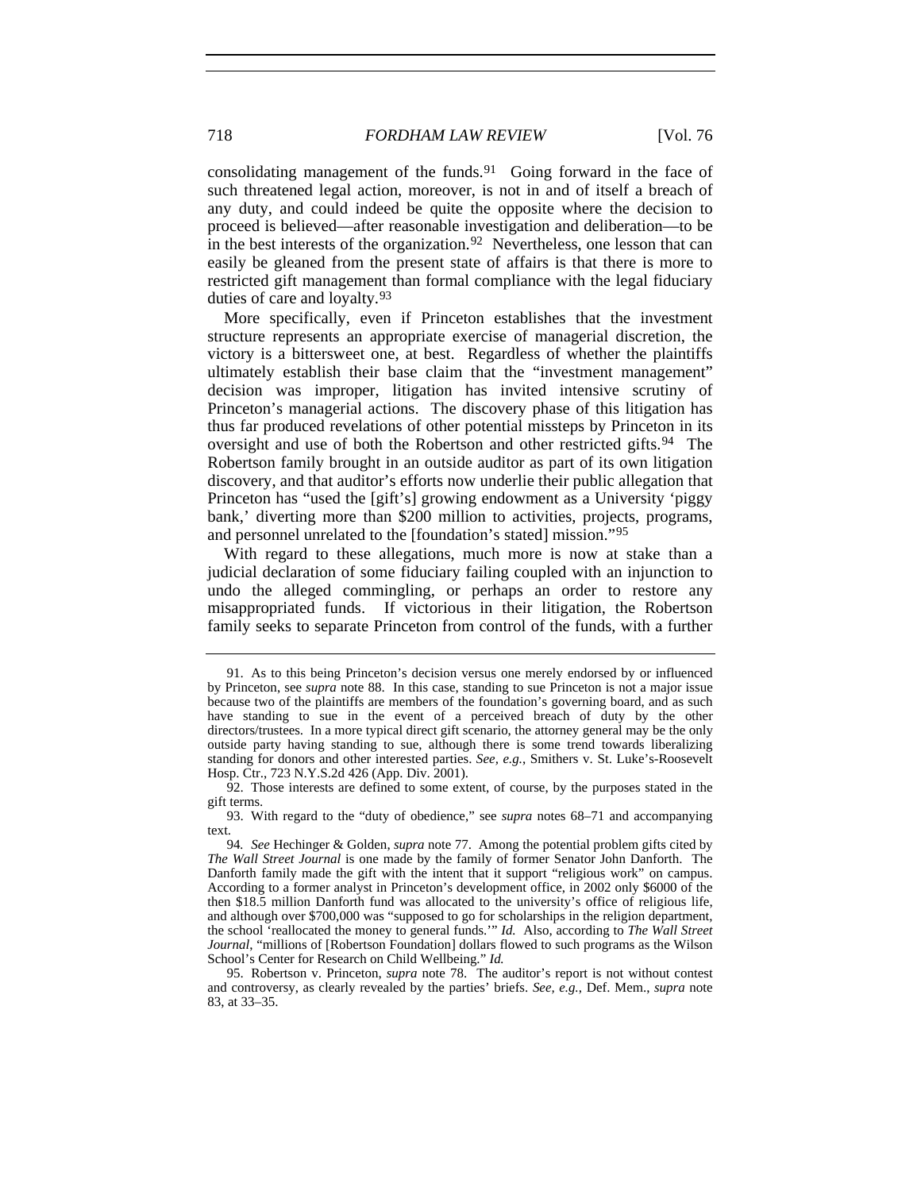consolidating management of the funds.[91] Going forward in the face of such threatened legal action, moreover, is not in and of itself a breach of any duty, and could indeed be quite the opposite where the decision to proceed is believed—after reasonable investigation and deliberation—to be in the best interests of the organization.[92] Nevertheless, one lesson that can easily be gleaned from the present state of affairs is that there is more to restricted gift management than formal compliance with the legal fiduciary duties of care and loyalty.[93]

More specifically, even if Princeton establishes that the investment structure represents an appropriate exercise of managerial discretion, the victory is a bittersweet one, at best. Regardless of whether the plaintiffs ultimately establish their base claim that the "investment management" decision was improper, litigation has invited intensive scrutiny of Princeton's managerial actions. The discovery phase of this litigation has thus far produced revelations of other potential missteps by Princeton in its oversight and use of both the Robertson and other restricted gifts.[94] The Robertson family brought in an outside auditor as part of its own litigation discovery, and that auditor's efforts now underlie their public allegation that Princeton has "used the [gift's] growing endowment as a University 'piggy bank,' diverting more than $200 million to activities, projects, programs, and personnel unrelated to the [foundation's stated] mission."[95]

With regard to these allegations, much more is now at stake than a judicial declaration of some fiduciary failing coupled with an injunction to undo the alleged commingling, or perhaps an order to restore any misappropriated funds. If victorious in their litigation, the Robertson family seeks to separate Princeton from control of the funds, with a further

---

91. As to this being Princeton's decision versus one merely endorsed by or influenced by Princeton, see *supra* note 88. In this case, standing to sue Princeton is not a major issue because two of the plaintiffs are members of the foundation's governing board, and as such have standing to sue in the event of a perceived breach of duty by the other directors/trustees. In a more typical direct gift scenario, the attorney general may be the only outside party having standing to sue, although there is some trend towards liberalizing standing for donors and other interested parties. *See, e.g.*, Smithers v. St. Luke's-Roosevelt Hosp. Ctr., 723 N.Y.S.2d 426 (App. Div. 2001).

92. Those interests are defined to some extent, of course, by the purposes stated in the gift terms.

93. With regard to the "duty of obedience," see *supra* notes 68–71 and accompanying text.

94. *See* Hechinger & Golden, *supra* note 77. Among the potential problem gifts cited by *The Wall Street Journal* is one made by the family of former Senator John Danforth. The Danforth family made the gift with the intent that it support "religious work" on campus. According to a former analyst in Princeton's development office, in 2002 only $6000 of the then $18.5 million Danforth fund was allocated to the university's office of religious life, and although over $700,000 was "supposed to go for scholarships in the religion department, the school 'reallocated the money to general funds.'" *Id.* Also, according to *The Wall Street Journal*, "millions of [Robertson Foundation] dollars flowed to such programs as the Wilson School's Center for Research on Child Wellbeing." *Id.*

95. Robertson v. Princeton, *supra* note 78. The auditor's report is not without contest and controversy, as clearly revealed by the parties' briefs. *See, e.g.*, Def. Mem., *supra* note 83, at 33–35.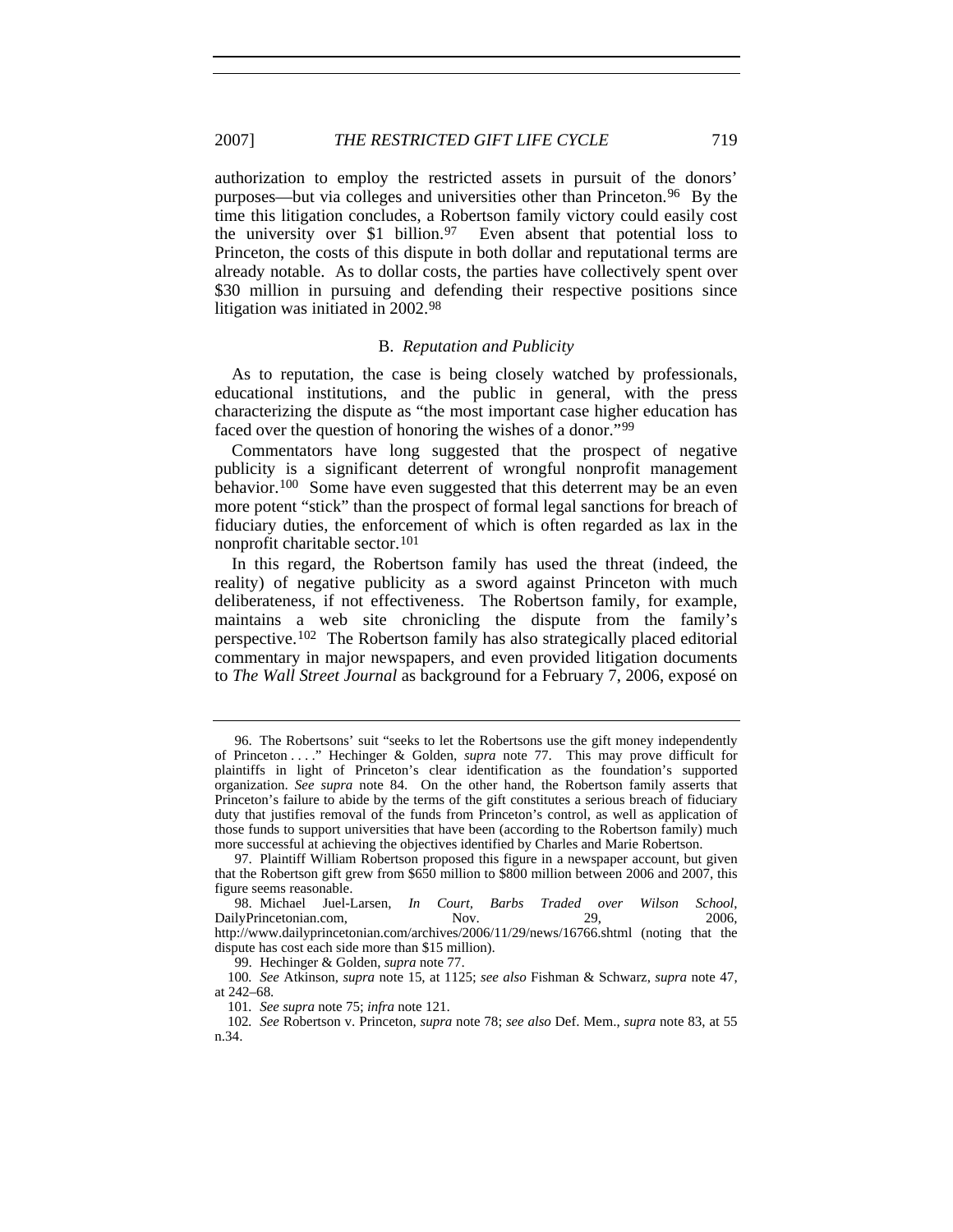authorization to employ the restricted assets in pursuit of the donors' purposes—but via colleges and universities other than Princeton.[96] By the time this litigation concludes, a Robertson family victory could easily cost the university over $1 billion.[97] Even absent that potential loss to Princeton, the costs of this dispute in both dollar and reputational terms are already notable. As to dollar costs, the parties have collectively spent over $30 million in pursuing and defending their respective positions since litigation was initiated in 2002.[98]

### B. *Reputation and Publicity*

As to reputation, the case is being closely watched by professionals, educational institutions, and the public in general, with the press characterizing the dispute as "the most important case higher education has faced over the question of honoring the wishes of a donor."[99]

Commentators have long suggested that the prospect of negative publicity is a significant deterrent of wrongful nonprofit management behavior.[100] Some have even suggested that this deterrent may be an even more potent "stick" than the prospect of formal legal sanctions for breach of fiduciary duties, the enforcement of which is often regarded as lax in the nonprofit charitable sector.[101]

In this regard, the Robertson family has used the threat (indeed, the reality) of negative publicity as a sword against Princeton with much deliberateness, if not effectiveness. The Robertson family, for example, maintains a web site chronicling the dispute from the family's perspective.[102] The Robertson family has also strategically placed editorial commentary in major newspapers, and even provided litigation documents to *The Wall Street Journal* as background for a February 7, 2006, exposé on

---

96. The Robertsons' suit "seeks to let the Robertsons use the gift money independently of Princeton . . . ." Hechinger & Golden, *supra* note 77. This may prove difficult for plaintiffs in light of Princeton's clear identification as the foundation's supported organization. *See supra* note 84. On the other hand, the Robertson family asserts that Princeton's failure to abide by the terms of the gift constitutes a serious breach of fiduciary duty that justifies removal of the funds from Princeton's control, as well as application of those funds to support universities that have been (according to the Robertson family) much more successful at achieving the objectives identified by Charles and Marie Robertson.

97. Plaintiff William Robertson proposed this figure in a newspaper account, but given that the Robertson gift grew from $650 million to $800 million between 2006 and 2007, this figure seems reasonable.

98. Michael Juel-Larsen, *In Court, Barbs Traded over Wilson School*, DailyPrincetonian.com, Nov. 29, 2006, http://www.dailyprincetonian.com/archives/2006/11/29/news/16766.shtml (noting that the dispute has cost each side more than $15 million).

99. Hechinger & Golden, *supra* note 77.

100. *See* Atkinson, *supra* note 15, at 1125; *see also* Fishman & Schwarz, *supra* note 47, at 242–68.

101. *See supra* note 75; *infra* note 121.

102. *See* Robertson v. Princeton, *supra* note 78; *see also* Def. Mem., *supra* note 83, at 55 n.34.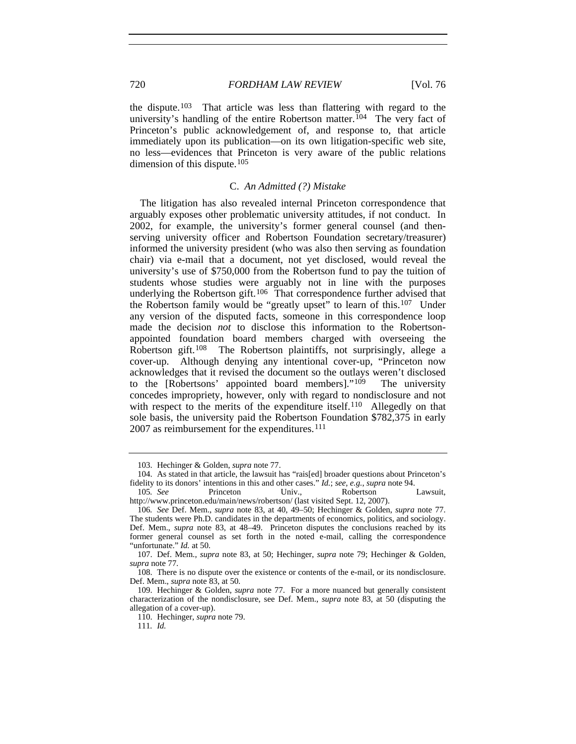the dispute.[103] That article was less than flattering with regard to the university's handling of the entire Robertson matter.[104] The very fact of Princeton's public acknowledgement of, and response to, that article immediately upon its publication—on its own litigation-specific web site, no less—evidences that Princeton is very aware of the public relations dimension of this dispute.[105]

### C. *An Admitted (?) Mistake*

The litigation has also revealed internal Princeton correspondence that arguably exposes other problematic university attitudes, if not conduct. In 2002, for example, the university's former general counsel (and then-serving university officer and Robertson Foundation secretary/treasurer) informed the university president (who was also then serving as foundation chair) via e-mail that a document, not yet disclosed, would reveal the university's use of $750,000 from the Robertson fund to pay the tuition of students whose studies were arguably not in line with the purposes underlying the Robertson gift.[106] That correspondence further advised that the Robertson family would be "greatly upset" to learn of this.[107] Under any version of the disputed facts, someone in this correspondence loop made the decision *not* to disclose this information to the Robertson-appointed foundation board members charged with overseeing the Robertson gift.[108] The Robertson plaintiffs, not surprisingly, allege a cover-up. Although denying any intentional cover-up, "Princeton now acknowledges that it revised the document so the outlays weren't disclosed to the [Robertsons' appointed board members]."[109] The university concedes impropriety, however, only with regard to nondisclosure and not with respect to the merits of the expenditure itself.[110] Allegedly on that sole basis, the university paid the Robertson Foundation $782,375 in early 2007 as reimbursement for the expenditures.[111]

---

103. Hechinger & Golden, *supra* note 77.

104. As stated in that article, the lawsuit has "rais[ed] broader questions about Princeton's fidelity to its donors' intentions in this and other cases." *Id.*; *see, e.g.*, *supra* note 94.

105. *See* Princeton Univ., Robertson Lawsuit, http://www.princeton.edu/main/news/robertson/ (last visited Sept. 12, 2007).

106. *See* Def. Mem., *supra* note 83, at 40, 49–50; Hechinger & Golden, *supra* note 77. The students were Ph.D. candidates in the departments of economics, politics, and sociology. Def. Mem., *supra* note 83, at 48–49. Princeton disputes the conclusions reached by its former general counsel as set forth in the noted e-mail, calling the correspondence "unfortunate." *Id.* at 50.

107. Def. Mem., *supra* note 83, at 50; Hechinger, *supra* note 79; Hechinger & Golden, *supra* note 77.

108. There is no dispute over the existence or contents of the e-mail, or its nondisclosure. Def. Mem., *supra* note 83, at 50.

109. Hechinger & Golden, *supra* note 77. For a more nuanced but generally consistent characterization of the nondisclosure, see Def. Mem., *supra* note 83, at 50 (disputing the allegation of a cover-up).

110. Hechinger, *supra* note 79.

111. *Id.*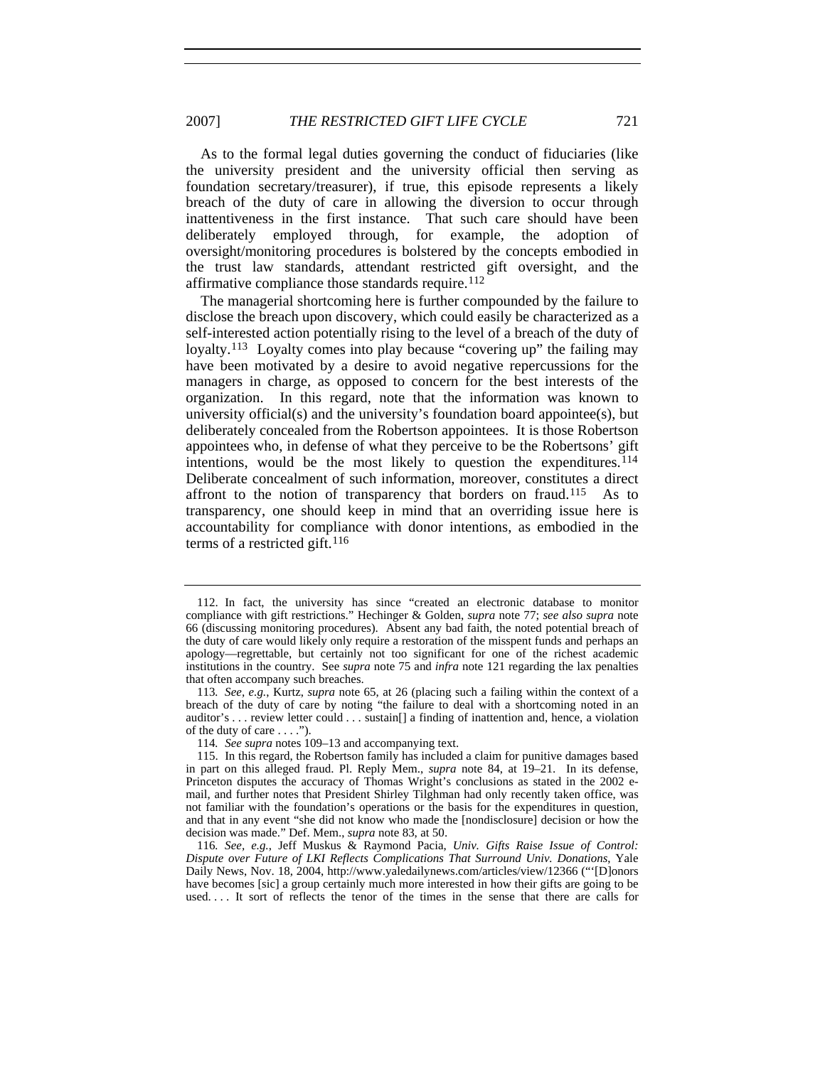As to the formal legal duties governing the conduct of fiduciaries (like the university president and the university official then serving as foundation secretary/treasurer), if true, this episode represents a likely breach of the duty of care in allowing the diversion to occur through inattentiveness in the first instance. That such care should have been deliberately employed through, for example, the adoption of oversight/monitoring procedures is bolstered by the concepts embodied in the trust law standards, attendant restricted gift oversight, and the affirmative compliance those standards require.[112]

The managerial shortcoming here is further compounded by the failure to disclose the breach upon discovery, which could easily be characterized as a self-interested action potentially rising to the level of a breach of the duty of loyalty.[113] Loyalty comes into play because "covering up" the failing may have been motivated by a desire to avoid negative repercussions for the managers in charge, as opposed to concern for the best interests of the organization. In this regard, note that the information was known to university official(s) and the university's foundation board appointee(s), but deliberately concealed from the Robertson appointees. It is those Robertson appointees who, in defense of what they perceive to be the Robertsons' gift intentions, would be the most likely to question the expenditures.[114] Deliberate concealment of such information, moreover, constitutes a direct affront to the notion of transparency that borders on fraud.[115] As to transparency, one should keep in mind that an overriding issue here is accountability for compliance with donor intentions, as embodied in the terms of a restricted gift.[116]

---

112. In fact, the university has since "created an electronic database to monitor compliance with gift restrictions." Hechinger & Golden, *supra* note 77; *see also supra* note 66 (discussing monitoring procedures). Absent any bad faith, the noted potential breach of the duty of care would likely only require a restoration of the misspent funds and perhaps an apology—regrettable, but certainly not too significant for one of the richest academic institutions in the country. See *supra* note 75 and *infra* note 121 regarding the lax penalties that often accompany such breaches.

113. *See, e.g.*, Kurtz, *supra* note 65, at 26 (placing such a failing within the context of a breach of the duty of care by noting "the failure to deal with a shortcoming noted in an auditor's . . . review letter could . . . sustain[] a finding of inattention and, hence, a violation of the duty of care . . . .").

114. *See supra* notes 109–13 and accompanying text.

115. In this regard, the Robertson family has included a claim for punitive damages based in part on this alleged fraud. Pl. Reply Mem., *supra* note 84, at 19–21. In its defense, Princeton disputes the accuracy of Thomas Wright's conclusions as stated in the 2002 e-mail, and further notes that President Shirley Tilghman had only recently taken office, was not familiar with the foundation's operations or the basis for the expenditures in question, and that in any event "she did not know who made the [nondisclosure] decision or how the decision was made." Def. Mem., *supra* note 83, at 50.

116. *See, e.g.*, Jeff Muskus & Raymond Pacia, *Univ. Gifts Raise Issue of Control: Dispute over Future of LKI Reflects Complications That Surround Univ. Donations*, Yale Daily News, Nov. 18, 2004, http://www.yaledailynews.com/articles/view/12366 ("'[D]onors have becomes [sic] a group certainly much more interested in how their gifts are going to be used. . . . It sort of reflects the tenor of the times in the sense that there are calls for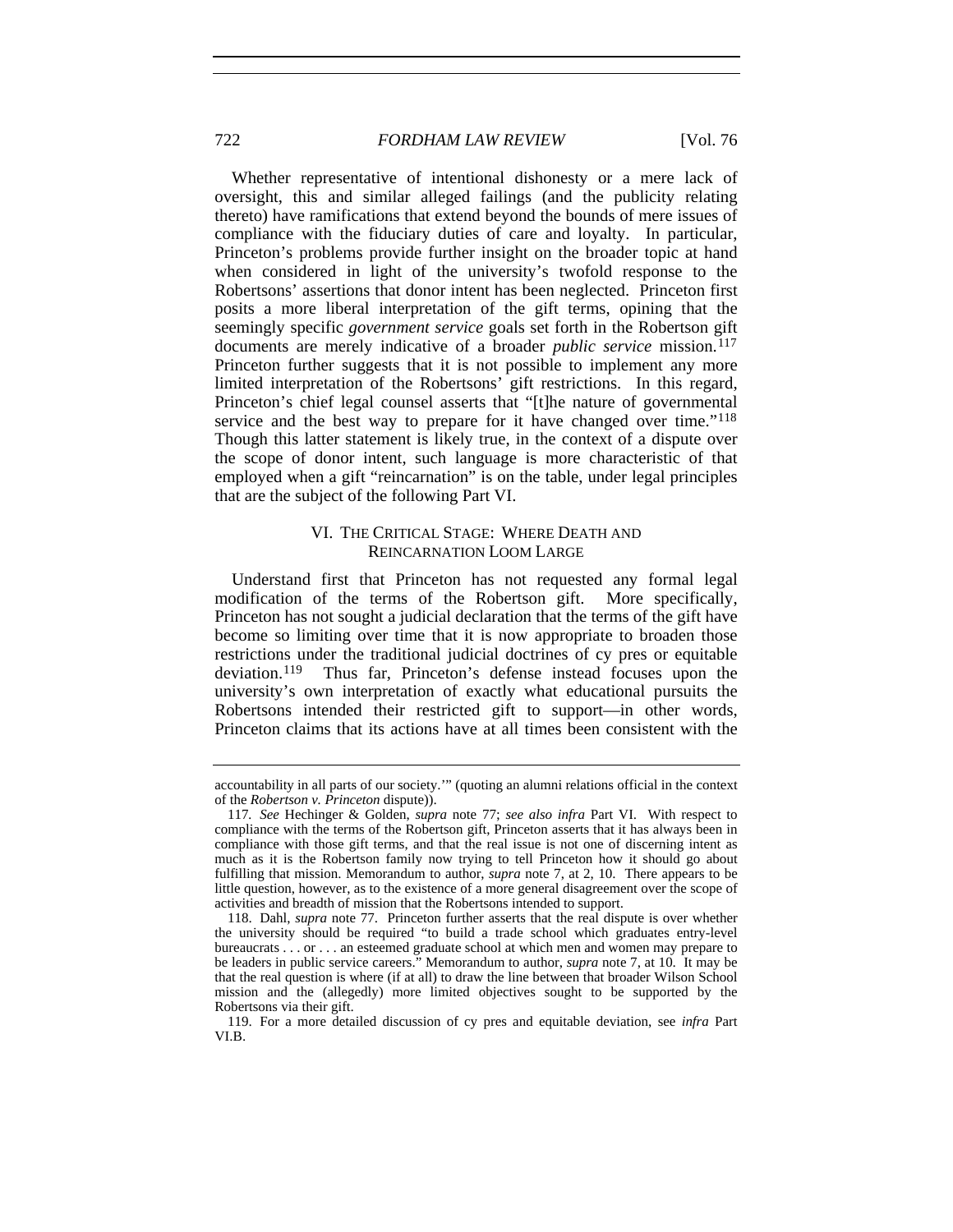Whether representative of intentional dishonesty or a mere lack of oversight, this and similar alleged failings (and the publicity relating thereto) have ramifications that extend beyond the bounds of mere issues of compliance with the fiduciary duties of care and loyalty. In particular, Princeton's problems provide further insight on the broader topic at hand when considered in light of the university's twofold response to the Robertsons' assertions that donor intent has been neglected. Princeton first posits a more liberal interpretation of the gift terms, opining that the seemingly specific *government service* goals set forth in the Robertson gift documents are merely indicative of a broader *public service* mission.[117] Princeton further suggests that it is not possible to implement any more limited interpretation of the Robertsons' gift restrictions. In this regard, Princeton's chief legal counsel asserts that "[t]he nature of governmental service and the best way to prepare for it have changed over time."[118] Though this latter statement is likely true, in the context of a dispute over the scope of donor intent, such language is more characteristic of that employed when a gift "reincarnation" is on the table, under legal principles that are the subject of the following Part VI.

## VI. The Critical Stage: Where Death and Reincarnation Loom Large

Understand first that Princeton has not requested any formal legal modification of the terms of the Robertson gift. More specifically, Princeton has not sought a judicial declaration that the terms of the gift have become so limiting over time that it is now appropriate to broaden those restrictions under the traditional judicial doctrines of cy pres or equitable deviation.[119] Thus far, Princeton's defense instead focuses upon the university's own interpretation of exactly what educational pursuits the Robertsons intended their restricted gift to support—in other words, Princeton claims that its actions have at all times been consistent with the

---

accountability in all parts of our society.'" (quoting an alumni relations official in the context of the *Robertson v. Princeton* dispute)).

117. *See* Hechinger & Golden, *supra* note 77; *see also infra* Part VI. With respect to compliance with the terms of the Robertson gift, Princeton asserts that it has always been in compliance with those gift terms, and that the real issue is not one of discerning intent as much as it is the Robertson family now trying to tell Princeton how it should go about fulfilling that mission. Memorandum to author, *supra* note 7, at 2, 10. There appears to be little question, however, as to the existence of a more general disagreement over the scope of activities and breadth of mission that the Robertsons intended to support.

118. Dahl, *supra* note 77. Princeton further asserts that the real dispute is over whether the university should be required "to build a trade school which graduates entry-level bureaucrats . . . or . . . an esteemed graduate school at which men and women may prepare to be leaders in public service careers." Memorandum to author, *supra* note 7, at 10. It may be that the real question is where (if at all) to draw the line between that broader Wilson School mission and the (allegedly) more limited objectives sought to be supported by the Robertsons via their gift.

119. For a more detailed discussion of cy pres and equitable deviation, see *infra* Part VI.B.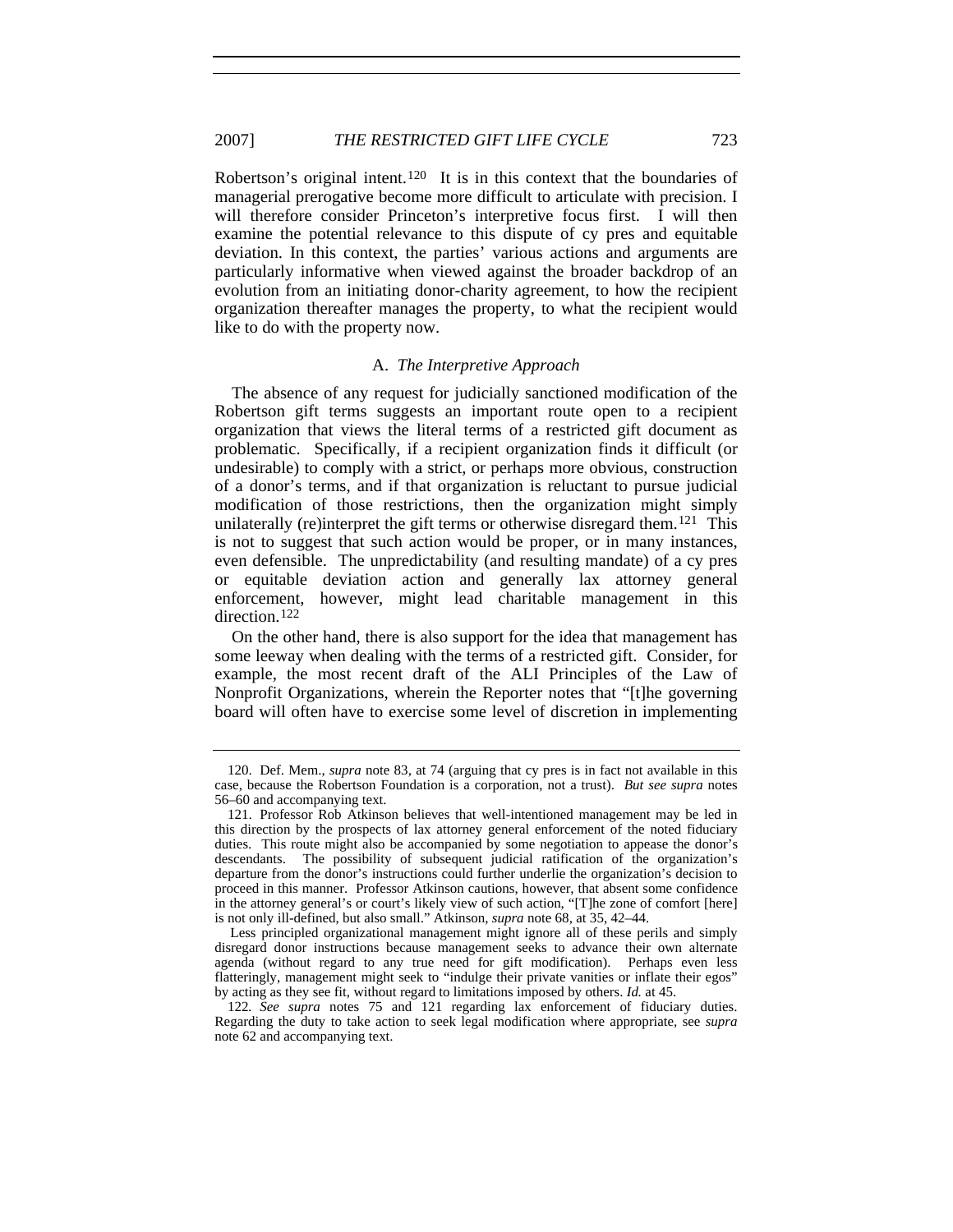Robertson's original intent.[120] It is in this context that the boundaries of managerial prerogative become more difficult to articulate with precision. I will therefore consider Princeton's interpretive focus first. I will then examine the potential relevance to this dispute of cy pres and equitable deviation. In this context, the parties' various actions and arguments are particularly informative when viewed against the broader backdrop of an evolution from an initiating donor-charity agreement, to how the recipient organization thereafter manages the property, to what the recipient would like to do with the property now.

### A. *The Interpretive Approach*

The absence of any request for judicially sanctioned modification of the Robertson gift terms suggests an important route open to a recipient organization that views the literal terms of a restricted gift document as problematic. Specifically, if a recipient organization finds it difficult (or undesirable) to comply with a strict, or perhaps more obvious, construction of a donor's terms, and if that organization is reluctant to pursue judicial modification of those restrictions, then the organization might simply unilaterally (re)interpret the gift terms or otherwise disregard them.[121] This is not to suggest that such action would be proper, or in many instances, even defensible. The unpredictability (and resulting mandate) of a cy pres or equitable deviation action and generally lax attorney general enforcement, however, might lead charitable management in this direction.[122]

On the other hand, there is also support for the idea that management has some leeway when dealing with the terms of a restricted gift. Consider, for example, the most recent draft of the ALI Principles of the Law of Nonprofit Organizations, wherein the Reporter notes that "[t]he governing board will often have to exercise some level of discretion in implementing

---

120. Def. Mem., *supra* note 83, at 74 (arguing that cy pres is in fact not available in this case, because the Robertson Foundation is a corporation, not a trust). *But see supra* notes 56–60 and accompanying text.

121. Professor Rob Atkinson believes that well-intentioned management may be led in this direction by the prospects of lax attorney general enforcement of the noted fiduciary duties. This route might also be accompanied by some negotiation to appease the donor's descendants. The possibility of subsequent judicial ratification of the organization's departure from the donor's instructions could further underlie the organization's decision to proceed in this manner. Professor Atkinson cautions, however, that absent some confidence in the attorney general's or court's likely view of such action, "[T]he zone of comfort [here] is not only ill-defined, but also small." Atkinson, *supra* note 68, at 35, 42–44.

Less principled organizational management might ignore all of these perils and simply disregard donor instructions because management seeks to advance their own alternate agenda (without regard to any true need for gift modification). Perhaps even less flatteringly, management might seek to "indulge their private vanities or inflate their egos" by acting as they see fit, without regard to limitations imposed by others. *Id.* at 45.

122. *See supra* notes 75 and 121 regarding lax enforcement of fiduciary duties. Regarding the duty to take action to seek legal modification where appropriate, see *supra* note 62 and accompanying text.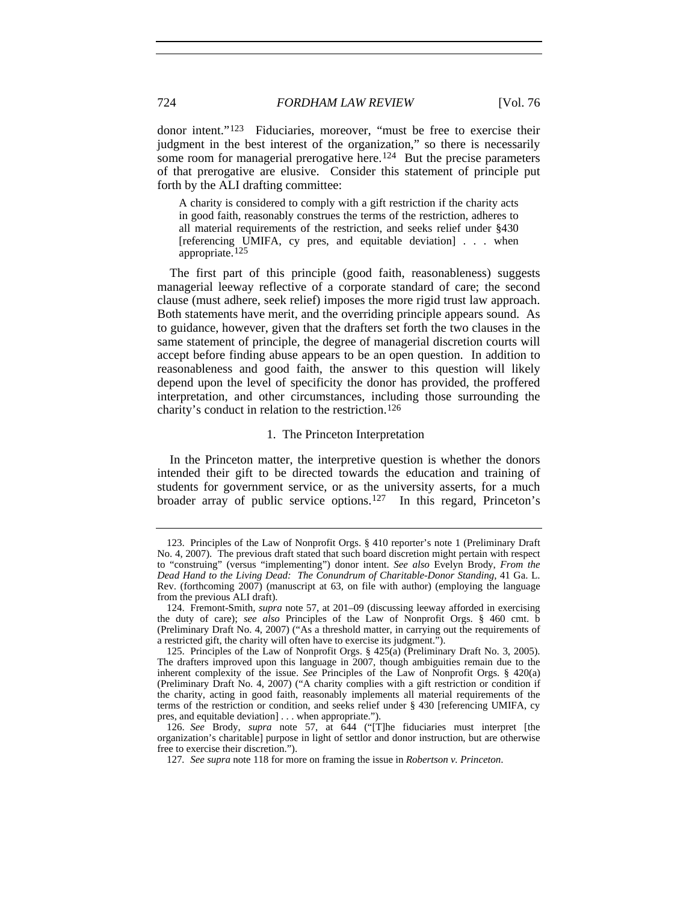donor intent."[123] Fiduciaries, moreover, "must be free to exercise their judgment in the best interest of the organization," so there is necessarily some room for managerial prerogative here.[124] But the precise parameters of that prerogative are elusive. Consider this statement of principle put forth by the ALI drafting committee:

> A charity is considered to comply with a gift restriction if the charity acts in good faith, reasonably construes the terms of the restriction, adheres to all material requirements of the restriction, and seeks relief under §430 [referencing UMIFA, cy pres, and equitable deviation] . . . when appropriate.[125]

The first part of this principle (good faith, reasonableness) suggests managerial leeway reflective of a corporate standard of care; the second clause (must adhere, seek relief) imposes the more rigid trust law approach. Both statements have merit, and the overriding principle appears sound. As to guidance, however, given that the drafters set forth the two clauses in the same statement of principle, the degree of managerial discretion courts will accept before finding abuse appears to be an open question. In addition to reasonableness and good faith, the answer to this question will likely depend upon the level of specificity the donor has provided, the proffered interpretation, and other circumstances, including those surrounding the charity's conduct in relation to the restriction.[126]

### 1. The Princeton Interpretation

In the Princeton matter, the interpretive question is whether the donors intended their gift to be directed towards the education and training of students for government service, or as the university asserts, for a much broader array of public service options.[127] In this regard, Princeton's

---

123. Principles of the Law of Nonprofit Orgs. § 410 reporter's note 1 (Preliminary Draft No. 4, 2007). The previous draft stated that such board discretion might pertain with respect to "construing" (versus "implementing") donor intent. *See also* Evelyn Brody, *From the Dead Hand to the Living Dead: The Conundrum of Charitable-Donor Standing*, 41 Ga. L. Rev. (forthcoming 2007) (manuscript at 63, on file with author) (employing the language from the previous ALI draft).

124. Fremont-Smith, *supra* note 57, at 201–09 (discussing leeway afforded in exercising the duty of care); *see also* Principles of the Law of Nonprofit Orgs. § 460 cmt. b (Preliminary Draft No. 4, 2007) ("As a threshold matter, in carrying out the requirements of a restricted gift, the charity will often have to exercise its judgment.").

125. Principles of the Law of Nonprofit Orgs. § 425(a) (Preliminary Draft No. 3, 2005). The drafters improved upon this language in 2007, though ambiguities remain due to the inherent complexity of the issue. *See* Principles of the Law of Nonprofit Orgs. § 420(a) (Preliminary Draft No. 4, 2007) ("A charity complies with a gift restriction or condition if the charity, acting in good faith, reasonably implements all material requirements of the terms of the restriction or condition, and seeks relief under § 430 [referencing UMIFA, cy pres, and equitable deviation] . . . when appropriate.").

126. *See* Brody, *supra* note 57, at 644 ("[T]he fiduciaries must interpret [the organization's charitable] purpose in light of settlor and donor instruction, but are otherwise free to exercise their discretion.").

127. *See supra* note 118 for more on framing the issue in *Robertson v. Princeton*.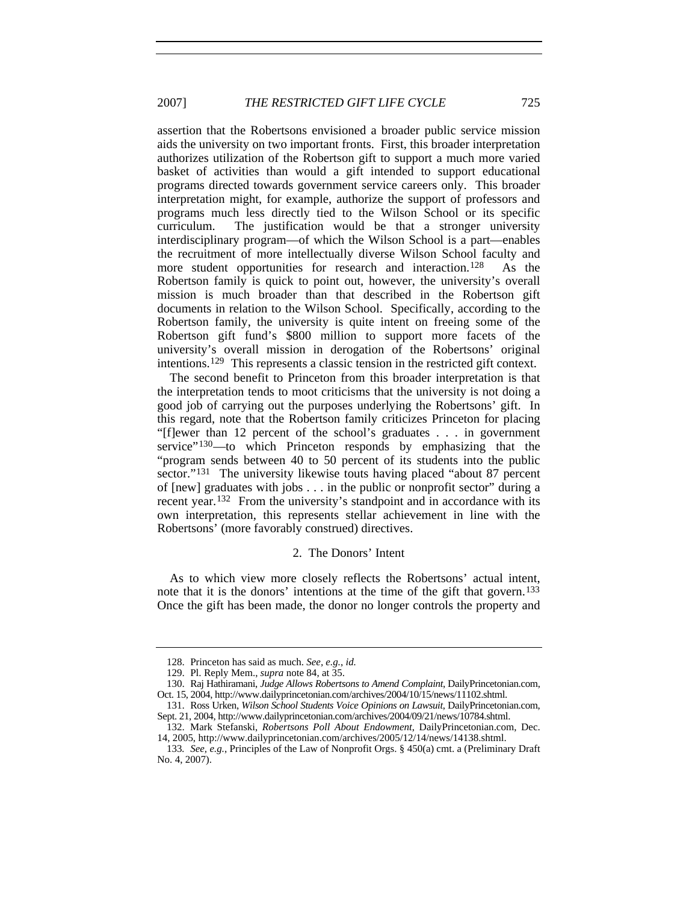assertion that the Robertsons envisioned a broader public service mission aids the university on two important fronts. First, this broader interpretation authorizes utilization of the Robertson gift to support a much more varied basket of activities than would a gift intended to support educational programs directed towards government service careers only. This broader interpretation might, for example, authorize the support of professors and programs much less directly tied to the Wilson School or its specific curriculum. The justification would be that a stronger university interdisciplinary program—of which the Wilson School is a part—enables the recruitment of more intellectually diverse Wilson School faculty and more student opportunities for research and interaction.[128] As the Robertson family is quick to point out, however, the university's overall mission is much broader than that described in the Robertson gift documents in relation to the Wilson School. Specifically, according to the Robertson family, the university is quite intent on freeing some of the Robertson gift fund's $800 million to support more facets of the university's overall mission in derogation of the Robertsons' original intentions.[129] This represents a classic tension in the restricted gift context.

The second benefit to Princeton from this broader interpretation is that the interpretation tends to moot criticisms that the university is not doing a good job of carrying out the purposes underlying the Robertsons' gift. In this regard, note that the Robertson family criticizes Princeton for placing "[f]ewer than 12 percent of the school's graduates . . . in government service"[130]—to which Princeton responds by emphasizing that the "program sends between 40 to 50 percent of its students into the public sector."[131] The university likewise touts having placed "about 87 percent of [new] graduates with jobs . . . in the public or nonprofit sector" during a recent year.[132] From the university's standpoint and in accordance with its own interpretation, this represents stellar achievement in line with the Robertsons' (more favorably construed) directives.

### 2. The Donors' Intent

As to which view more closely reflects the Robertsons' actual intent, note that it is the donors' intentions at the time of the gift that govern.[133] Once the gift has been made, the donor no longer controls the property and

---

128. Princeton has said as much. *See, e.g.*, *id.*

129. Pl. Reply Mem., *supra* note 84, at 35.

130. Raj Hathiramani, *Judge Allows Robertsons to Amend Complaint*, DailyPrincetonian.com, Oct. 15, 2004, http://www.dailyprincetonian.com/archives/2004/10/15/news/11102.shtml.

131. Ross Urken, *Wilson School Students Voice Opinions on Lawsuit*, DailyPrincetonian.com, Sept. 21, 2004, http://www.dailyprincetonian.com/archives/2004/09/21/news/10784.shtml.

132. Mark Stefanski, *Robertsons Poll About Endowment*, DailyPrincetonian.com, Dec. 14, 2005, http://www.dailyprincetonian.com/archives/2005/12/14/news/14138.shtml.

133. *See, e.g.*, Principles of the Law of Nonprofit Orgs. § 450(a) cmt. a (Preliminary Draft No. 4, 2007).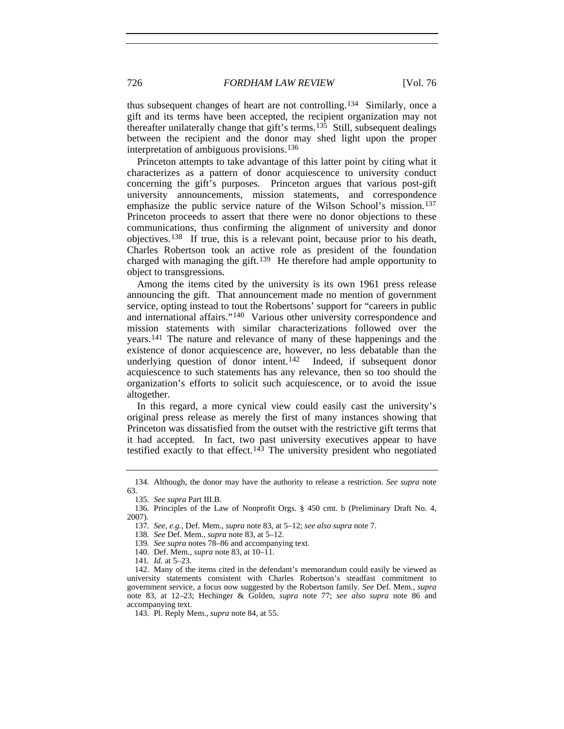thus subsequent changes of heart are not controlling.[134] Similarly, once a gift and its terms have been accepted, the recipient organization may not thereafter unilaterally change that gift's terms.[135] Still, subsequent dealings between the recipient and the donor may shed light upon the proper interpretation of ambiguous provisions.[136]

Princeton attempts to take advantage of this latter point by citing what it characterizes as a pattern of donor acquiescence to university conduct concerning the gift's purposes. Princeton argues that various post-gift university announcements, mission statements, and correspondence emphasize the public service nature of the Wilson School's mission.[137] Princeton proceeds to assert that there were no donor objections to these communications, thus confirming the alignment of university and donor objectives.[138] If true, this is a relevant point, because prior to his death, Charles Robertson took an active role as president of the foundation charged with managing the gift.[139] He therefore had ample opportunity to object to transgressions.

Among the items cited by the university is its own 1961 press release announcing the gift. That announcement made no mention of government service, opting instead to tout the Robertsons' support for "careers in public and international affairs."[140] Various other university correspondence and mission statements with similar characterizations followed over the years.[141] The nature and relevance of many of these happenings and the existence of donor acquiescence are, however, no less debatable than the underlying question of donor intent.[142] Indeed, if subsequent donor acquiescence to such statements has any relevance, then so too should the organization's efforts to solicit such acquiescence, or to avoid the issue altogether.

In this regard, a more cynical view could easily cast the university's original press release as merely the first of many instances showing that Princeton was dissatisfied from the outset with the restrictive gift terms that it had accepted. In fact, two past university executives appear to have testified exactly to that effect.[143] The university president who negotiated

---

134. Although, the donor may have the authority to release a restriction. *See supra* note 63.

135. *See supra* Part III.B.

136. Principles of the Law of Nonprofit Orgs. § 450 cmt. b (Preliminary Draft No. 4, 2007).

137. *See, e.g.*, Def. Mem., *supra* note 83, at 5–12; *see also supra* note 7.

138. *See* Def. Mem., *supra* note 83, at 5–12.

139. *See supra* notes 78–86 and accompanying text.

140. Def. Mem., *supra* note 83, at 10–11.

141. *Id.* at 5–23.

142. Many of the items cited in the defendant's memorandum could easily be viewed as university statements consistent with Charles Robertson's steadfast commitment to government service, a focus now suggested by the Robertson family. *See* Def. Mem., *supra* note 83, at 12–23; Hechinger & Golden, *supra* note 77; *see also supra* note 86 and accompanying text.

143. Pl. Reply Mem., *supra* note 84, at 55.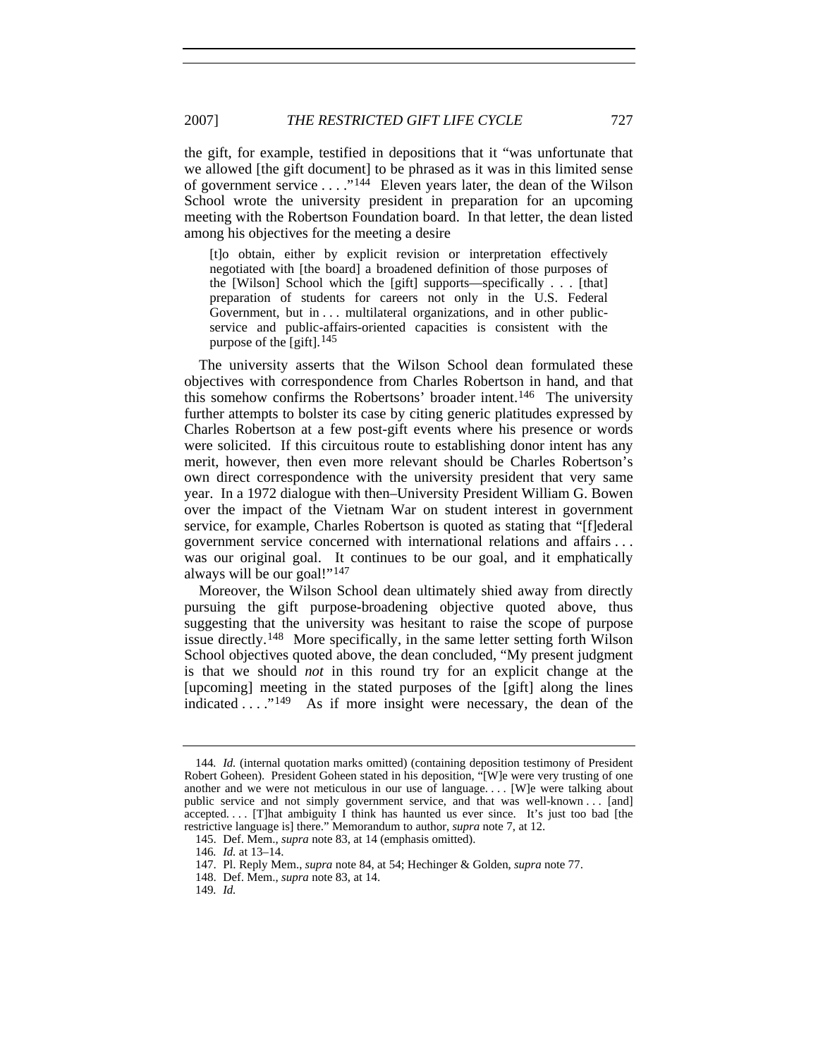the gift, for example, testified in depositions that it "was unfortunate that we allowed [the gift document] to be phrased as it was in this limited sense of government service . . . ."[144] Eleven years later, the dean of the Wilson School wrote the university president in preparation for an upcoming meeting with the Robertson Foundation board. In that letter, the dean listed among his objectives for the meeting a desire

> [t]o obtain, either by explicit revision or interpretation effectively negotiated with [the board] a broadened definition of those purposes of the [Wilson] School which the [gift] supports—specifically . . . [that] preparation of students for careers not only in the U.S. Federal Government, but in . . . multilateral organizations, and in other public-service and public-affairs-oriented capacities is consistent with the purpose of the [gift].[145]

The university asserts that the Wilson School dean formulated these objectives with correspondence from Charles Robertson in hand, and that this somehow confirms the Robertsons' broader intent.[146] The university further attempts to bolster its case by citing generic platitudes expressed by Charles Robertson at a few post-gift events where his presence or words were solicited. If this circuitous route to establishing donor intent has any merit, however, then even more relevant should be Charles Robertson's own direct correspondence with the university president that very same year. In a 1972 dialogue with then–University President William G. Bowen over the impact of the Vietnam War on student interest in government service, for example, Charles Robertson is quoted as stating that "[f]ederal government service concerned with international relations and affairs . . . was our original goal. It continues to be our goal, and it emphatically always will be our goal!"[147]

Moreover, the Wilson School dean ultimately shied away from directly pursuing the gift purpose-broadening objective quoted above, thus suggesting that the university was hesitant to raise the scope of purpose issue directly.[148] More specifically, in the same letter setting forth Wilson School objectives quoted above, the dean concluded, "My present judgment is that we should *not* in this round try for an explicit change at the [upcoming] meeting in the stated purposes of the [gift] along the lines indicated . . . ."[149] As if more insight were necessary, the dean of the

---

144. *Id.* (internal quotation marks omitted) (containing deposition testimony of President Robert Goheen). President Goheen stated in his deposition, "[W]e were very trusting of one another and we were not meticulous in our use of language. . . . [W]e were talking about public service and not simply government service, and that was well-known . . . [and] accepted. . . . [T]hat ambiguity I think has haunted us ever since. It's just too bad [the restrictive language is] there." Memorandum to author, *supra* note 7, at 12.

145. Def. Mem., *supra* note 83, at 14 (emphasis omitted).

146. *Id.* at 13–14.

147. Pl. Reply Mem., *supra* note 84, at 54; Hechinger & Golden, *supra* note 77.

148. Def. Mem., *supra* note 83, at 14.

149. *Id.*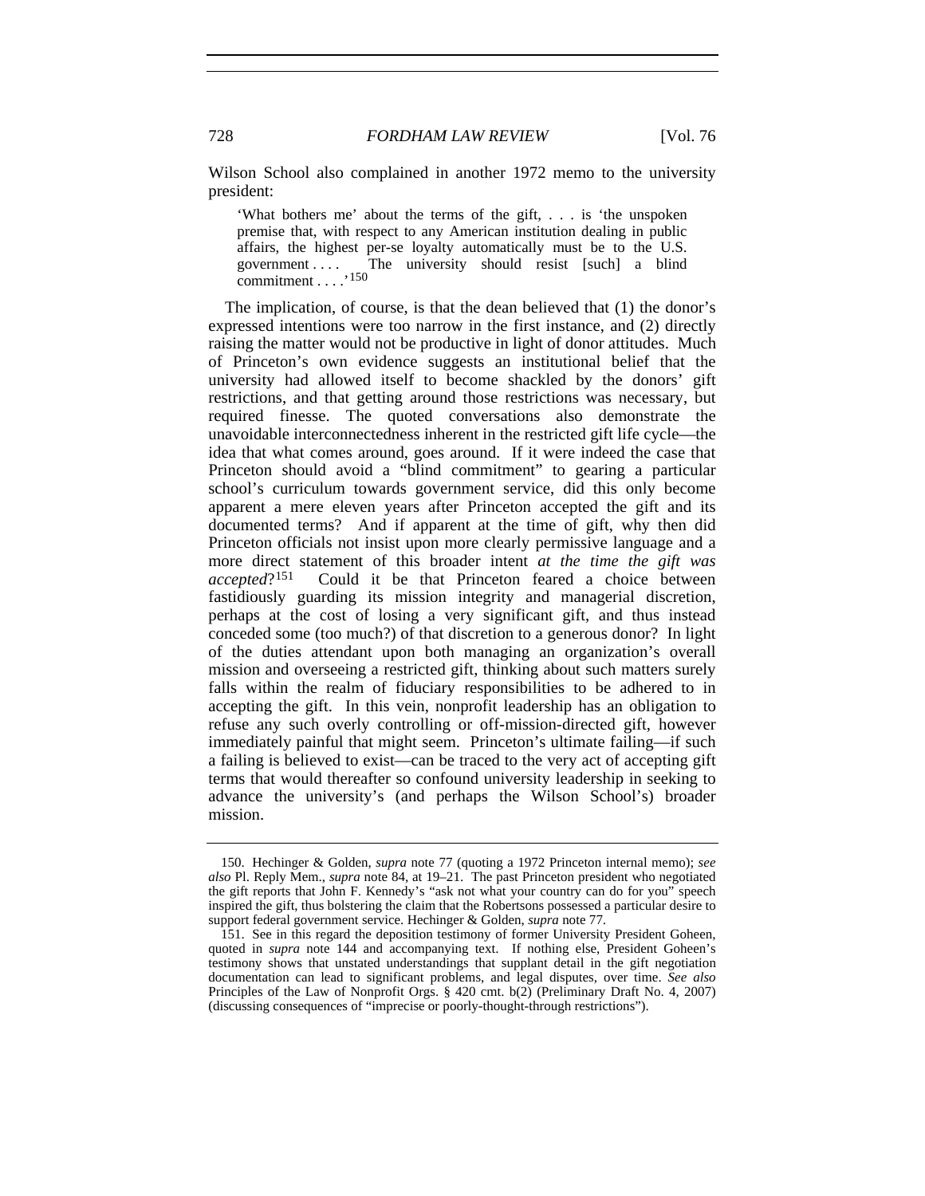Wilson School also complained in another 1972 memo to the university president:

> 'What bothers me' about the terms of the gift, . . . is 'the unspoken premise that, with respect to any American institution dealing in public affairs, the highest per-se loyalty automatically must be to the U.S. government . . . . The university should resist [such] a blind commitment . . . .'[150]

The implication, of course, is that the dean believed that (1) the donor's expressed intentions were too narrow in the first instance, and (2) directly raising the matter would not be productive in light of donor attitudes. Much of Princeton's own evidence suggests an institutional belief that the university had allowed itself to become shackled by the donors' gift restrictions, and that getting around those restrictions was necessary, but required finesse. The quoted conversations also demonstrate the unavoidable interconnectedness inherent in the restricted gift life cycle—the idea that what comes around, goes around. If it were indeed the case that Princeton should avoid a "blind commitment" to gearing a particular school's curriculum towards government service, did this only become apparent a mere eleven years after Princeton accepted the gift and its documented terms? And if apparent at the time of gift, why then did Princeton officials not insist upon more clearly permissive language and a more direct statement of this broader intent *at the time the gift was accepted*?[151] Could it be that Princeton feared a choice between fastidiously guarding its mission integrity and managerial discretion, perhaps at the cost of losing a very significant gift, and thus instead conceded some (too much?) of that discretion to a generous donor? In light of the duties attendant upon both managing an organization's overall mission and overseeing a restricted gift, thinking about such matters surely falls within the realm of fiduciary responsibilities to be adhered to in accepting the gift. In this vein, nonprofit leadership has an obligation to refuse any such overly controlling or off-mission-directed gift, however immediately painful that might seem. Princeton's ultimate failing—if such a failing is believed to exist—can be traced to the very act of accepting gift terms that would thereafter so confound university leadership in seeking to advance the university's (and perhaps the Wilson School's) broader mission.

---

150. Hechinger & Golden, *supra* note 77 (quoting a 1972 Princeton internal memo); *see also* Pl. Reply Mem., *supra* note 84, at 19–21. The past Princeton president who negotiated the gift reports that John F. Kennedy's "ask not what your country can do for you" speech inspired the gift, thus bolstering the claim that the Robertsons possessed a particular desire to support federal government service. Hechinger & Golden, *supra* note 77.

151. See in this regard the deposition testimony of former University President Goheen, quoted in *supra* note 144 and accompanying text. If nothing else, President Goheen's testimony shows that unstated understandings that supplant detail in the gift negotiation documentation can lead to significant problems, and legal disputes, over time. *See also* Principles of the Law of Nonprofit Orgs. § 420 cmt. b(2) (Preliminary Draft No. 4, 2007) (discussing consequences of "imprecise or poorly-thought-through restrictions").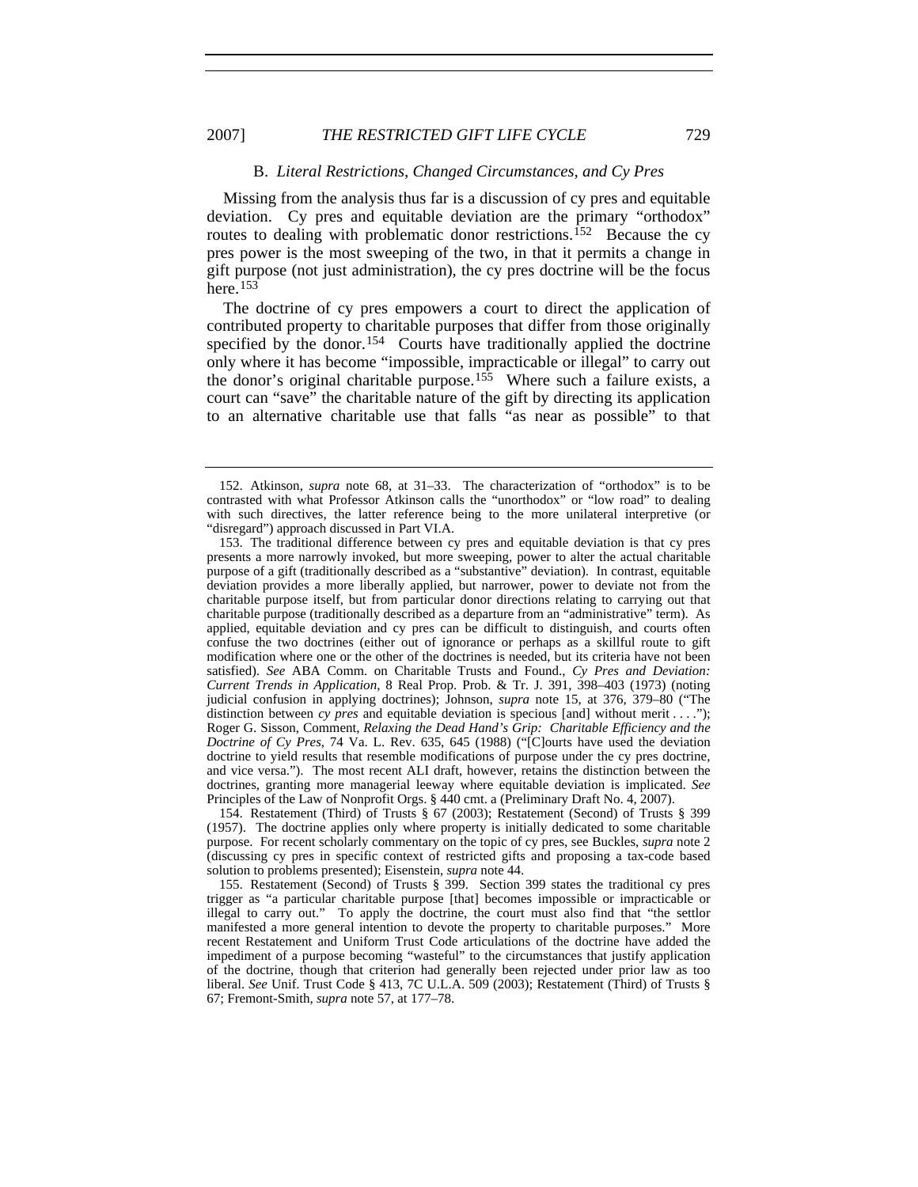### B. *Literal Restrictions, Changed Circumstances, and Cy Pres*

Missing from the analysis thus far is a discussion of cy pres and equitable deviation. Cy pres and equitable deviation are the primary "orthodox" routes to dealing with problematic donor restrictions.[152] Because the cy pres power is the most sweeping of the two, in that it permits a change in gift purpose (not just administration), the cy pres doctrine will be the focus here.[153]

The doctrine of cy pres empowers a court to direct the application of contributed property to charitable purposes that differ from those originally specified by the donor.[154] Courts have traditionally applied the doctrine only where it has become "impossible, impracticable or illegal" to carry out the donor's original charitable purpose.[155] Where such a failure exists, a court can "save" the charitable nature of the gift by directing its application to an alternative charitable use that falls "as near as possible" to that

---

152. Atkinson, *supra* note 68, at 31–33. The characterization of "orthodox" is to be contrasted with what Professor Atkinson calls the "unorthodox" or "low road" to dealing with such directives, the latter reference being to the more unilateral interpretive (or "disregard") approach discussed in Part VI.A.

153. The traditional difference between cy pres and equitable deviation is that cy pres presents a more narrowly invoked, but more sweeping, power to alter the actual charitable purpose of a gift (traditionally described as a "substantive" deviation). In contrast, equitable deviation provides a more liberally applied, but narrower, power to deviate not from the charitable purpose itself, but from particular donor directions relating to carrying out that charitable purpose (traditionally described as a departure from an "administrative" term). As applied, equitable deviation and cy pres can be difficult to distinguish, and courts often confuse the two doctrines (either out of ignorance or perhaps as a skillful route to gift modification where one or the other of the doctrines is needed, but its criteria have not been satisfied). *See* ABA Comm. on Charitable Trusts and Found., *Cy Pres and Deviation: Current Trends in Application*, 8 Real Prop. Prob. & Tr. J. 391, 398–403 (1973) (noting judicial confusion in applying doctrines); Johnson, *supra* note 15, at 376, 379–80 ("The distinction between *cy pres* and equitable deviation is specious [and] without merit . . . ."); Roger G. Sisson, Comment, *Relaxing the Dead Hand's Grip: Charitable Efficiency and the Doctrine of Cy Pres*, 74 Va. L. Rev. 635, 645 (1988) ("[C]ourts have used the deviation doctrine to yield results that resemble modifications of purpose under the cy pres doctrine, and vice versa."). The most recent ALI draft, however, retains the distinction between the doctrines, granting more managerial leeway where equitable deviation is implicated. *See* Principles of the Law of Nonprofit Orgs. § 440 cmt. a (Preliminary Draft No. 4, 2007).

154. Restatement (Third) of Trusts § 67 (2003); Restatement (Second) of Trusts § 399 (1957). The doctrine applies only where property is initially dedicated to some charitable purpose. For recent scholarly commentary on the topic of cy pres, see Buckles, *supra* note 2 (discussing cy pres in specific context of restricted gifts and proposing a tax-code based solution to problems presented); Eisenstein, *supra* note 44.

155. Restatement (Second) of Trusts § 399. Section 399 states the traditional cy pres trigger as "a particular charitable purpose [that] becomes impossible or impracticable or illegal to carry out." To apply the doctrine, the court must also find that "the settlor manifested a more general intention to devote the property to charitable purposes." More recent Restatement and Uniform Trust Code articulations of the doctrine have added the impediment of a purpose becoming "wasteful" to the circumstances that justify application of the doctrine, though that criterion had generally been rejected under prior law as too liberal. *See* Unif. Trust Code § 413, 7C U.L.A. 509 (2003); Restatement (Third) of Trusts § 67; Fremont-Smith, *supra* note 57, at 177–78.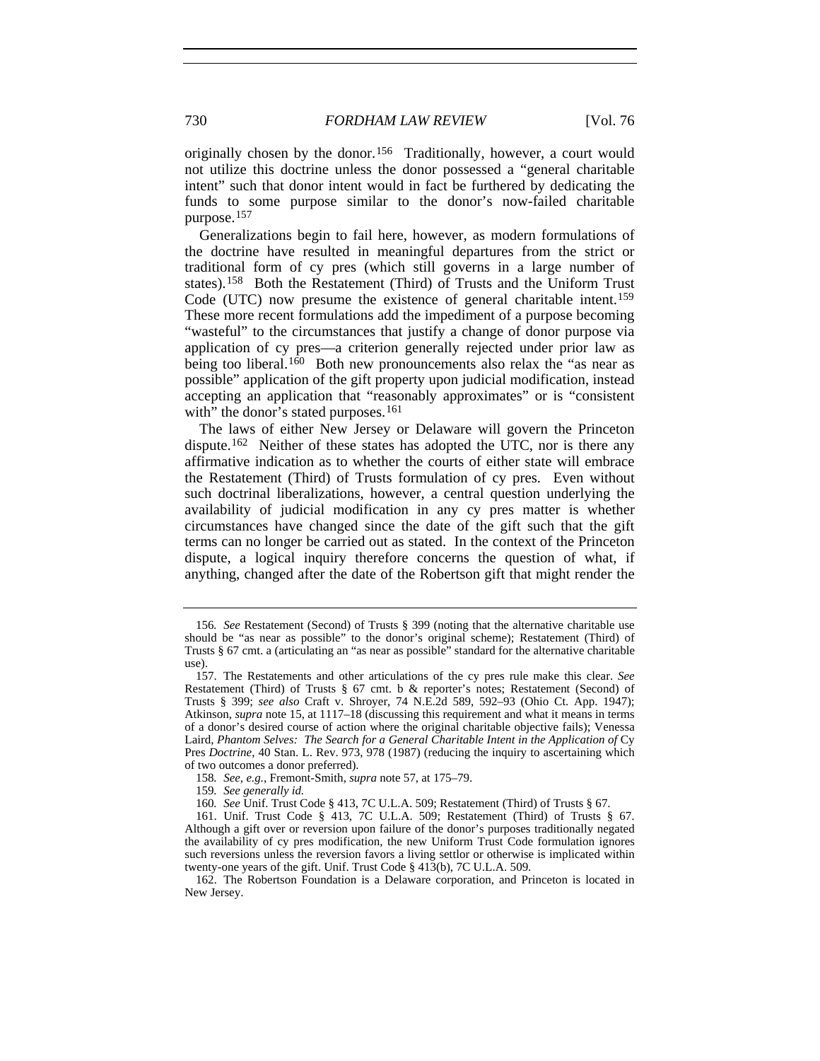originally chosen by the donor.[156] Traditionally, however, a court would not utilize this doctrine unless the donor possessed a "general charitable intent" such that donor intent would in fact be furthered by dedicating the funds to some purpose similar to the donor's now-failed charitable purpose.[157]

Generalizations begin to fail here, however, as modern formulations of the doctrine have resulted in meaningful departures from the strict or traditional form of cy pres (which still governs in a large number of states).[158] Both the Restatement (Third) of Trusts and the Uniform Trust Code (UTC) now presume the existence of general charitable intent.[159] These more recent formulations add the impediment of a purpose becoming "wasteful" to the circumstances that justify a change of donor purpose via application of cy pres—a criterion generally rejected under prior law as being too liberal.[160] Both new pronouncements also relax the "as near as possible" application of the gift property upon judicial modification, instead accepting an application that "reasonably approximates" or is "consistent with" the donor's stated purposes.[161]

The laws of either New Jersey or Delaware will govern the Princeton dispute.[162] Neither of these states has adopted the UTC, nor is there any affirmative indication as to whether the courts of either state will embrace the Restatement (Third) of Trusts formulation of cy pres. Even without such doctrinal liberalizations, however, a central question underlying the availability of judicial modification in any cy pres matter is whether circumstances have changed since the date of the gift such that the gift terms can no longer be carried out as stated. In the context of the Princeton dispute, a logical inquiry therefore concerns the question of what, if anything, changed after the date of the Robertson gift that might render the

---

156. *See* Restatement (Second) of Trusts § 399 (noting that the alternative charitable use should be "as near as possible" to the donor's original scheme); Restatement (Third) of Trusts § 67 cmt. a (articulating an "as near as possible" standard for the alternative charitable use).

157. The Restatements and other articulations of the cy pres rule make this clear. *See* Restatement (Third) of Trusts § 67 cmt. b & reporter's notes; Restatement (Second) of Trusts § 399; *see also* Craft v. Shroyer, 74 N.E.2d 589, 592–93 (Ohio Ct. App. 1947); Atkinson, *supra* note 15, at 1117–18 (discussing this requirement and what it means in terms of a donor's desired course of action where the original charitable objective fails); Venessa Laird, *Phantom Selves: The Search for a General Charitable Intent in the Application of* Cy Pres *Doctrine*, 40 Stan. L. Rev. 973, 978 (1987) (reducing the inquiry to ascertaining which of two outcomes a donor preferred).

158. *See, e.g.*, Fremont-Smith, *supra* note 57, at 175–79.

159. *See generally id.*

160. *See* Unif. Trust Code § 413, 7C U.L.A. 509; Restatement (Third) of Trusts § 67.

161. Unif. Trust Code § 413, 7C U.L.A. 509; Restatement (Third) of Trusts § 67. Although a gift over or reversion upon failure of the donor's purposes traditionally negated the availability of cy pres modification, the new Uniform Trust Code formulation ignores such reversions unless the reversion favors a living settlor or otherwise is implicated within twenty-one years of the gift. Unif. Trust Code § 413(b), 7C U.L.A. 509.

162. The Robertson Foundation is a Delaware corporation, and Princeton is located in New Jersey.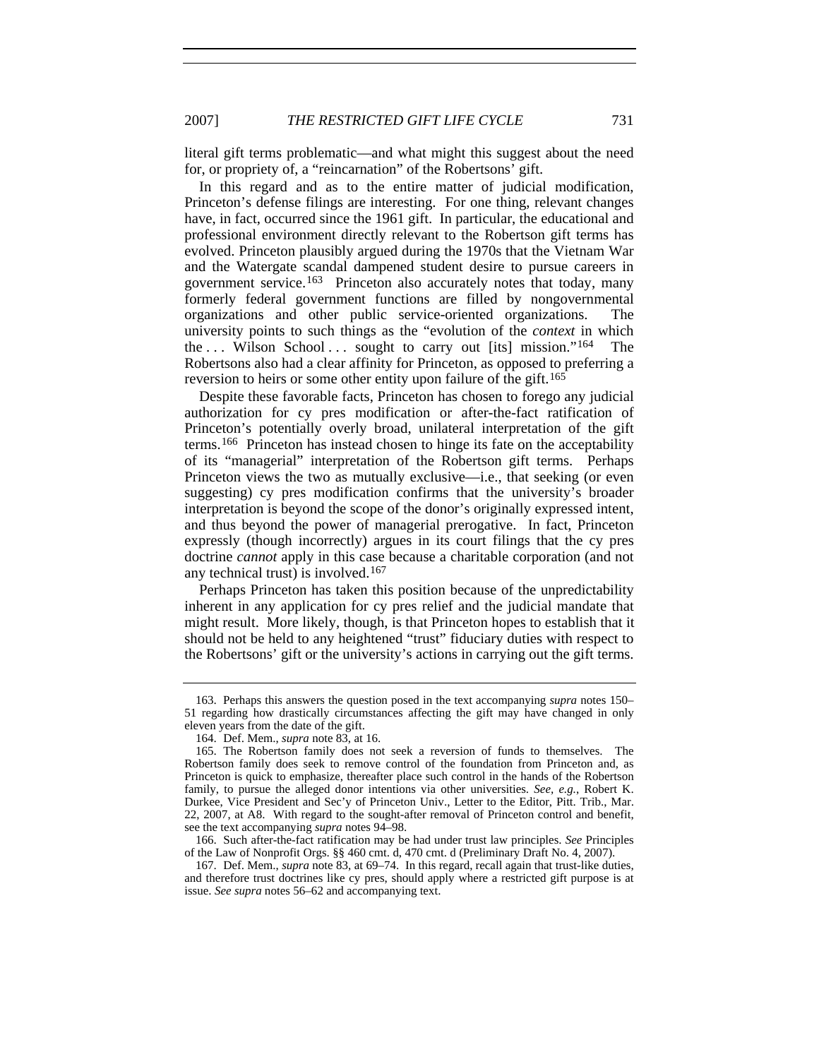literal gift terms problematic—and what might this suggest about the need for, or propriety of, a "reincarnation" of the Robertsons' gift.

In this regard and as to the entire matter of judicial modification, Princeton's defense filings are interesting. For one thing, relevant changes have, in fact, occurred since the 1961 gift. In particular, the educational and professional environment directly relevant to the Robertson gift terms has evolved. Princeton plausibly argued during the 1970s that the Vietnam War and the Watergate scandal dampened student desire to pursue careers in government service.[163] Princeton also accurately notes that today, many formerly federal government functions are filled by nongovernmental organizations and other public service-oriented organizations. The university points to such things as the "evolution of the *context* in which the . . . Wilson School . . . sought to carry out [its] mission."[164] The Robertsons also had a clear affinity for Princeton, as opposed to preferring a reversion to heirs or some other entity upon failure of the gift.[165]

Despite these favorable facts, Princeton has chosen to forego any judicial authorization for cy pres modification or after-the-fact ratification of Princeton's potentially overly broad, unilateral interpretation of the gift terms.[166] Princeton has instead chosen to hinge its fate on the acceptability of its "managerial" interpretation of the Robertson gift terms. Perhaps Princeton views the two as mutually exclusive—i.e., that seeking (or even suggesting) cy pres modification confirms that the university's broader interpretation is beyond the scope of the donor's originally expressed intent, and thus beyond the power of managerial prerogative. In fact, Princeton expressly (though incorrectly) argues in its court filings that the cy pres doctrine *cannot* apply in this case because a charitable corporation (and not any technical trust) is involved.[167]

Perhaps Princeton has taken this position because of the unpredictability inherent in any application for cy pres relief and the judicial mandate that might result. More likely, though, is that Princeton hopes to establish that it should not be held to any heightened "trust" fiduciary duties with respect to the Robertsons' gift or the university's actions in carrying out the gift terms.

---

163. Perhaps this answers the question posed in the text accompanying *supra* notes 150–51 regarding how drastically circumstances affecting the gift may have changed in only eleven years from the date of the gift.

164. Def. Mem., *supra* note 83, at 16.

165. The Robertson family does not seek a reversion of funds to themselves. The Robertson family does seek to remove control of the foundation from Princeton and, as Princeton is quick to emphasize, thereafter place such control in the hands of the Robertson family, to pursue the alleged donor intentions via other universities. *See, e.g.*, Robert K. Durkee, Vice President and Sec'y of Princeton Univ., Letter to the Editor, Pitt. Trib., Mar. 22, 2007, at A8. With regard to the sought-after removal of Princeton control and benefit, see the text accompanying *supra* notes 94–98.

166. Such after-the-fact ratification may be had under trust law principles. *See* Principles of the Law of Nonprofit Orgs. §§ 460 cmt. d, 470 cmt. d (Preliminary Draft No. 4, 2007).

167. Def. Mem., *supra* note 83, at 69–74. In this regard, recall again that trust-like duties, and therefore trust doctrines like cy pres, should apply where a restricted gift purpose is at issue. *See supra* notes 56–62 and accompanying text.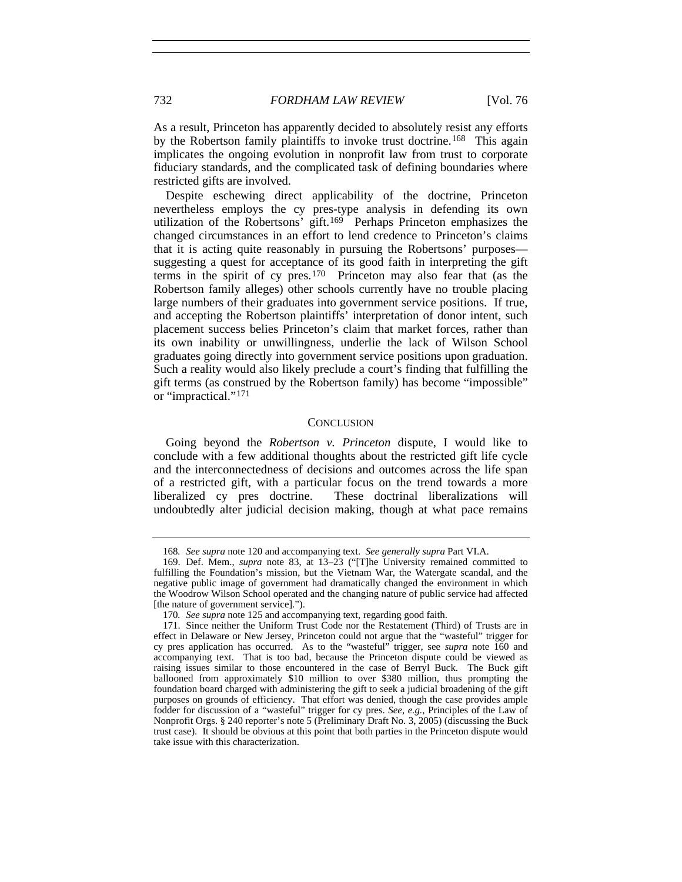As a result, Princeton has apparently decided to absolutely resist any efforts by the Robertson family plaintiffs to invoke trust doctrine.[168] This again implicates the ongoing evolution in nonprofit law from trust to corporate fiduciary standards, and the complicated task of defining boundaries where restricted gifts are involved.

Despite eschewing direct applicability of the doctrine, Princeton nevertheless employs the cy pres-type analysis in defending its own utilization of the Robertsons' gift.[169] Perhaps Princeton emphasizes the changed circumstances in an effort to lend credence to Princeton's claims that it is acting quite reasonably in pursuing the Robertsons' purposes—suggesting a quest for acceptance of its good faith in interpreting the gift terms in the spirit of cy pres.[170] Princeton may also fear that (as the Robertson family alleges) other schools currently have no trouble placing large numbers of their graduates into government service positions. If true, and accepting the Robertson plaintiffs' interpretation of donor intent, such placement success belies Princeton's claim that market forces, rather than its own inability or unwillingness, underlie the lack of Wilson School graduates going directly into government service positions upon graduation. Such a reality would also likely preclude a court's finding that fulfilling the gift terms (as construed by the Robertson family) has become "impossible" or "impractical."[171]

## CONCLUSION

Going beyond the *Robertson v. Princeton* dispute, I would like to conclude with a few additional thoughts about the restricted gift life cycle and the interconnectedness of decisions and outcomes across the life span of a restricted gift, with a particular focus on the trend towards a more liberalized cy pres doctrine. These doctrinal liberalizations will undoubtedly alter judicial decision making, though at what pace remains

---

168. *See supra* note 120 and accompanying text. *See generally supra* Part VI.A.

169. Def. Mem., *supra* note 83, at 13–23 ("[T]he University remained committed to fulfilling the Foundation's mission, but the Vietnam War, the Watergate scandal, and the negative public image of government had dramatically changed the environment in which the Woodrow Wilson School operated and the changing nature of public service had affected [the nature of government service].").

170. *See supra* note 125 and accompanying text, regarding good faith.

171. Since neither the Uniform Trust Code nor the Restatement (Third) of Trusts are in effect in Delaware or New Jersey, Princeton could not argue that the "wasteful" trigger for cy pres application has occurred. As to the "wasteful" trigger, see *supra* note 160 and accompanying text. That is too bad, because the Princeton dispute could be viewed as raising issues similar to those encountered in the case of Berryl Buck. The Buck gift ballooned from approximately $10 million to over $380 million, thus prompting the foundation board charged with administering the gift to seek a judicial broadening of the gift purposes on grounds of efficiency. That effort was denied, though the case provides ample fodder for discussion of a "wasteful" trigger for cy pres. *See, e.g.*, Principles of the Law of Nonprofit Orgs. § 240 reporter's note 5 (Preliminary Draft No. 3, 2005) (discussing the Buck trust case). It should be obvious at this point that both parties in the Princeton dispute would take issue with this characterization.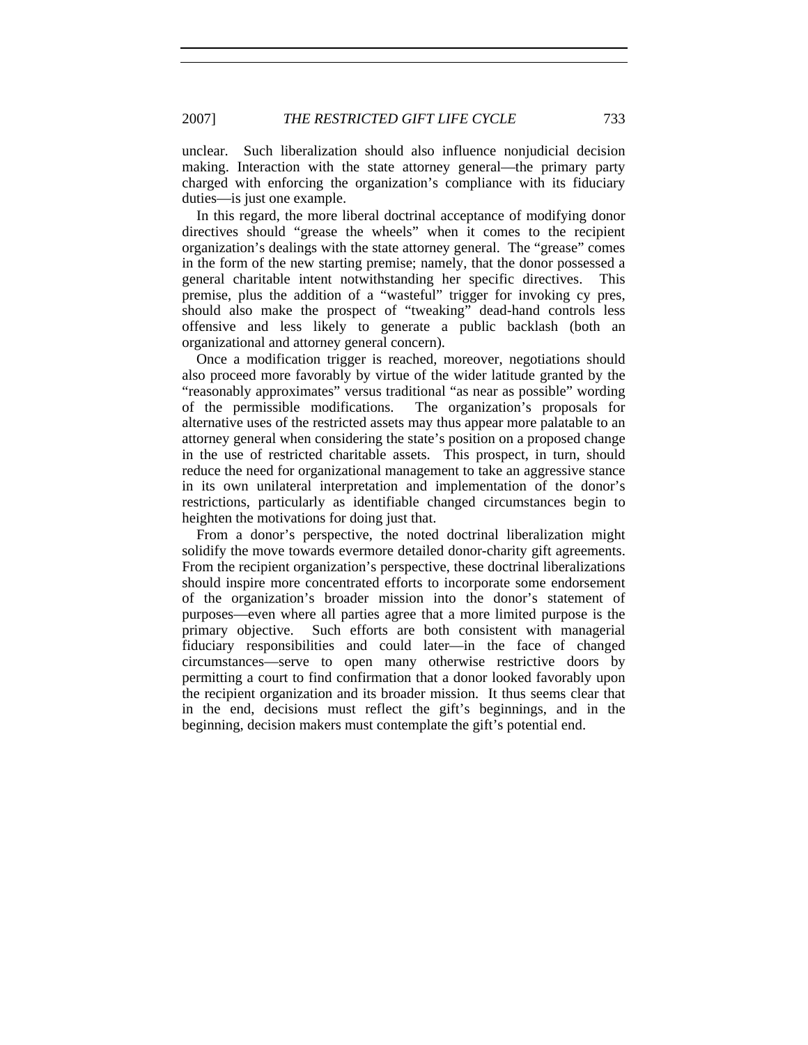unclear. Such liberalization should also influence nonjudicial decision making. Interaction with the state attorney general—the primary party charged with enforcing the organization's compliance with its fiduciary duties—is just one example.

In this regard, the more liberal doctrinal acceptance of modifying donor directives should "grease the wheels" when it comes to the recipient organization's dealings with the state attorney general. The "grease" comes in the form of the new starting premise; namely, that the donor possessed a general charitable intent notwithstanding her specific directives. This premise, plus the addition of a "wasteful" trigger for invoking cy pres, should also make the prospect of "tweaking" dead-hand controls less offensive and less likely to generate a public backlash (both an organizational and attorney general concern).

Once a modification trigger is reached, moreover, negotiations should also proceed more favorably by virtue of the wider latitude granted by the "reasonably approximates" versus traditional "as near as possible" wording of the permissible modifications. The organization's proposals for alternative uses of the restricted assets may thus appear more palatable to an attorney general when considering the state's position on a proposed change in the use of restricted charitable assets. This prospect, in turn, should reduce the need for organizational management to take an aggressive stance in its own unilateral interpretation and implementation of the donor's restrictions, particularly as identifiable changed circumstances begin to heighten the motivations for doing just that.

From a donor's perspective, the noted doctrinal liberalization might solidify the move towards evermore detailed donor-charity gift agreements. From the recipient organization's perspective, these doctrinal liberalizations should inspire more concentrated efforts to incorporate some endorsement of the organization's broader mission into the donor's statement of purposes—even where all parties agree that a more limited purpose is the primary objective. Such efforts are both consistent with managerial fiduciary responsibilities and could later—in the face of changed circumstances—serve to open many otherwise restrictive doors by permitting a court to find confirmation that a donor looked favorably upon the recipient organization and its broader mission. It thus seems clear that in the end, decisions must reflect the gift's beginnings, and in the beginning, decision makers must contemplate the gift's potential end.